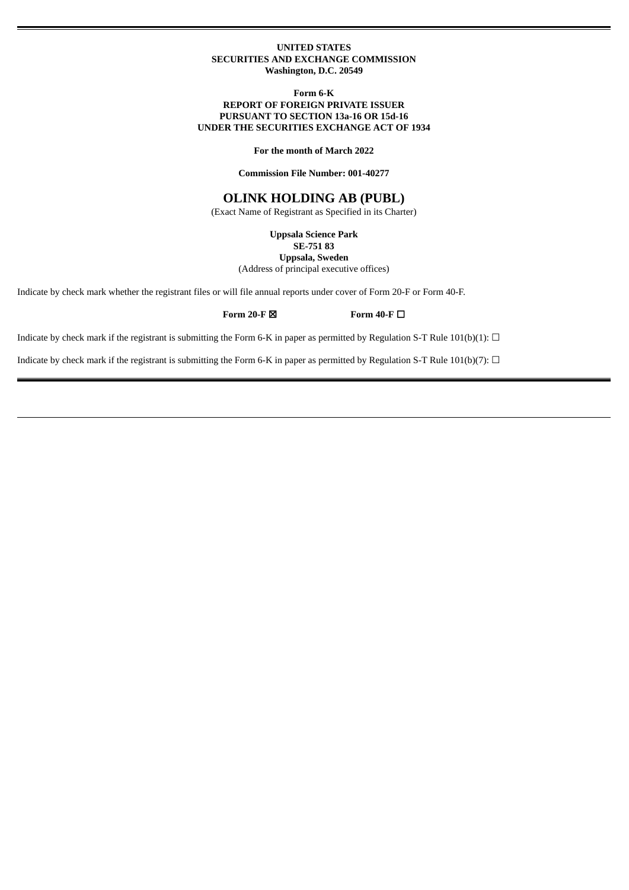**UNITED STATES**
**SECURITIES AND EXCHANGE COMMISSION**
**Washington, D.C. 20549**

**Form 6-K**
**REPORT OF FOREIGN PRIVATE ISSUER**
**PURSUANT TO SECTION 13a-16 OR 15d-16**
**UNDER THE SECURITIES EXCHANGE ACT OF 1934**

**For the month of March 2022**

**Commission File Number: 001-40277**

# OLINK HOLDING AB (PUBL)

(Exact Name of Registrant as Specified in its Charter)

**Uppsala Science Park**
**SE-751 83**
**Uppsala, Sweden**
(Address of principal executive offices)

Indicate by check mark whether the registrant files or will file annual reports under cover of Form 20-F or Form 40-F.

**Form 20-F** ☒ **Form 40-F** ☐

Indicate by check mark if the registrant is submitting the Form 6-K in paper as permitted by Regulation S-T Rule 101(b)(1): ☐

Indicate by check mark if the registrant is submitting the Form 6-K in paper as permitted by Regulation S-T Rule 101(b)(7): ☐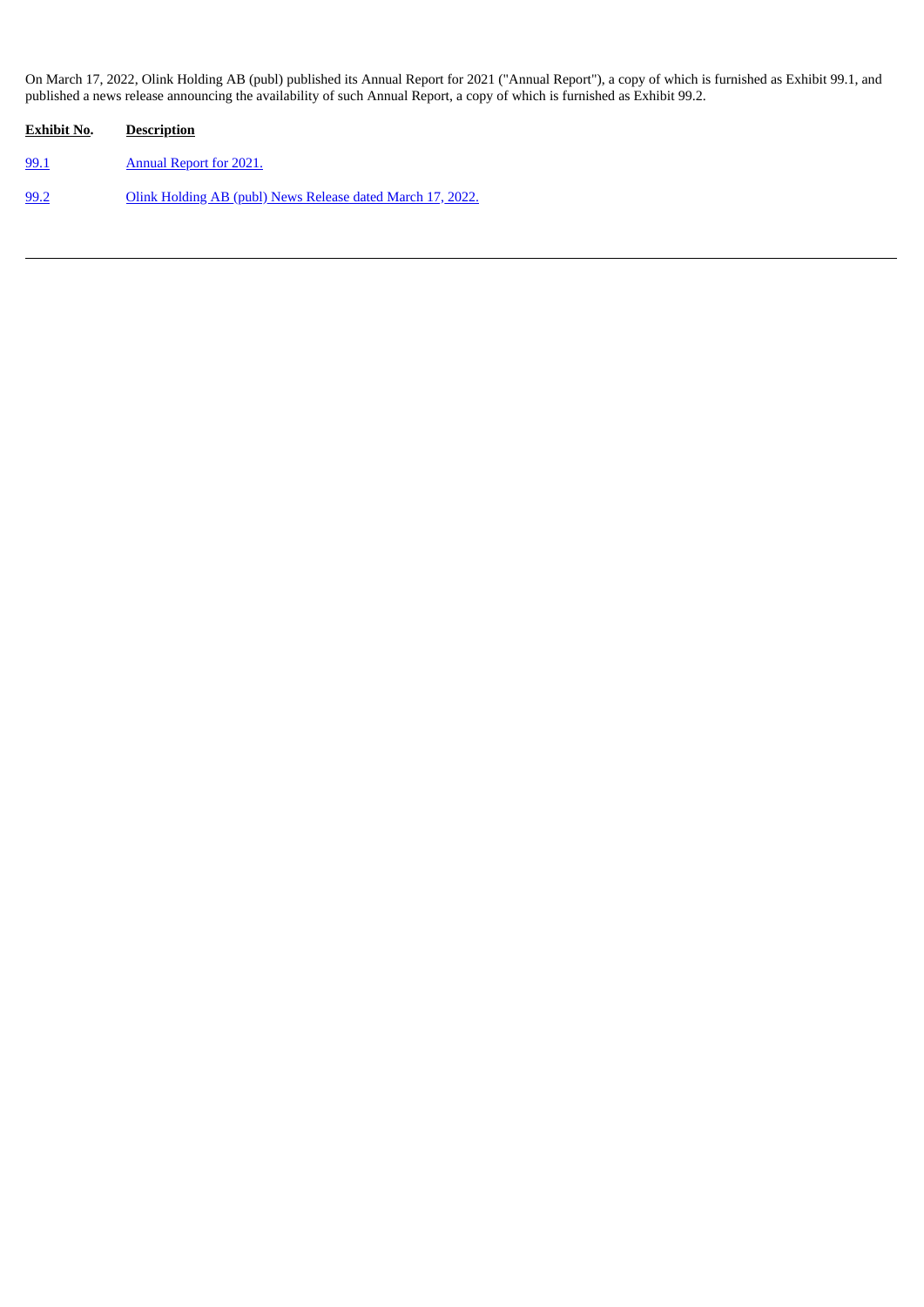On March 17, 2022, Olink Holding AB (publ) published its Annual Report for 2021 ("Annual Report"), a copy of which is furnished as Exhibit 99.1, and published a news release announcing the availability of such Annual Report, a copy of which is furnished as Exhibit 99.2.

| Exhibit No. | Description |
| --- | --- |
| 99.1 | Annual Report for 2021. |
| 99.2 | Olink Holding AB (publ) News Release dated March 17, 2022. |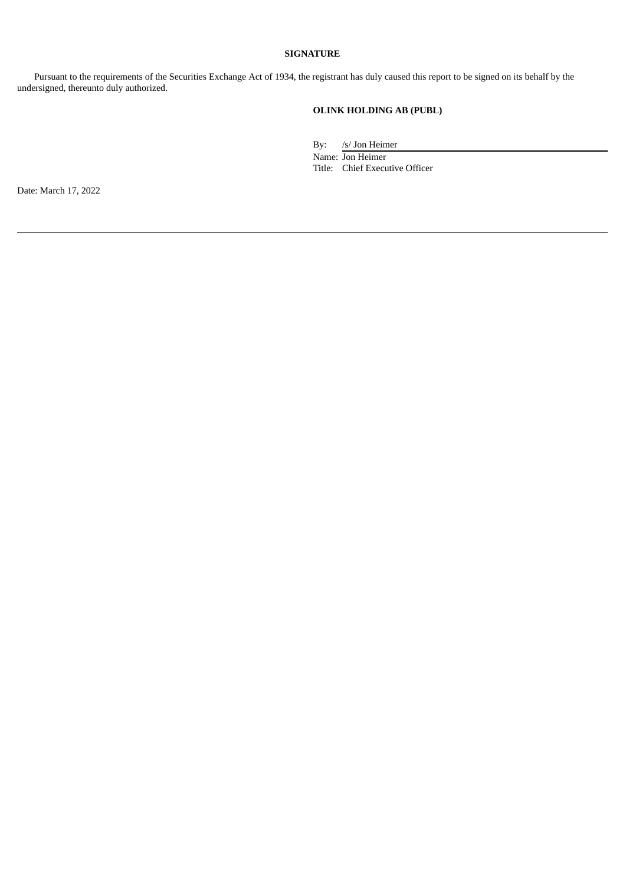**SIGNATURE**

Pursuant to the requirements of the Securities Exchange Act of 1934, the registrant has duly caused this report to be signed on its behalf by the undersigned, thereunto duly authorized.

**OLINK HOLDING AB (PUBL)**

By: /s/ Jon Heimer
Name: Jon Heimer
Title: Chief Executive Officer

Date: March 17, 2022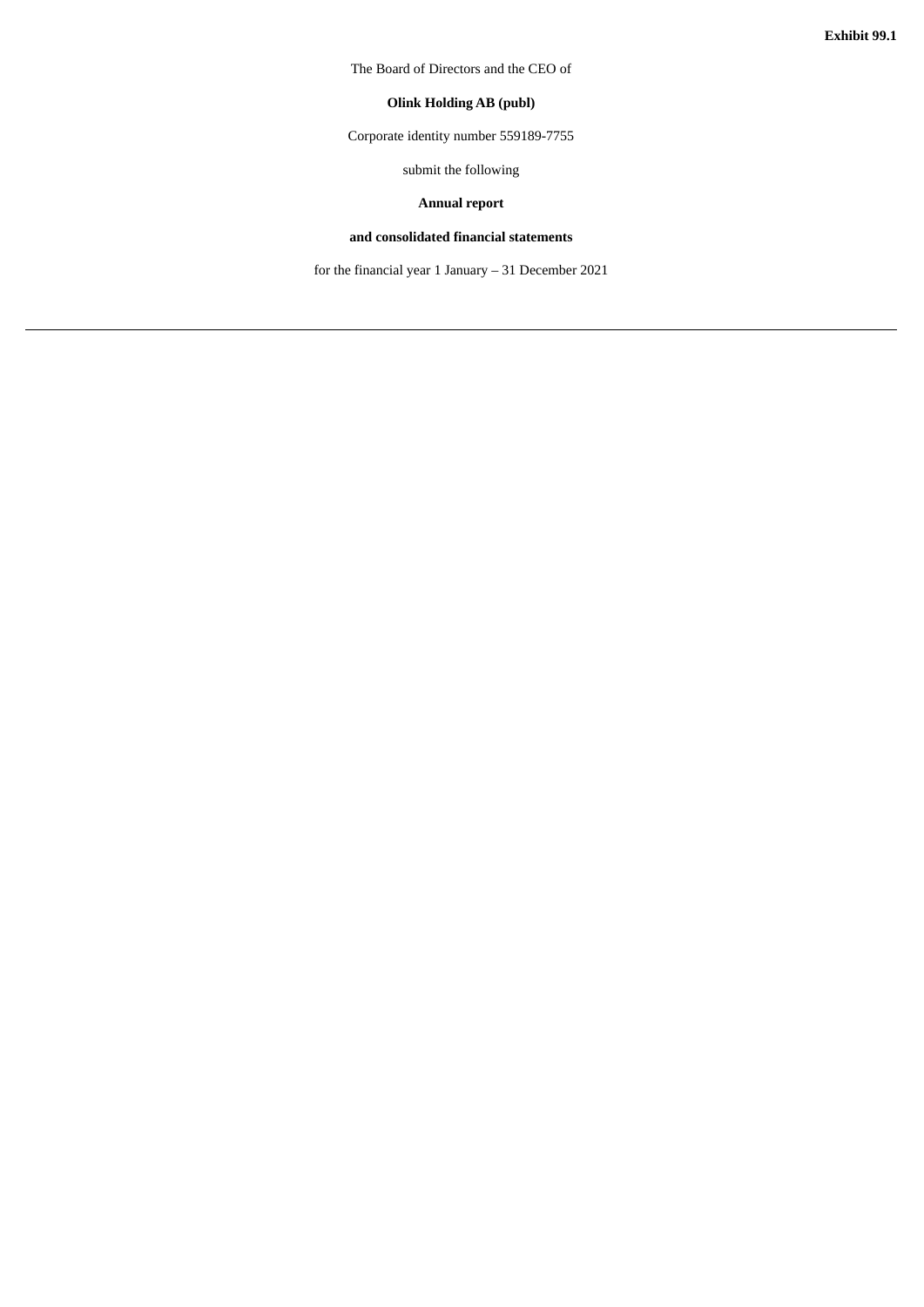**Exhibit 99.1**

The Board of Directors and the CEO of

**Olink Holding AB (publ)**

Corporate identity number 559189-7755

submit the following

**Annual report**

**and consolidated financial statements**

for the financial year 1 January – 31 December 2021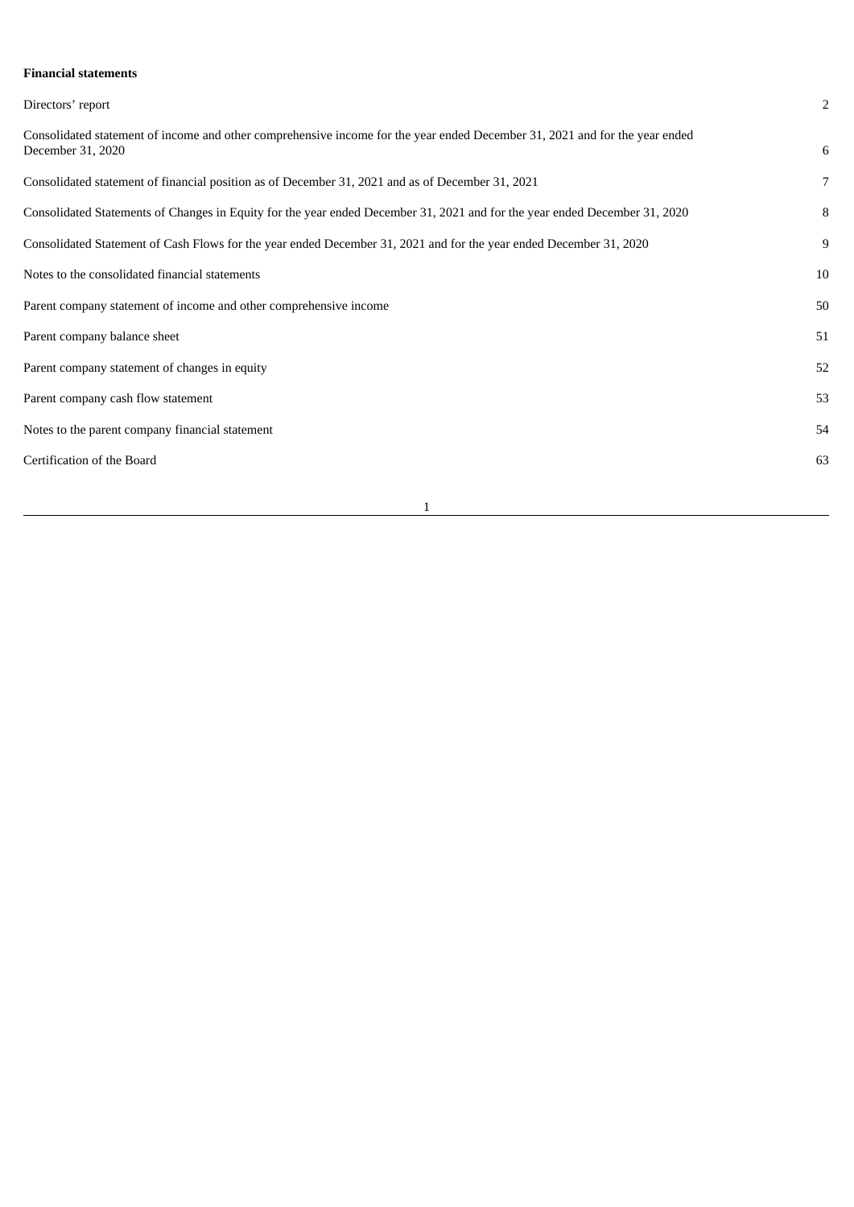**Financial statements**

| | |
|---|---|
| Directors' report | 2 |
| Consolidated statement of income and other comprehensive income for the year ended December 31, 2021 and for the year ended December 31, 2020 | 6 |
| Consolidated statement of financial position as of December 31, 2021 and as of December 31, 2021 | 7 |
| Consolidated Statements of Changes in Equity for the year ended December 31, 2021 and for the year ended December 31, 2020 | 8 |
| Consolidated Statement of Cash Flows for the year ended December 31, 2021 and for the year ended December 31, 2020 | 9 |
| Notes to the consolidated financial statements | 10 |
| Parent company statement of income and other comprehensive income | 50 |
| Parent company balance sheet | 51 |
| Parent company statement of changes in equity | 52 |
| Parent company cash flow statement | 53 |
| Notes to the parent company financial statement | 54 |
| Certification of the Board | 63 |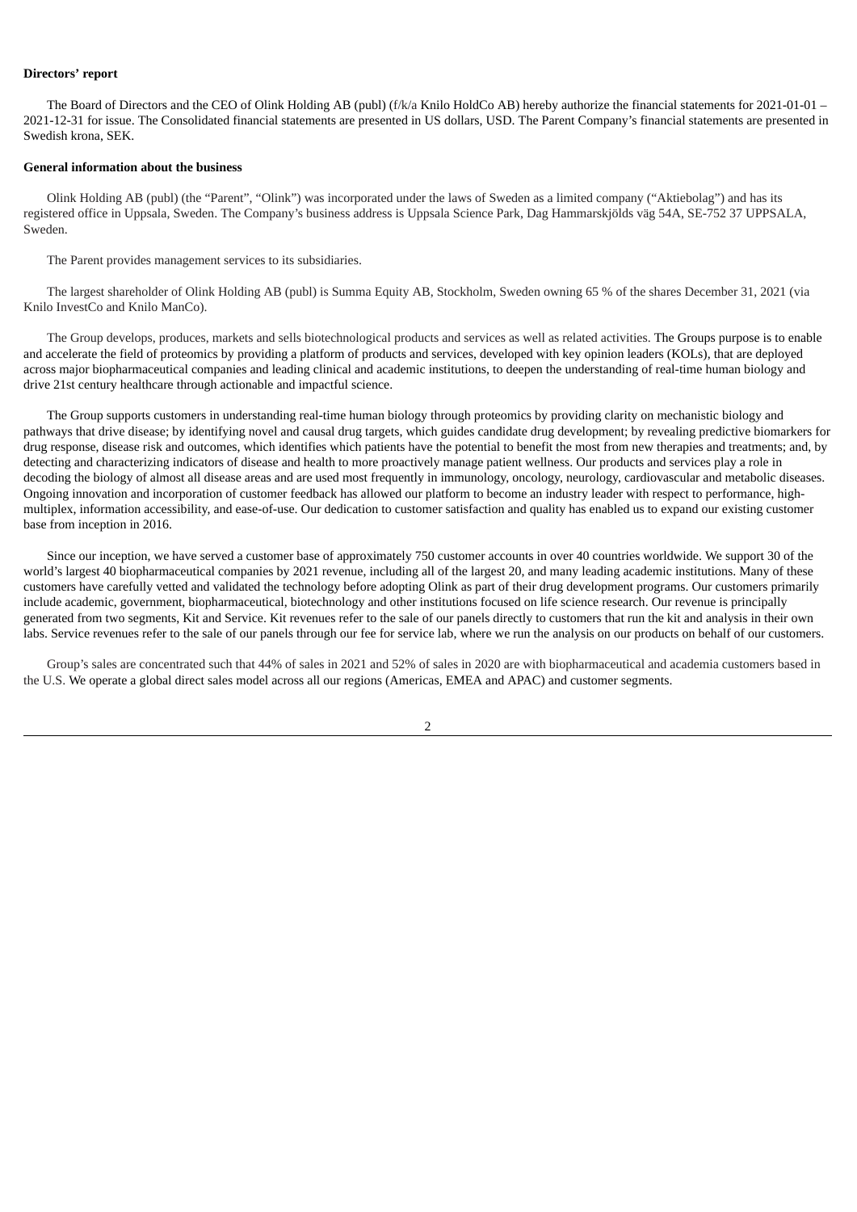**Directors' report**

The Board of Directors and the CEO of Olink Holding AB (publ) (f/k/a Knilo HoldCo AB) hereby authorize the financial statements for 2021-01-01 – 2021-12-31 for issue. The Consolidated financial statements are presented in US dollars, USD. The Parent Company's financial statements are presented in Swedish krona, SEK.

**General information about the business**

Olink Holding AB (publ) (the "Parent", "Olink") was incorporated under the laws of Sweden as a limited company ("Aktiebolag") and has its registered office in Uppsala, Sweden. The Company's business address is Uppsala Science Park, Dag Hammarskjölds väg 54A, SE-752 37 UPPSALA, Sweden.

The Parent provides management services to its subsidiaries.

The largest shareholder of Olink Holding AB (publ) is Summa Equity AB, Stockholm, Sweden owning 65 % of the shares December 31, 2021 (via Knilo InvestCo and Knilo ManCo).

The Group develops, produces, markets and sells biotechnological products and services as well as related activities. The Groups purpose is to enable and accelerate the field of proteomics by providing a platform of products and services, developed with key opinion leaders (KOLs), that are deployed across major biopharmaceutical companies and leading clinical and academic institutions, to deepen the understanding of real-time human biology and drive 21st century healthcare through actionable and impactful science.

The Group supports customers in understanding real-time human biology through proteomics by providing clarity on mechanistic biology and pathways that drive disease; by identifying novel and causal drug targets, which guides candidate drug development; by revealing predictive biomarkers for drug response, disease risk and outcomes, which identifies which patients have the potential to benefit the most from new therapies and treatments; and, by detecting and characterizing indicators of disease and health to more proactively manage patient wellness. Our products and services play a role in decoding the biology of almost all disease areas and are used most frequently in immunology, oncology, neurology, cardiovascular and metabolic diseases. Ongoing innovation and incorporation of customer feedback has allowed our platform to become an industry leader with respect to performance, high-multiplex, information accessibility, and ease-of-use. Our dedication to customer satisfaction and quality has enabled us to expand our existing customer base from inception in 2016.

Since our inception, we have served a customer base of approximately 750 customer accounts in over 40 countries worldwide. We support 30 of the world's largest 40 biopharmaceutical companies by 2021 revenue, including all of the largest 20, and many leading academic institutions. Many of these customers have carefully vetted and validated the technology before adopting Olink as part of their drug development programs. Our customers primarily include academic, government, biopharmaceutical, biotechnology and other institutions focused on life science research. Our revenue is principally generated from two segments, Kit and Service. Kit revenues refer to the sale of our panels directly to customers that run the kit and analysis in their own labs. Service revenues refer to the sale of our panels through our fee for service lab, where we run the analysis on our products on behalf of our customers.

Group's sales are concentrated such that 44% of sales in 2021 and 52% of sales in 2020 are with biopharmaceutical and academia customers based in the U.S. We operate a global direct sales model across all our regions (Americas, EMEA and APAC) and customer segments.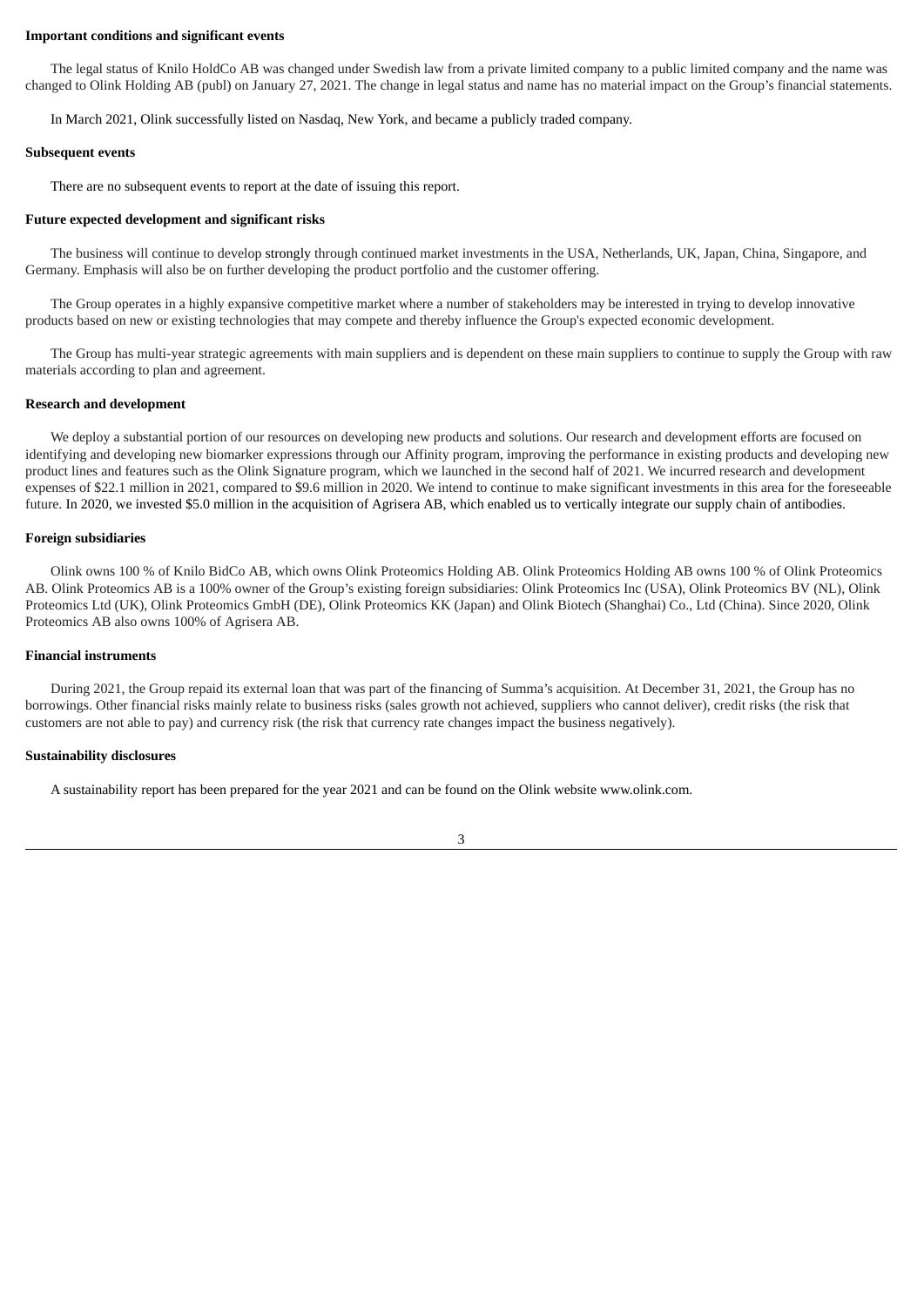**Important conditions and significant events**

The legal status of Knilo HoldCo AB was changed under Swedish law from a private limited company to a public limited company and the name was changed to Olink Holding AB (publ) on January 27, 2021. The change in legal status and name has no material impact on the Group's financial statements.

In March 2021, Olink successfully listed on Nasdaq, New York, and became a publicly traded company.

**Subsequent events**

There are no subsequent events to report at the date of issuing this report.

**Future expected development and significant risks**

The business will continue to develop strongly through continued market investments in the USA, Netherlands, UK, Japan, China, Singapore, and Germany. Emphasis will also be on further developing the product portfolio and the customer offering.

The Group operates in a highly expansive competitive market where a number of stakeholders may be interested in trying to develop innovative products based on new or existing technologies that may compete and thereby influence the Group's expected economic development.

The Group has multi-year strategic agreements with main suppliers and is dependent on these main suppliers to continue to supply the Group with raw materials according to plan and agreement.

**Research and development**

We deploy a substantial portion of our resources on developing new products and solutions. Our research and development efforts are focused on identifying and developing new biomarker expressions through our Affinity program, improving the performance in existing products and developing new product lines and features such as the Olink Signature program, which we launched in the second half of 2021. We incurred research and development expenses of $22.1 million in 2021, compared to $9.6 million in 2020. We intend to continue to make significant investments in this area for the foreseeable future. In 2020, we invested $5.0 million in the acquisition of Agrisera AB, which enabled us to vertically integrate our supply chain of antibodies.

**Foreign subsidiaries**

Olink owns 100 % of Knilo BidCo AB, which owns Olink Proteomics Holding AB. Olink Proteomics Holding AB owns 100 % of Olink Proteomics AB. Olink Proteomics AB is a 100% owner of the Group's existing foreign subsidiaries: Olink Proteomics Inc (USA), Olink Proteomics BV (NL), Olink Proteomics Ltd (UK), Olink Proteomics GmbH (DE), Olink Proteomics KK (Japan) and Olink Biotech (Shanghai) Co., Ltd (China). Since 2020, Olink Proteomics AB also owns 100% of Agrisera AB.

**Financial instruments**

During 2021, the Group repaid its external loan that was part of the financing of Summa's acquisition. At December 31, 2021, the Group has no borrowings. Other financial risks mainly relate to business risks (sales growth not achieved, suppliers who cannot deliver), credit risks (the risk that customers are not able to pay) and currency risk (the risk that currency rate changes impact the business negatively).

**Sustainability disclosures**

A sustainability report has been prepared for the year 2021 and can be found on the Olink website www.olink.com.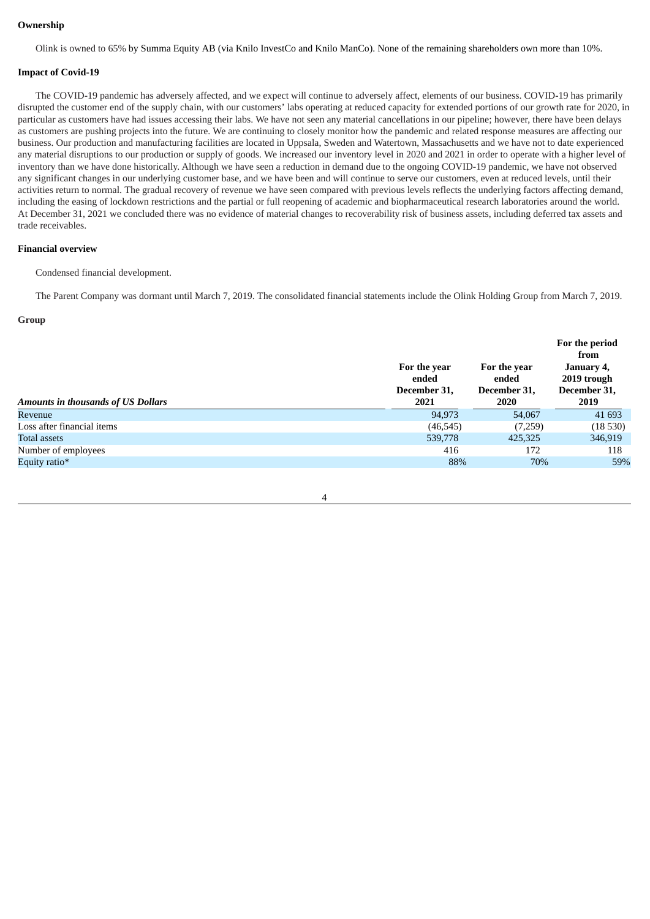**Ownership**

Olink is owned to 65% by Summa Equity AB (via Knilo InvestCo and Knilo ManCo). None of the remaining shareholders own more than 10%.

**Impact of Covid-19**

The COVID-19 pandemic has adversely affected, and we expect will continue to adversely affect, elements of our business. COVID-19 has primarily disrupted the customer end of the supply chain, with our customers' labs operating at reduced capacity for extended portions of our growth rate for 2020, in particular as customers have had issues accessing their labs. We have not seen any material cancellations in our pipeline; however, there have been delays as customers are pushing projects into the future. We are continuing to closely monitor how the pandemic and related response measures are affecting our business. Our production and manufacturing facilities are located in Uppsala, Sweden and Watertown, Massachusetts and we have not to date experienced any material disruptions to our production or supply of goods. We increased our inventory level in 2020 and 2021 in order to operate with a higher level of inventory than we have done historically. Although we have seen a reduction in demand due to the ongoing COVID-19 pandemic, we have not observed any significant changes in our underlying customer base, and we have been and will continue to serve our customers, even at reduced levels, until their activities return to normal. The gradual recovery of revenue we have seen compared with previous levels reflects the underlying factors affecting demand, including the easing of lockdown restrictions and the partial or full reopening of academic and biopharmaceutical research laboratories around the world. At December 31, 2021 we concluded there was no evidence of material changes to recoverability risk of business assets, including deferred tax assets and trade receivables.

**Financial overview**

Condensed financial development.

The Parent Company was dormant until March 7, 2019. The consolidated financial statements include the Olink Holding Group from March 7, 2019.

**Group**

| *Amounts in thousands of US Dollars* | For the year ended December 31, 2021 | For the year ended December 31, 2020 | For the period from January 4, 2019 trough December 31, 2019 |
|---|---|---|---|
| Revenue | 94,973 | 54,067 | 41 693 |
| Loss after financial items | (46,545) | (7,259) | (18 530) |
| Total assets | 539,778 | 425,325 | 346,919 |
| Number of employees | 416 | 172 | 118 |
| Equity ratio* | 88% | 70% | 59% |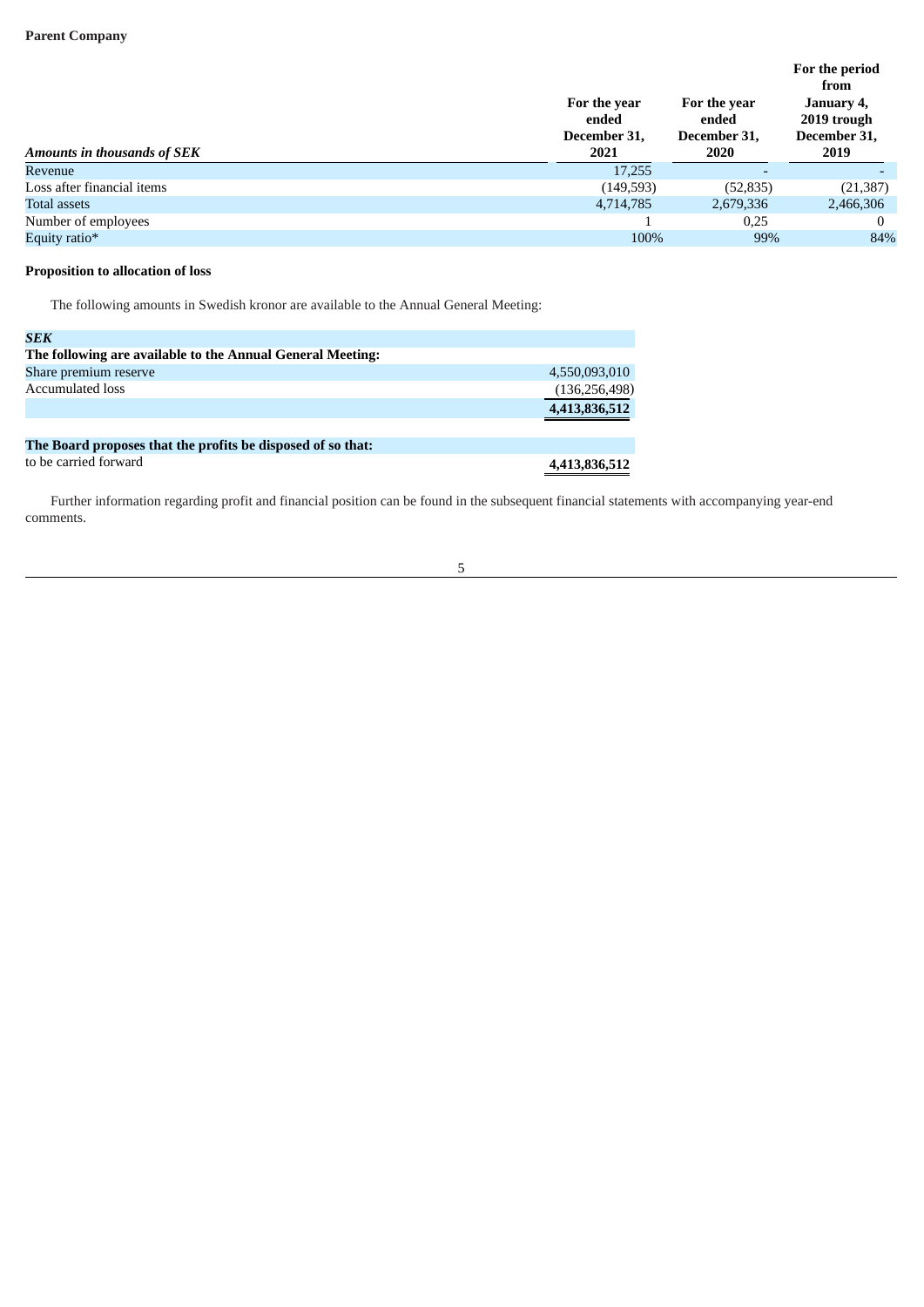**Parent Company**

| *Amounts in thousands of SEK* | For the year ended December 31, 2021 | For the year ended December 31, 2020 | For the period from January 4, 2019 trough December 31, 2019 |
|---|---|---|---|
| Revenue | 17,255 | - | - |
| Loss after financial items | (149,593) | (52,835) | (21,387) |
| Total assets | 4,714,785 | 2,679,336 | 2,466,306 |
| Number of employees | 1 | 0,25 | 0 |
| Equity ratio* | 100% | 99% | 84% |

**Proposition to allocation of loss**

The following amounts in Swedish kronor are available to the Annual General Meeting:

| ***SEK*** | |
|---|---|
| **The following are available to the Annual General Meeting:** | |
| Share premium reserve | 4,550,093,010 |
| Accumulated loss | (136,256,498) |
| | **4,413,836,512** |
| | |
| **The Board proposes that the profits be disposed of so that:** | |
| to be carried forward | **4,413,836,512** |

Further information regarding profit and financial position can be found in the subsequent financial statements with accompanying year-end comments.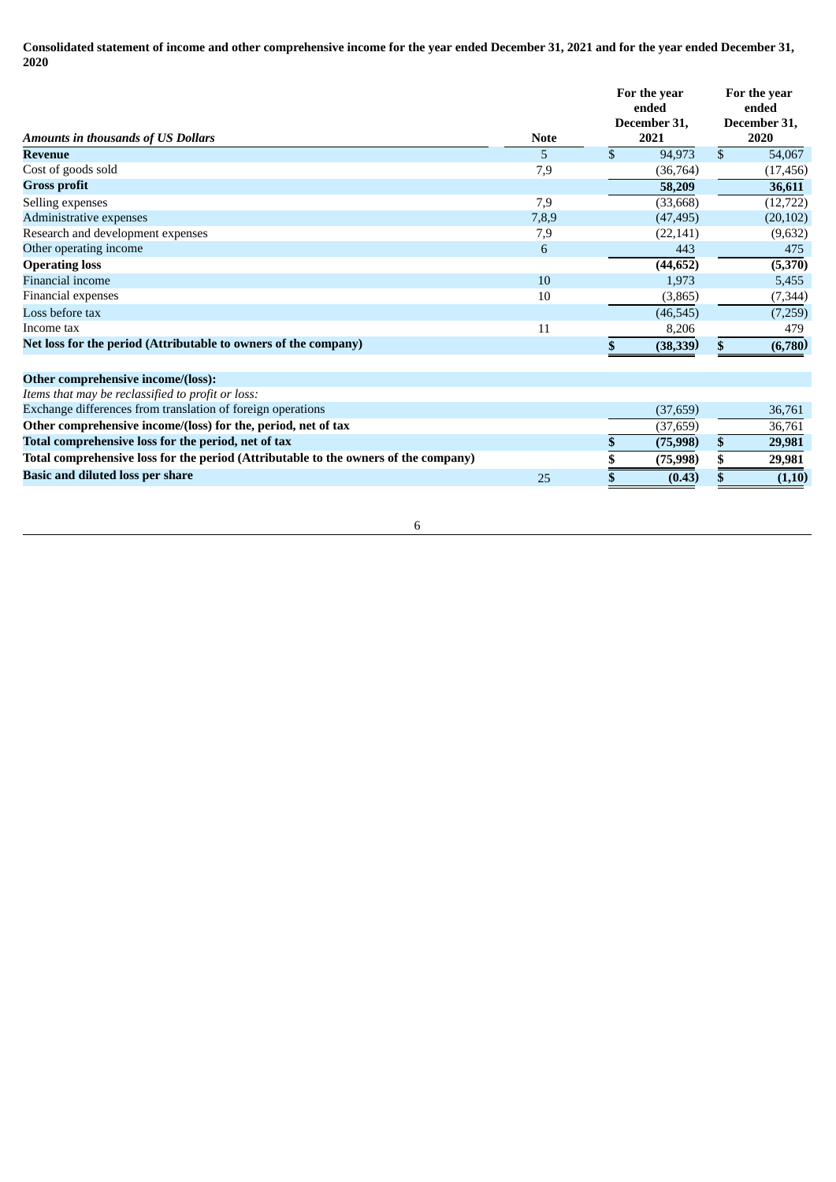**Consolidated statement of income and other comprehensive income for the year ended December 31, 2021 and for the year ended December 31, 2020**

| *Amounts in thousands of US Dollars* | Note | For the year ended December 31, 2021 | For the year ended December 31, 2020 |
|---|---|---|---|
| **Revenue** | 5 | $ 94,973 | $ 54,067 |
| Cost of goods sold | 7,9 | (36,764) | (17,456) |
| **Gross profit** | | **58,209** | **36,611** |
| Selling expenses | 7,9 | (33,668) | (12,722) |
| Administrative expenses | 7,8,9 | (47,495) | (20,102) |
| Research and development expenses | 7,9 | (22,141) | (9,632) |
| Other operating income | 6 | 443 | 475 |
| **Operating loss** | | **(44,652)** | **(5,370)** |
| Financial income | 10 | 1,973 | 5,455 |
| Financial expenses | 10 | (3,865) | (7,344) |
| Loss before tax | | (46,545) | (7,259) |
| Income tax | 11 | 8,206 | 479 |
| **Net loss for the period (Attributable to owners of the company)** | | **$ (38,339)** | **$ (6,780)** |
| | | | |
| **Other comprehensive income/(loss):** | | | |
| *Items that may be reclassified to profit or loss:* | | | |
| Exchange differences from translation of foreign operations | | (37,659) | 36,761 |
| **Other comprehensive income/(loss) for the, period, net of tax** | | (37,659) | 36,761 |
| **Total comprehensive loss for the period, net of tax** | | **$ (75,998)** | **$ 29,981** |
| **Total comprehensive loss for the period (Attributable to the owners of the company)** | | **$ (75,998)** | **$ 29,981** |
| **Basic and diluted loss per share** | 25 | **$ (0.43)** | **$ (1,10)** |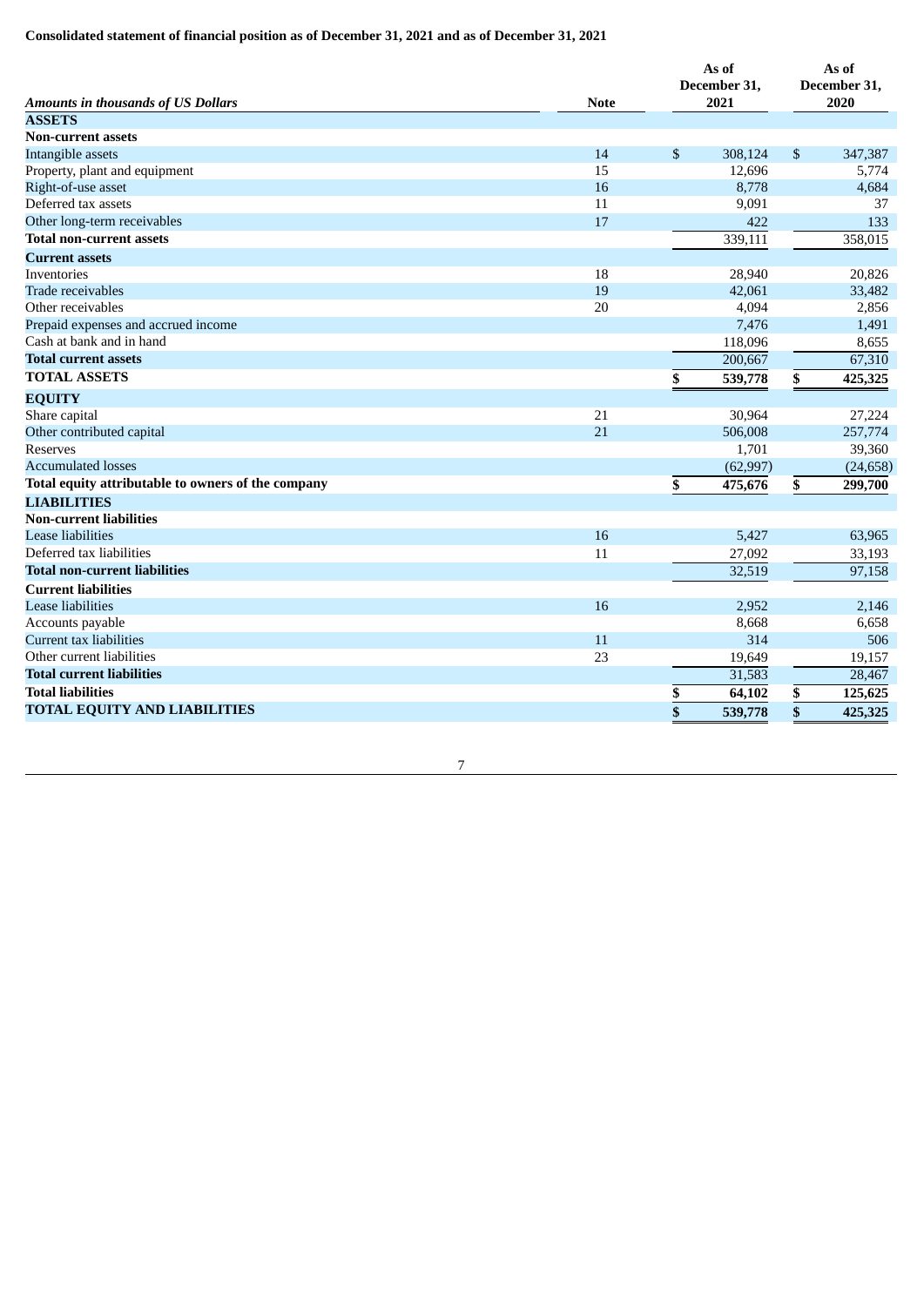**Consolidated statement of financial position as of December 31, 2021 and as of December 31, 2021**

| *Amounts in thousands of US Dollars* | Note | As of December 31, 2021 | As of December 31, 2020 |
|---|---|---|---|
| **ASSETS** | | | |
| **Non-current assets** | | | |
| Intangible assets | 14 | $ 308,124 | $ 347,387 |
| Property, plant and equipment | 15 | 12,696 | 5,774 |
| Right-of-use asset | 16 | 8,778 | 4,684 |
| Deferred tax assets | 11 | 9,091 | 37 |
| Other long-term receivables | 17 | 422 | 133 |
| **Total non-current assets** | | 339,111 | 358,015 |
| **Current assets** | | | |
| Inventories | 18 | 28,940 | 20,826 |
| Trade receivables | 19 | 42,061 | 33,482 |
| Other receivables | 20 | 4,094 | 2,856 |
| Prepaid expenses and accrued income | | 7,476 | 1,491 |
| Cash at bank and in hand | | 118,096 | 8,655 |
| **Total current assets** | | 200,667 | 67,310 |
| **TOTAL ASSETS** | | **$ 539,778** | **$ 425,325** |
| **EQUITY** | | | |
| Share capital | 21 | 30,964 | 27,224 |
| Other contributed capital | 21 | 506,008 | 257,774 |
| Reserves | | 1,701 | 39,360 |
| Accumulated losses | | (62,997) | (24,658) |
| **Total equity attributable to owners of the company** | | **$ 475,676** | **$ 299,700** |
| **LIABILITIES** | | | |
| **Non-current liabilities** | | | |
| Lease liabilities | 16 | 5,427 | 63,965 |
| Deferred tax liabilities | 11 | 27,092 | 33,193 |
| **Total non-current liabilities** | | 32,519 | 97,158 |
| **Current liabilities** | | | |
| Lease liabilities | 16 | 2,952 | 2,146 |
| Accounts payable | | 8,668 | 6,658 |
| Current tax liabilities | 11 | 314 | 506 |
| Other current liabilities | 23 | 19,649 | 19,157 |
| **Total current liabilities** | | 31,583 | 28,467 |
| **Total liabilities** | | **$ 64,102** | **$ 125,625** |
| **TOTAL EQUITY AND LIABILITIES** | | **$ 539,778** | **$ 425,325** |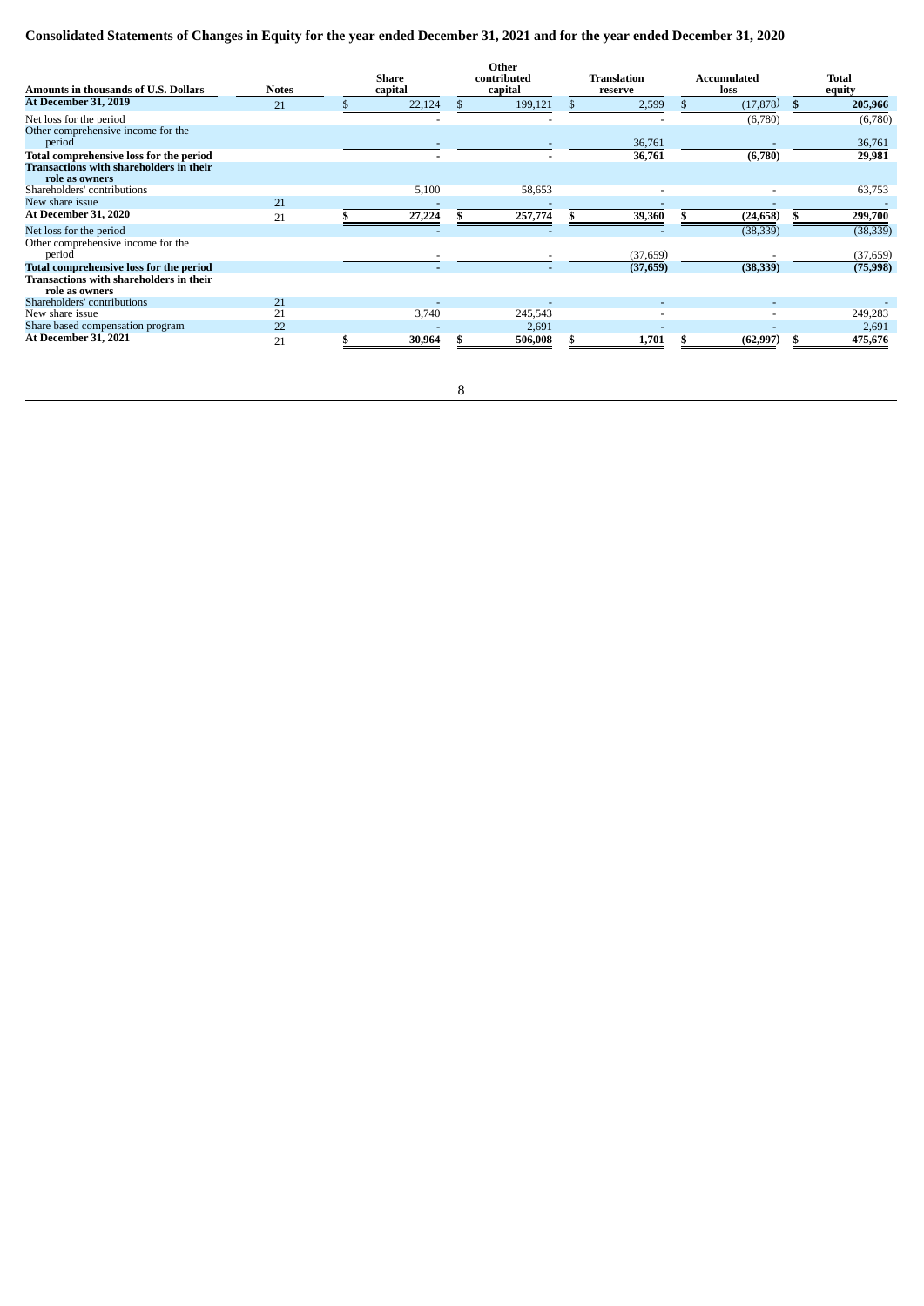# Consolidated Statements of Changes in Equity for the year ended December 31, 2021 and for the year ended December 31, 2020

| Amounts in thousands of U.S. Dollars | Notes | Share capital | Other contributed capital | Translation reserve | Accumulated loss | Total equity |
|---|---|---|---|---|---|---|
| **At December 31, 2019** | 21 | $ 22,124 | $ 199,121 | $ 2,599 | $ (17,878) | **$ 205,966** |
| Net loss for the period | | - | - | - | (6,780) | (6,780) |
| Other comprehensive income for the period | | - | - | 36,761 | - | 36,761 |
| **Total comprehensive loss for the period** | | - | - | **36,761** | **(6,780)** | **29,981** |
| **Transactions with shareholders in their role as owners** | | | | | | |
| Shareholders' contributions | | 5,100 | 58,653 | - | - | 63,753 |
| New share issue | 21 | - | - | - | - | - |
| **At December 31, 2020** | 21 | **$ 27,224** | **$ 257,774** | **$ 39,360** | **$ (24,658)** | **$ 299,700** |
| Net loss for the period | | - | - | - | (38,339) | (38,339) |
| Other comprehensive income for the period | | - | - | (37,659) | - | (37,659) |
| **Total comprehensive loss for the period** | | - | - | **(37,659)** | **(38,339)** | **(75,998)** |
| **Transactions with shareholders in their role as owners** | | | | | | |
| Shareholders' contributions | 21 | - | - | - | - | - |
| New share issue | 21 | 3,740 | 245,543 | - | - | 249,283 |
| Share based compensation program | 22 | - | 2,691 | - | - | 2,691 |
| **At December 31, 2021** | 21 | **$ 30,964** | **$ 506,008** | **$ 1,701** | **$ (62,997)** | **$ 475,676** |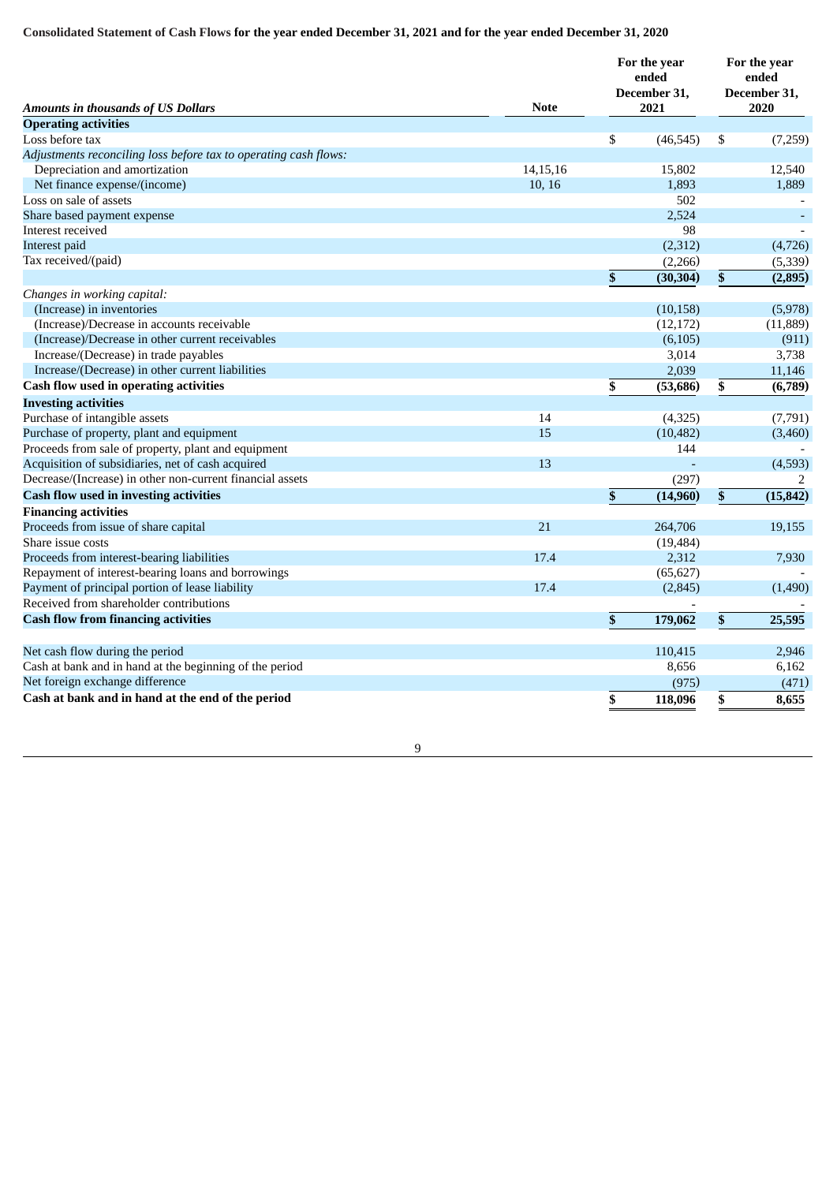**Consolidated Statement of Cash Flows for the year ended December 31, 2021 and for the year ended December 31, 2020**

| *Amounts in thousands of US Dollars* | Note | For the year ended December 31, 2021 | For the year ended December 31, 2020 |
|---|---|---|---|
| **Operating activities** | | | |
| Loss before tax | | $ (46,545) | $ (7,259) |
| *Adjustments reconciling loss before tax to operating cash flows:* | | | |
| Depreciation and amortization | 14,15,16 | 15,802 | 12,540 |
| Net finance expense/(income) | 10, 16 | 1,893 | 1,889 |
| Loss on sale of assets | | 502 | - |
| Share based payment expense | | 2,524 | - |
| Interest received | | 98 | - |
| Interest paid | | (2,312) | (4,726) |
| Tax received/(paid) | | (2,266) | (5,339) |
| | | **$ (30,304)** | **$ (2,895)** |
| *Changes in working capital:* | | | |
| (Increase) in inventories | | (10,158) | (5,978) |
| (Increase)/Decrease in accounts receivable | | (12,172) | (11,889) |
| (Increase)/Decrease in other current receivables | | (6,105) | (911) |
| Increase/(Decrease) in trade payables | | 3,014 | 3,738 |
| Increase/(Decrease) in other current liabilities | | 2,039 | 11,146 |
| **Cash flow used in operating activities** | | **$ (53,686)** | **$ (6,789)** |
| **Investing activities** | | | |
| Purchase of intangible assets | 14 | (4,325) | (7,791) |
| Purchase of property, plant and equipment | 15 | (10,482) | (3,460) |
| Proceeds from sale of property, plant and equipment | | 144 | - |
| Acquisition of subsidiaries, net of cash acquired | 13 | - | (4,593) |
| Decrease/(Increase) in other non-current financial assets | | (297) | 2 |
| **Cash flow used in investing activities** | | **$ (14,960)** | **$ (15,842)** |
| **Financing activities** | | | |
| Proceeds from issue of share capital | 21 | 264,706 | 19,155 |
| Share issue costs | | (19,484) | |
| Proceeds from interest-bearing liabilities | 17.4 | 2,312 | 7,930 |
| Repayment of interest-bearing loans and borrowings | | (65,627) | - |
| Payment of principal portion of lease liability | 17.4 | (2,845) | (1,490) |
| Received from shareholder contributions | | - | - |
| **Cash flow from financing activities** | | **$ 179,062** | **$ 25,595** |
| | | | |
| Net cash flow during the period | | 110,415 | 2,946 |
| Cash at bank and in hand at the beginning of the period | | 8,656 | 6,162 |
| Net foreign exchange difference | | (975) | (471) |
| **Cash at bank and in hand at the end of the period** | | **$ 118,096** | **$ 8,655** |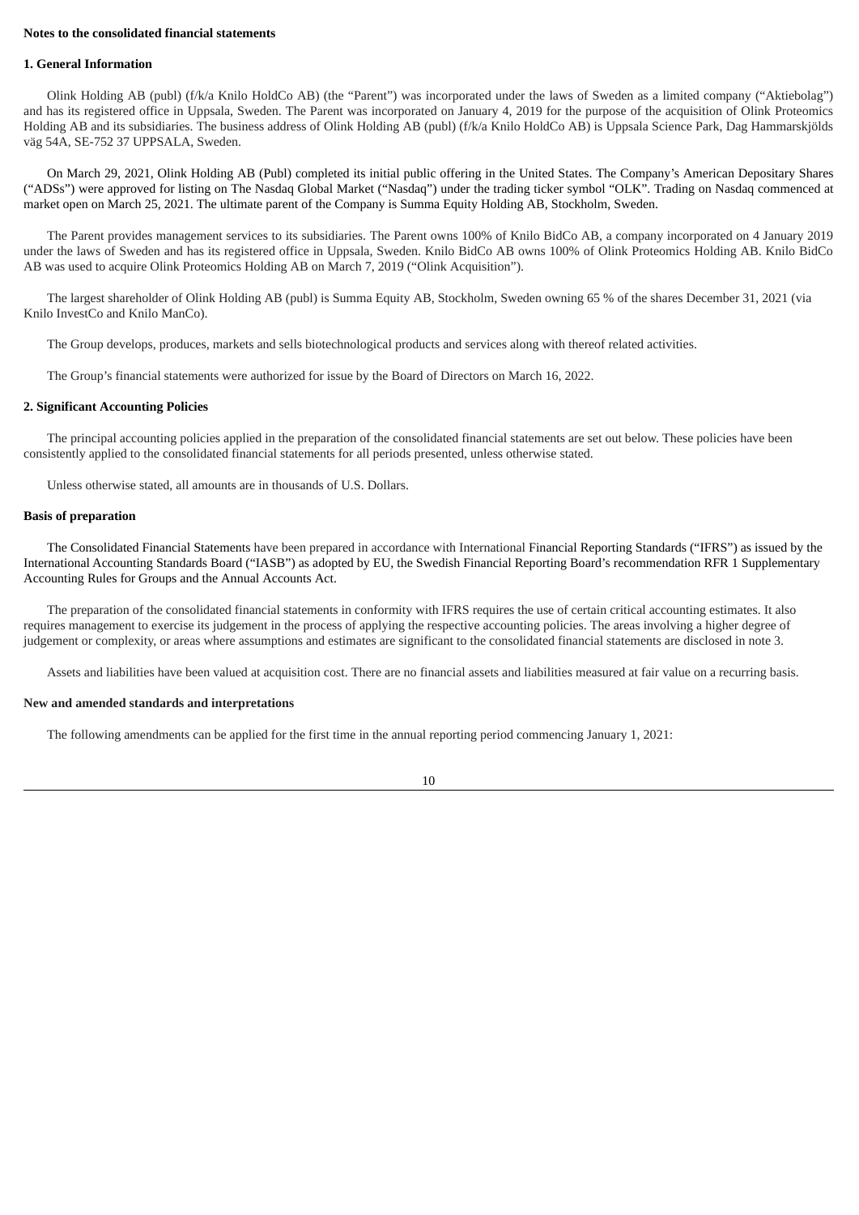**Notes to the consolidated financial statements**

**1. General Information**

Olink Holding AB (publ) (f/k/a Knilo HoldCo AB) (the "Parent") was incorporated under the laws of Sweden as a limited company ("Aktiebolag") and has its registered office in Uppsala, Sweden. The Parent was incorporated on January 4, 2019 for the purpose of the acquisition of Olink Proteomics Holding AB and its subsidiaries. The business address of Olink Holding AB (publ) (f/k/a Knilo HoldCo AB) is Uppsala Science Park, Dag Hammarskjölds väg 54A, SE-752 37 UPPSALA, Sweden.

On March 29, 2021, Olink Holding AB (Publ) completed its initial public offering in the United States. The Company's American Depositary Shares ("ADSs") were approved for listing on The Nasdaq Global Market ("Nasdaq") under the trading ticker symbol "OLK". Trading on Nasdaq commenced at market open on March 25, 2021. The ultimate parent of the Company is Summa Equity Holding AB, Stockholm, Sweden.

The Parent provides management services to its subsidiaries. The Parent owns 100% of Knilo BidCo AB, a company incorporated on 4 January 2019 under the laws of Sweden and has its registered office in Uppsala, Sweden. Knilo BidCo AB owns 100% of Olink Proteomics Holding AB. Knilo BidCo AB was used to acquire Olink Proteomics Holding AB on March 7, 2019 ("Olink Acquisition").

The largest shareholder of Olink Holding AB (publ) is Summa Equity AB, Stockholm, Sweden owning 65 % of the shares December 31, 2021 (via Knilo InvestCo and Knilo ManCo).

The Group develops, produces, markets and sells biotechnological products and services along with thereof related activities.

The Group's financial statements were authorized for issue by the Board of Directors on March 16, 2022.

**2. Significant Accounting Policies**

The principal accounting policies applied in the preparation of the consolidated financial statements are set out below. These policies have been consistently applied to the consolidated financial statements for all periods presented, unless otherwise stated.

Unless otherwise stated, all amounts are in thousands of U.S. Dollars.

**Basis of preparation**

The Consolidated Financial Statements have been prepared in accordance with International Financial Reporting Standards ("IFRS") as issued by the International Accounting Standards Board ("IASB") as adopted by EU, the Swedish Financial Reporting Board's recommendation RFR 1 Supplementary Accounting Rules for Groups and the Annual Accounts Act.

The preparation of the consolidated financial statements in conformity with IFRS requires the use of certain critical accounting estimates. It also requires management to exercise its judgement in the process of applying the respective accounting policies. The areas involving a higher degree of judgement or complexity, or areas where assumptions and estimates are significant to the consolidated financial statements are disclosed in note 3.

Assets and liabilities have been valued at acquisition cost. There are no financial assets and liabilities measured at fair value on a recurring basis.

**New and amended standards and interpretations**

The following amendments can be applied for the first time in the annual reporting period commencing January 1, 2021: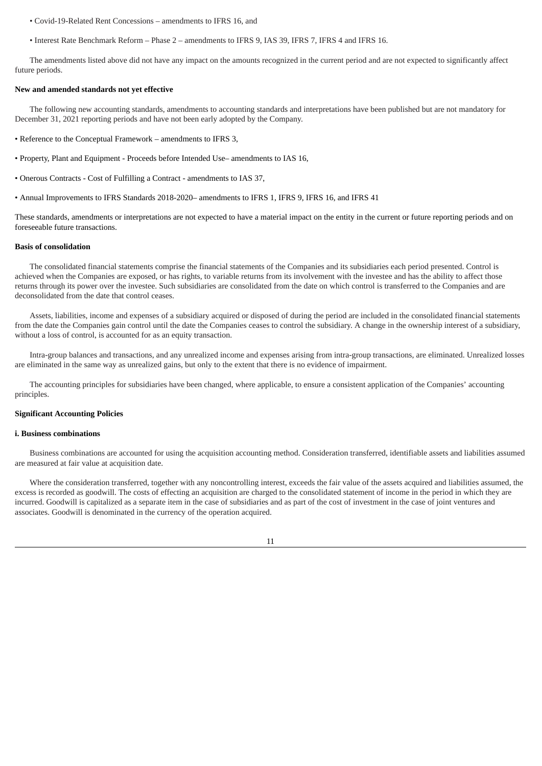- Covid-19-Related Rent Concessions – amendments to IFRS 16, and
- Interest Rate Benchmark Reform – Phase 2 – amendments to IFRS 9, IAS 39, IFRS 7, IFRS 4 and IFRS 16.

The amendments listed above did not have any impact on the amounts recognized in the current period and are not expected to significantly affect future periods.

**New and amended standards not yet effective**

The following new accounting standards, amendments to accounting standards and interpretations have been published but are not mandatory for December 31, 2021 reporting periods and have not been early adopted by the Company.

- Reference to the Conceptual Framework – amendments to IFRS 3,
- Property, Plant and Equipment - Proceeds before Intended Use– amendments to IAS 16,
- Onerous Contracts - Cost of Fulfilling a Contract - amendments to IAS 37,
- Annual Improvements to IFRS Standards 2018-2020– amendments to IFRS 1, IFRS 9, IFRS 16, and IFRS 41

These standards, amendments or interpretations are not expected to have a material impact on the entity in the current or future reporting periods and on foreseeable future transactions.

**Basis of consolidation**

The consolidated financial statements comprise the financial statements of the Companies and its subsidiaries each period presented. Control is achieved when the Companies are exposed, or has rights, to variable returns from its involvement with the investee and has the ability to affect those returns through its power over the investee. Such subsidiaries are consolidated from the date on which control is transferred to the Companies and are deconsolidated from the date that control ceases.

Assets, liabilities, income and expenses of a subsidiary acquired or disposed of during the period are included in the consolidated financial statements from the date the Companies gain control until the date the Companies ceases to control the subsidiary. A change in the ownership interest of a subsidiary, without a loss of control, is accounted for as an equity transaction.

Intra-group balances and transactions, and any unrealized income and expenses arising from intra-group transactions, are eliminated. Unrealized losses are eliminated in the same way as unrealized gains, but only to the extent that there is no evidence of impairment.

The accounting principles for subsidiaries have been changed, where applicable, to ensure a consistent application of the Companies' accounting principles.

**Significant Accounting Policies**

**i. Business combinations**

Business combinations are accounted for using the acquisition accounting method. Consideration transferred, identifiable assets and liabilities assumed are measured at fair value at acquisition date.

Where the consideration transferred, together with any noncontrolling interest, exceeds the fair value of the assets acquired and liabilities assumed, the excess is recorded as goodwill. The costs of effecting an acquisition are charged to the consolidated statement of income in the period in which they are incurred. Goodwill is capitalized as a separate item in the case of subsidiaries and as part of the cost of investment in the case of joint ventures and associates. Goodwill is denominated in the currency of the operation acquired.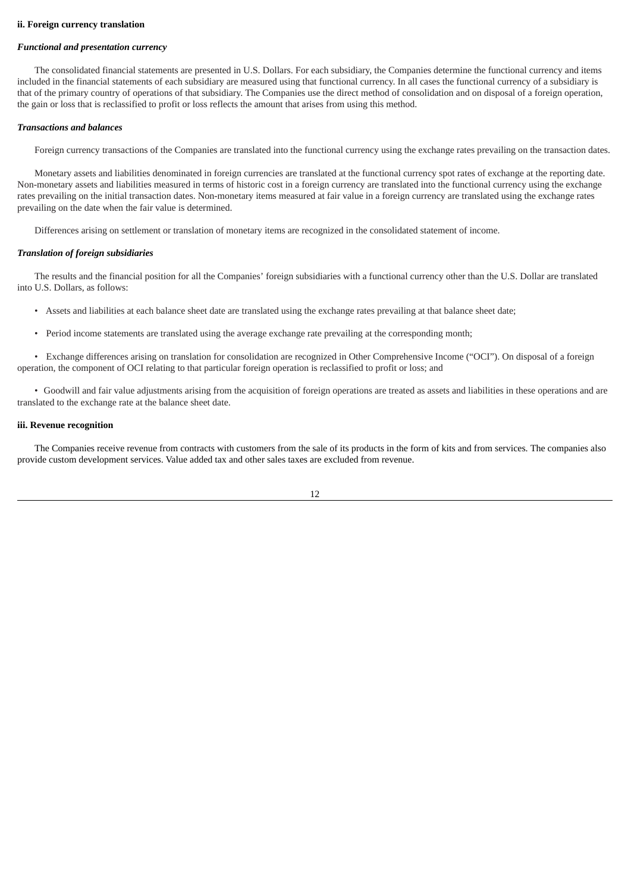**ii. Foreign currency translation**

***Functional and presentation currency***

The consolidated financial statements are presented in U.S. Dollars. For each subsidiary, the Companies determine the functional currency and items included in the financial statements of each subsidiary are measured using that functional currency. In all cases the functional currency of a subsidiary is that of the primary country of operations of that subsidiary. The Companies use the direct method of consolidation and on disposal of a foreign operation, the gain or loss that is reclassified to profit or loss reflects the amount that arises from using this method.

***Transactions and balances***

Foreign currency transactions of the Companies are translated into the functional currency using the exchange rates prevailing on the transaction dates.

Monetary assets and liabilities denominated in foreign currencies are translated at the functional currency spot rates of exchange at the reporting date. Non-monetary assets and liabilities measured in terms of historic cost in a foreign currency are translated into the functional currency using the exchange rates prevailing on the initial transaction dates. Non-monetary items measured at fair value in a foreign currency are translated using the exchange rates prevailing on the date when the fair value is determined.

Differences arising on settlement or translation of monetary items are recognized in the consolidated statement of income.

***Translation of foreign subsidiaries***

The results and the financial position for all the Companies' foreign subsidiaries with a functional currency other than the U.S. Dollar are translated into U.S. Dollars, as follows:

- Assets and liabilities at each balance sheet date are translated using the exchange rates prevailing at that balance sheet date;
- Period income statements are translated using the average exchange rate prevailing at the corresponding month;
- Exchange differences arising on translation for consolidation are recognized in Other Comprehensive Income ("OCI"). On disposal of a foreign operation, the component of OCI relating to that particular foreign operation is reclassified to profit or loss; and
- Goodwill and fair value adjustments arising from the acquisition of foreign operations are treated as assets and liabilities in these operations and are translated to the exchange rate at the balance sheet date.

**iii. Revenue recognition**

The Companies receive revenue from contracts with customers from the sale of its products in the form of kits and from services. The companies also provide custom development services. Value added tax and other sales taxes are excluded from revenue.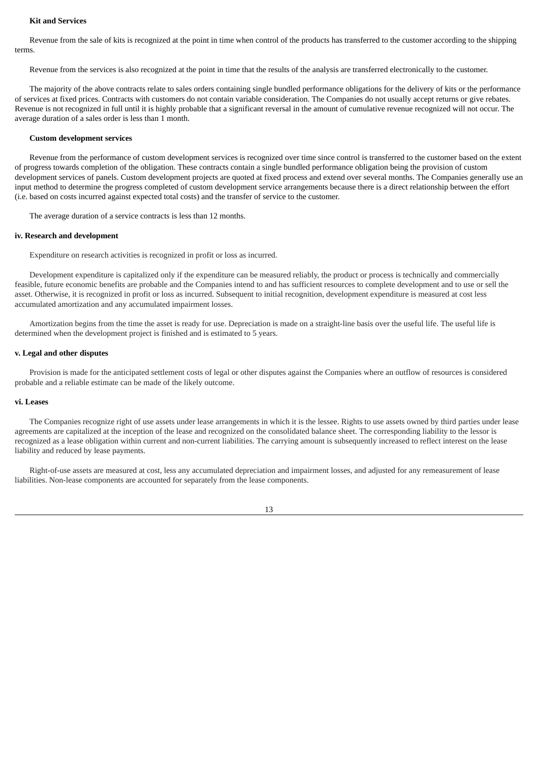**Kit and Services**

Revenue from the sale of kits is recognized at the point in time when control of the products has transferred to the customer according to the shipping terms.

Revenue from the services is also recognized at the point in time that the results of the analysis are transferred electronically to the customer.

The majority of the above contracts relate to sales orders containing single bundled performance obligations for the delivery of kits or the performance of services at fixed prices. Contracts with customers do not contain variable consideration. The Companies do not usually accept returns or give rebates. Revenue is not recognized in full until it is highly probable that a significant reversal in the amount of cumulative revenue recognized will not occur. The average duration of a sales order is less than 1 month.

**Custom development services**

Revenue from the performance of custom development services is recognized over time since control is transferred to the customer based on the extent of progress towards completion of the obligation. These contracts contain a single bundled performance obligation being the provision of custom development services of panels. Custom development projects are quoted at fixed process and extend over several months. The Companies generally use an input method to determine the progress completed of custom development service arrangements because there is a direct relationship between the effort (i.e. based on costs incurred against expected total costs) and the transfer of service to the customer.

The average duration of a service contracts is less than 12 months.

**iv. Research and development**

Expenditure on research activities is recognized in profit or loss as incurred.

Development expenditure is capitalized only if the expenditure can be measured reliably, the product or process is technically and commercially feasible, future economic benefits are probable and the Companies intend to and has sufficient resources to complete development and to use or sell the asset. Otherwise, it is recognized in profit or loss as incurred. Subsequent to initial recognition, development expenditure is measured at cost less accumulated amortization and any accumulated impairment losses.

Amortization begins from the time the asset is ready for use. Depreciation is made on a straight-line basis over the useful life. The useful life is determined when the development project is finished and is estimated to 5 years.

**v. Legal and other disputes**

Provision is made for the anticipated settlement costs of legal or other disputes against the Companies where an outflow of resources is considered probable and a reliable estimate can be made of the likely outcome.

**vi. Leases**

The Companies recognize right of use assets under lease arrangements in which it is the lessee. Rights to use assets owned by third parties under lease agreements are capitalized at the inception of the lease and recognized on the consolidated balance sheet. The corresponding liability to the lessor is recognized as a lease obligation within current and non-current liabilities. The carrying amount is subsequently increased to reflect interest on the lease liability and reduced by lease payments.

Right-of-use assets are measured at cost, less any accumulated depreciation and impairment losses, and adjusted for any remeasurement of lease liabilities. Non-lease components are accounted for separately from the lease components.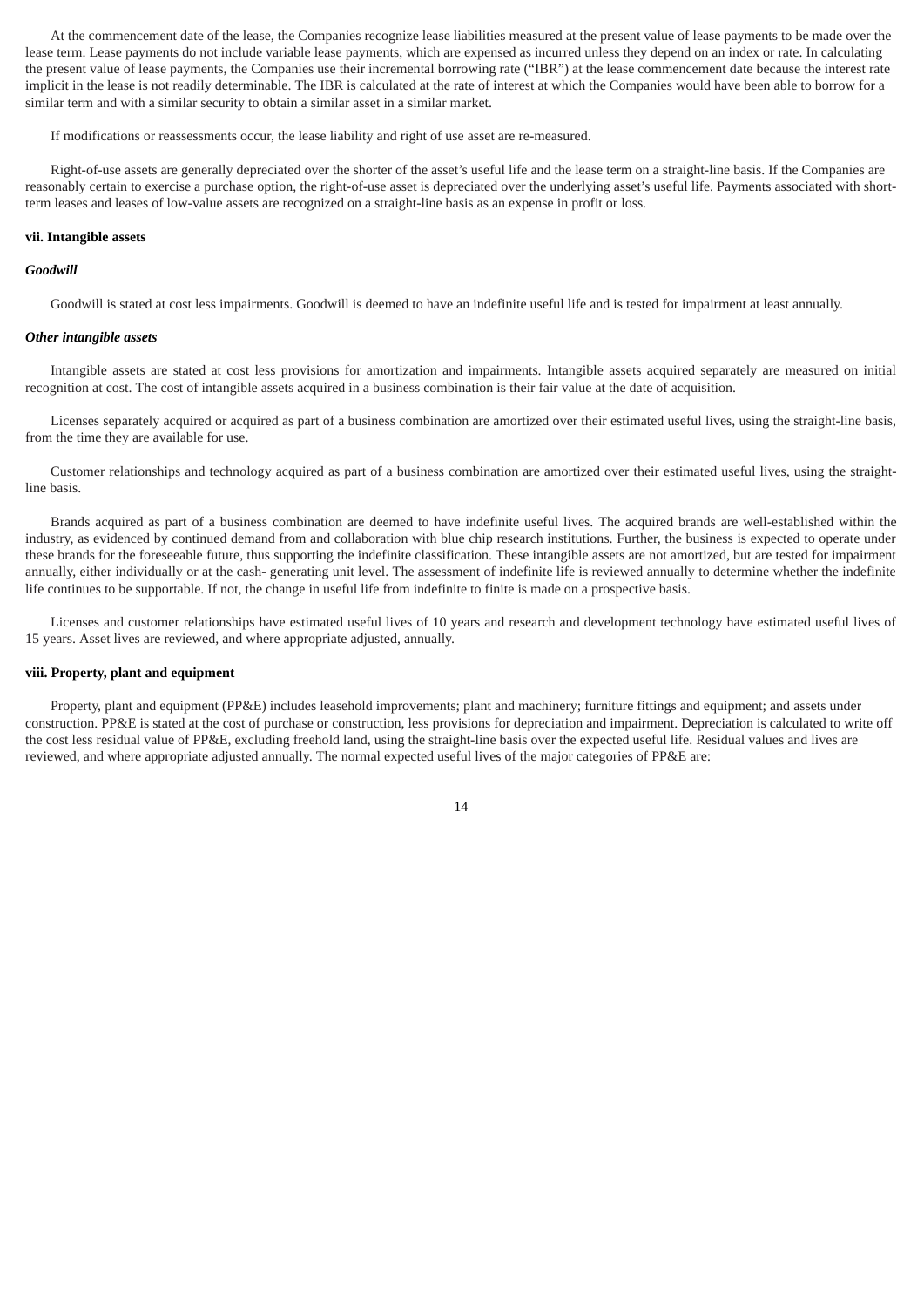At the commencement date of the lease, the Companies recognize lease liabilities measured at the present value of lease payments to be made over the lease term. Lease payments do not include variable lease payments, which are expensed as incurred unless they depend on an index or rate. In calculating the present value of lease payments, the Companies use their incremental borrowing rate ("IBR") at the lease commencement date because the interest rate implicit in the lease is not readily determinable. The IBR is calculated at the rate of interest at which the Companies would have been able to borrow for a similar term and with a similar security to obtain a similar asset in a similar market.

If modifications or reassessments occur, the lease liability and right of use asset are re-measured.

Right-of-use assets are generally depreciated over the shorter of the asset's useful life and the lease term on a straight-line basis. If the Companies are reasonably certain to exercise a purchase option, the right-of-use asset is depreciated over the underlying asset's useful life. Payments associated with short-term leases and leases of low-value assets are recognized on a straight-line basis as an expense in profit or loss.

**vii. Intangible assets**

***Goodwill***

Goodwill is stated at cost less impairments. Goodwill is deemed to have an indefinite useful life and is tested for impairment at least annually.

***Other intangible assets***

Intangible assets are stated at cost less provisions for amortization and impairments. Intangible assets acquired separately are measured on initial recognition at cost. The cost of intangible assets acquired in a business combination is their fair value at the date of acquisition.

Licenses separately acquired or acquired as part of a business combination are amortized over their estimated useful lives, using the straight-line basis, from the time they are available for use.

Customer relationships and technology acquired as part of a business combination are amortized over their estimated useful lives, using the straight-line basis.

Brands acquired as part of a business combination are deemed to have indefinite useful lives. The acquired brands are well-established within the industry, as evidenced by continued demand from and collaboration with blue chip research institutions. Further, the business is expected to operate under these brands for the foreseeable future, thus supporting the indefinite classification. These intangible assets are not amortized, but are tested for impairment annually, either individually or at the cash- generating unit level. The assessment of indefinite life is reviewed annually to determine whether the indefinite life continues to be supportable. If not, the change in useful life from indefinite to finite is made on a prospective basis.

Licenses and customer relationships have estimated useful lives of 10 years and research and development technology have estimated useful lives of 15 years. Asset lives are reviewed, and where appropriate adjusted, annually.

**viii. Property, plant and equipment**

Property, plant and equipment (PP&E) includes leasehold improvements; plant and machinery; furniture fittings and equipment; and assets under construction. PP&E is stated at the cost of purchase or construction, less provisions for depreciation and impairment. Depreciation is calculated to write off the cost less residual value of PP&E, excluding freehold land, using the straight-line basis over the expected useful life. Residual values and lives are reviewed, and where appropriate adjusted annually. The normal expected useful lives of the major categories of PP&E are: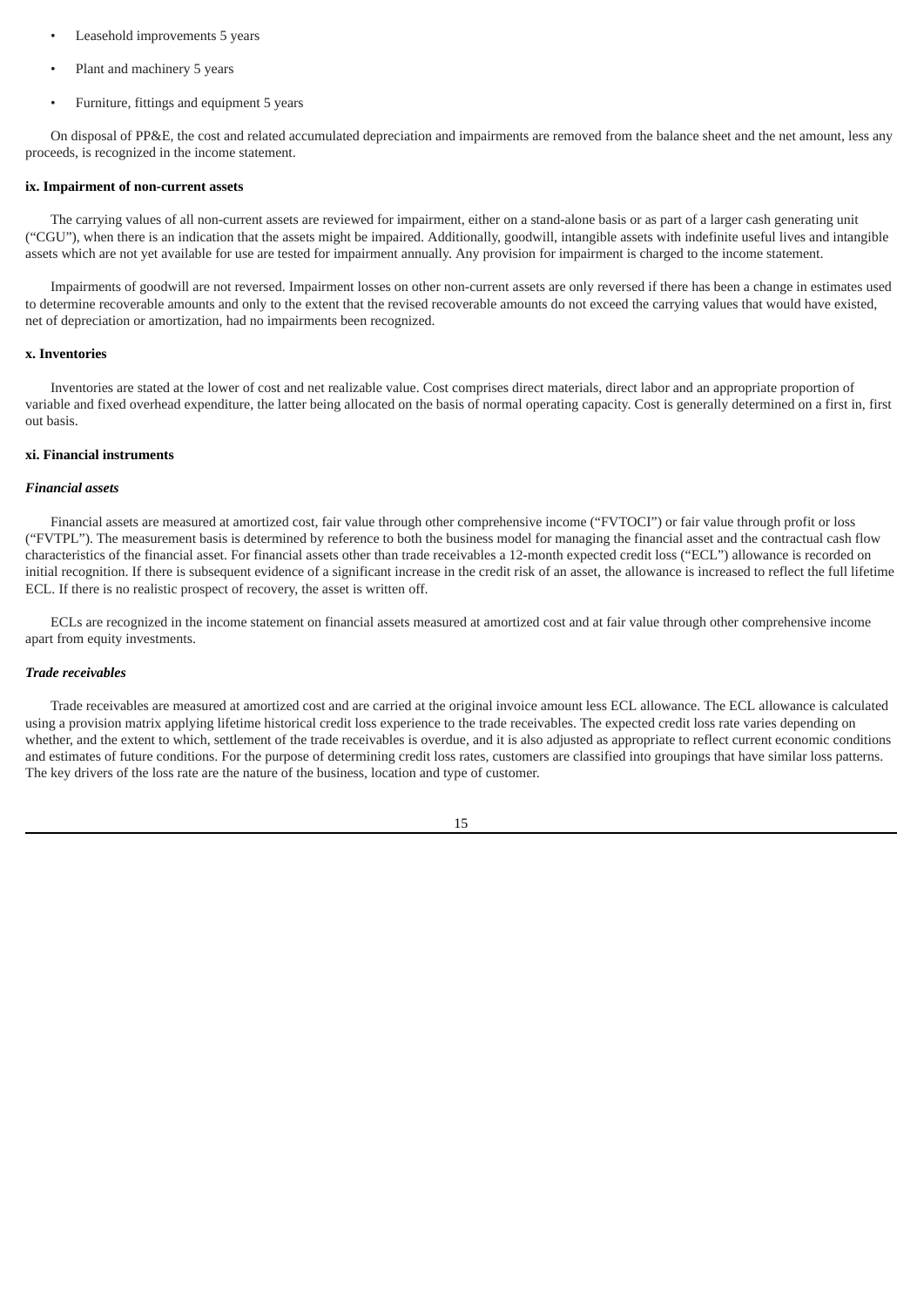- Leasehold improvements 5 years
- Plant and machinery 5 years
- Furniture, fittings and equipment 5 years

On disposal of PP&E, the cost and related accumulated depreciation and impairments are removed from the balance sheet and the net amount, less any proceeds, is recognized in the income statement.

**ix. Impairment of non-current assets**

The carrying values of all non-current assets are reviewed for impairment, either on a stand-alone basis or as part of a larger cash generating unit ("CGU"), when there is an indication that the assets might be impaired. Additionally, goodwill, intangible assets with indefinite useful lives and intangible assets which are not yet available for use are tested for impairment annually. Any provision for impairment is charged to the income statement.

Impairments of goodwill are not reversed. Impairment losses on other non-current assets are only reversed if there has been a change in estimates used to determine recoverable amounts and only to the extent that the revised recoverable amounts do not exceed the carrying values that would have existed, net of depreciation or amortization, had no impairments been recognized.

**x. Inventories**

Inventories are stated at the lower of cost and net realizable value. Cost comprises direct materials, direct labor and an appropriate proportion of variable and fixed overhead expenditure, the latter being allocated on the basis of normal operating capacity. Cost is generally determined on a first in, first out basis.

**xi. Financial instruments**

***Financial assets***

Financial assets are measured at amortized cost, fair value through other comprehensive income ("FVTOCI") or fair value through profit or loss ("FVTPL"). The measurement basis is determined by reference to both the business model for managing the financial asset and the contractual cash flow characteristics of the financial asset. For financial assets other than trade receivables a 12-month expected credit loss ("ECL") allowance is recorded on initial recognition. If there is subsequent evidence of a significant increase in the credit risk of an asset, the allowance is increased to reflect the full lifetime ECL. If there is no realistic prospect of recovery, the asset is written off.

ECLs are recognized in the income statement on financial assets measured at amortized cost and at fair value through other comprehensive income apart from equity investments.

***Trade receivables***

Trade receivables are measured at amortized cost and are carried at the original invoice amount less ECL allowance. The ECL allowance is calculated using a provision matrix applying lifetime historical credit loss experience to the trade receivables. The expected credit loss rate varies depending on whether, and the extent to which, settlement of the trade receivables is overdue, and it is also adjusted as appropriate to reflect current economic conditions and estimates of future conditions. For the purpose of determining credit loss rates, customers are classified into groupings that have similar loss patterns. The key drivers of the loss rate are the nature of the business, location and type of customer.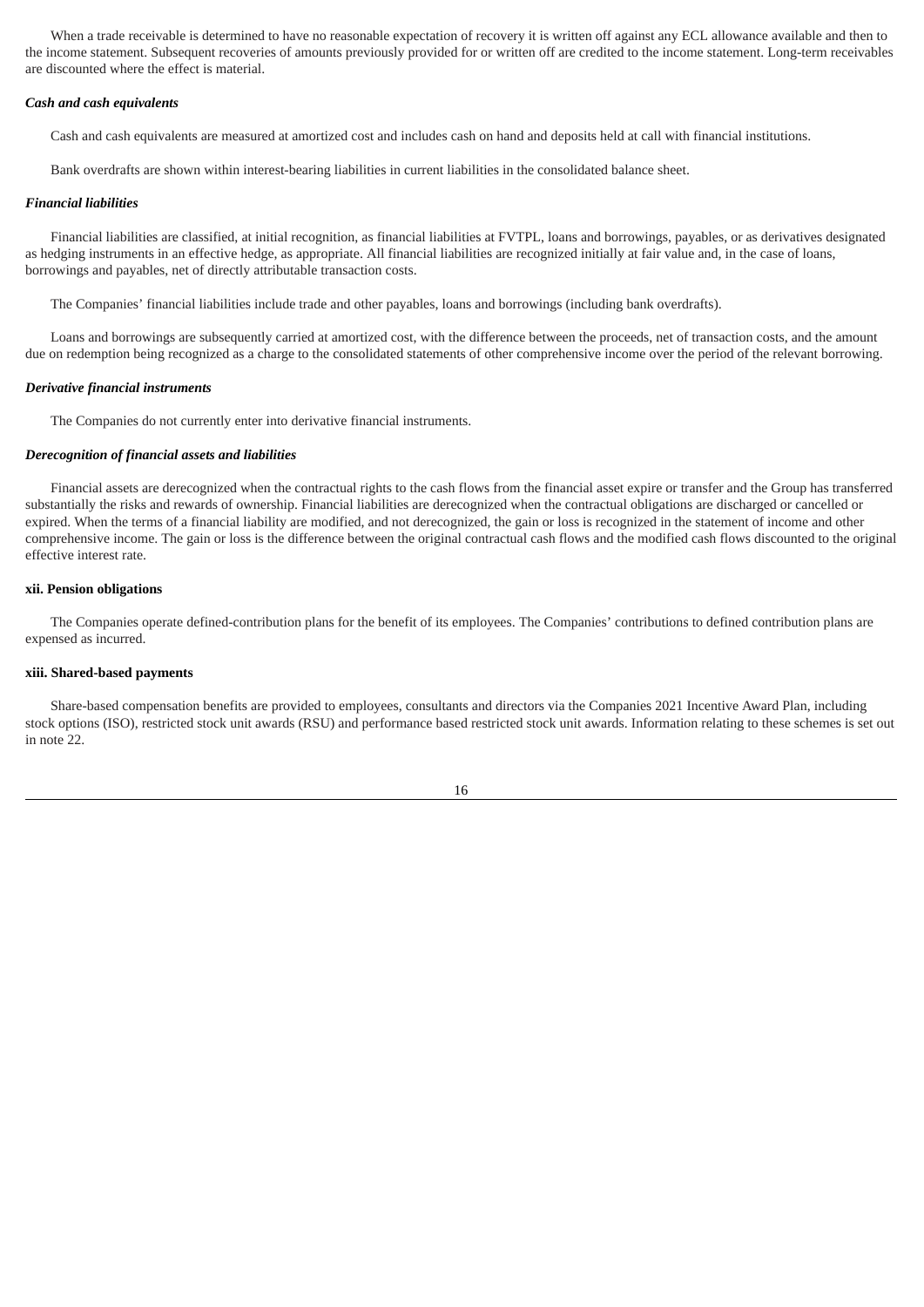When a trade receivable is determined to have no reasonable expectation of recovery it is written off against any ECL allowance available and then to the income statement. Subsequent recoveries of amounts previously provided for or written off are credited to the income statement. Long-term receivables are discounted where the effect is material.

***Cash and cash equivalents***

Cash and cash equivalents are measured at amortized cost and includes cash on hand and deposits held at call with financial institutions.

Bank overdrafts are shown within interest-bearing liabilities in current liabilities in the consolidated balance sheet.

***Financial liabilities***

Financial liabilities are classified, at initial recognition, as financial liabilities at FVTPL, loans and borrowings, payables, or as derivatives designated as hedging instruments in an effective hedge, as appropriate. All financial liabilities are recognized initially at fair value and, in the case of loans, borrowings and payables, net of directly attributable transaction costs.

The Companies' financial liabilities include trade and other payables, loans and borrowings (including bank overdrafts).

Loans and borrowings are subsequently carried at amortized cost, with the difference between the proceeds, net of transaction costs, and the amount due on redemption being recognized as a charge to the consolidated statements of other comprehensive income over the period of the relevant borrowing.

***Derivative financial instruments***

The Companies do not currently enter into derivative financial instruments.

***Derecognition of financial assets and liabilities***

Financial assets are derecognized when the contractual rights to the cash flows from the financial asset expire or transfer and the Group has transferred substantially the risks and rewards of ownership. Financial liabilities are derecognized when the contractual obligations are discharged or cancelled or expired. When the terms of a financial liability are modified, and not derecognized, the gain or loss is recognized in the statement of income and other comprehensive income. The gain or loss is the difference between the original contractual cash flows and the modified cash flows discounted to the original effective interest rate.

**xii. Pension obligations**

The Companies operate defined-contribution plans for the benefit of its employees. The Companies' contributions to defined contribution plans are expensed as incurred.

**xiii. Shared-based payments**

Share-based compensation benefits are provided to employees, consultants and directors via the Companies 2021 Incentive Award Plan, including stock options (ISO), restricted stock unit awards (RSU) and performance based restricted stock unit awards. Information relating to these schemes is set out in note 22.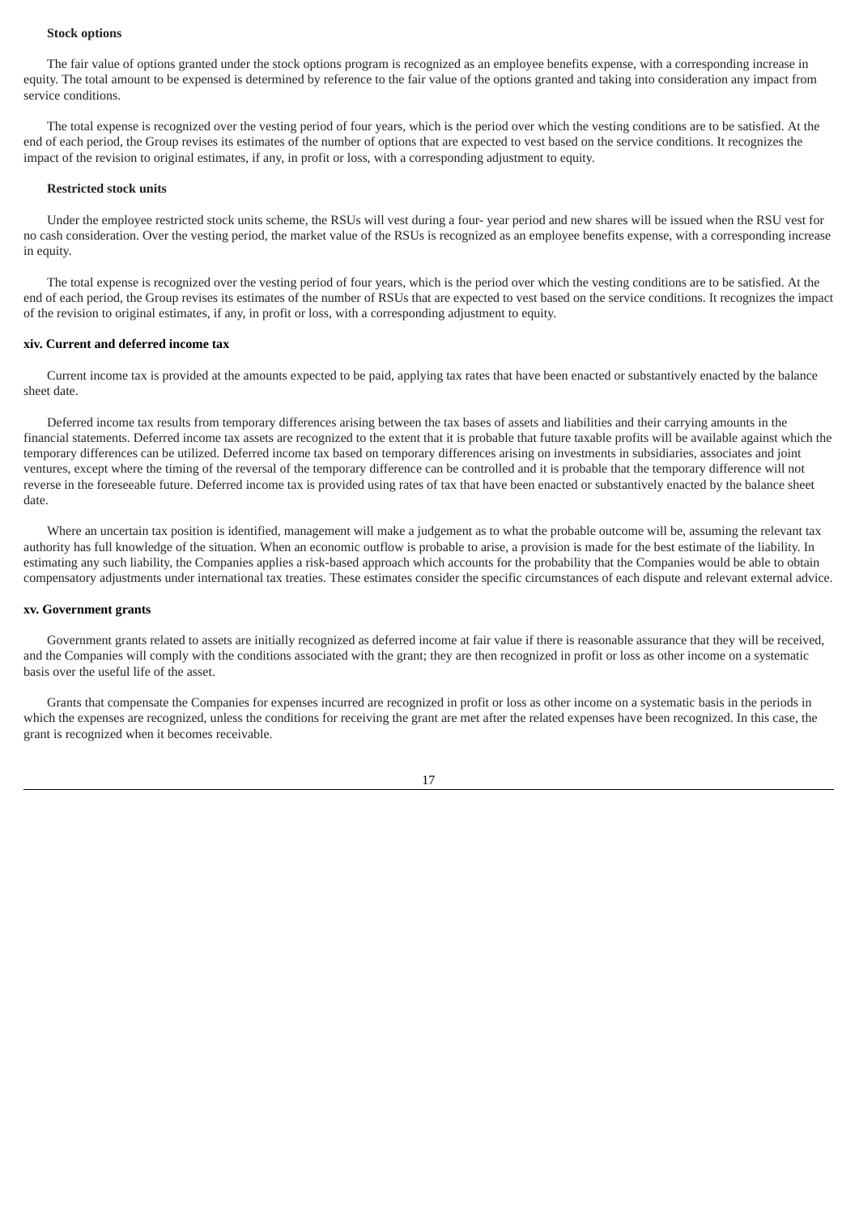**Stock options**

The fair value of options granted under the stock options program is recognized as an employee benefits expense, with a corresponding increase in equity. The total amount to be expensed is determined by reference to the fair value of the options granted and taking into consideration any impact from service conditions.

The total expense is recognized over the vesting period of four years, which is the period over which the vesting conditions are to be satisfied. At the end of each period, the Group revises its estimates of the number of options that are expected to vest based on the service conditions. It recognizes the impact of the revision to original estimates, if any, in profit or loss, with a corresponding adjustment to equity.

**Restricted stock units**

Under the employee restricted stock units scheme, the RSUs will vest during a four- year period and new shares will be issued when the RSU vest for no cash consideration. Over the vesting period, the market value of the RSUs is recognized as an employee benefits expense, with a corresponding increase in equity.

The total expense is recognized over the vesting period of four years, which is the period over which the vesting conditions are to be satisfied. At the end of each period, the Group revises its estimates of the number of RSUs that are expected to vest based on the service conditions. It recognizes the impact of the revision to original estimates, if any, in profit or loss, with a corresponding adjustment to equity.

**xiv. Current and deferred income tax**

Current income tax is provided at the amounts expected to be paid, applying tax rates that have been enacted or substantively enacted by the balance sheet date.

Deferred income tax results from temporary differences arising between the tax bases of assets and liabilities and their carrying amounts in the financial statements. Deferred income tax assets are recognized to the extent that it is probable that future taxable profits will be available against which the temporary differences can be utilized. Deferred income tax based on temporary differences arising on investments in subsidiaries, associates and joint ventures, except where the timing of the reversal of the temporary difference can be controlled and it is probable that the temporary difference will not reverse in the foreseeable future. Deferred income tax is provided using rates of tax that have been enacted or substantively enacted by the balance sheet date.

Where an uncertain tax position is identified, management will make a judgement as to what the probable outcome will be, assuming the relevant tax authority has full knowledge of the situation. When an economic outflow is probable to arise, a provision is made for the best estimate of the liability. In estimating any such liability, the Companies applies a risk-based approach which accounts for the probability that the Companies would be able to obtain compensatory adjustments under international tax treaties. These estimates consider the specific circumstances of each dispute and relevant external advice.

**xv. Government grants**

Government grants related to assets are initially recognized as deferred income at fair value if there is reasonable assurance that they will be received, and the Companies will comply with the conditions associated with the grant; they are then recognized in profit or loss as other income on a systematic basis over the useful life of the asset.

Grants that compensate the Companies for expenses incurred are recognized in profit or loss as other income on a systematic basis in the periods in which the expenses are recognized, unless the conditions for receiving the grant are met after the related expenses have been recognized. In this case, the grant is recognized when it becomes receivable.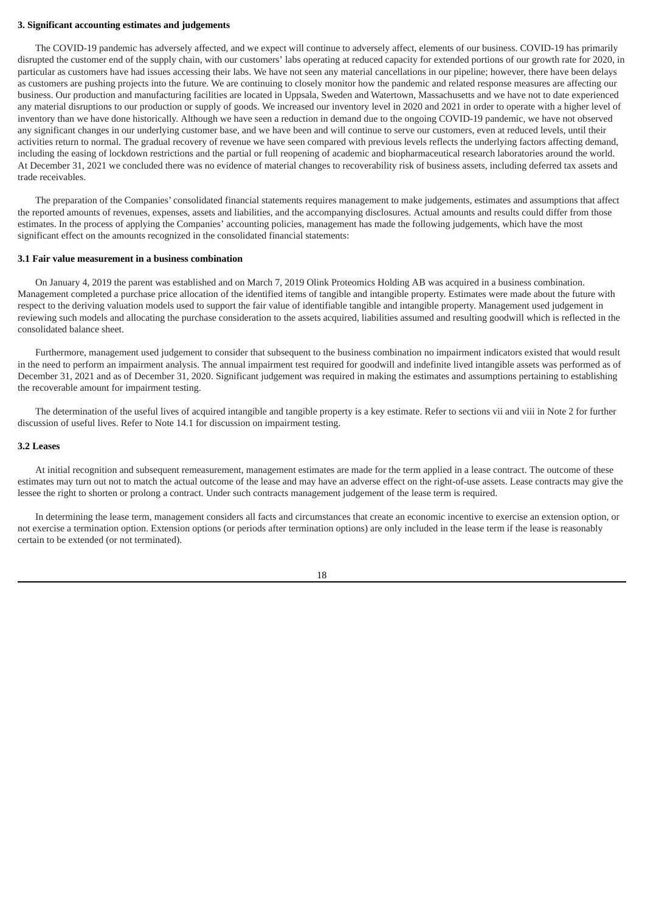### 3. Significant accounting estimates and judgements

The COVID-19 pandemic has adversely affected, and we expect will continue to adversely affect, elements of our business. COVID-19 has primarily disrupted the customer end of the supply chain, with our customers' labs operating at reduced capacity for extended portions of our growth rate for 2020, in particular as customers have had issues accessing their labs. We have not seen any material cancellations in our pipeline; however, there have been delays as customers are pushing projects into the future. We are continuing to closely monitor how the pandemic and related response measures are affecting our business. Our production and manufacturing facilities are located in Uppsala, Sweden and Watertown, Massachusetts and we have not to date experienced any material disruptions to our production or supply of goods. We increased our inventory level in 2020 and 2021 in order to operate with a higher level of inventory than we have done historically. Although we have seen a reduction in demand due to the ongoing COVID-19 pandemic, we have not observed any significant changes in our underlying customer base, and we have been and will continue to serve our customers, even at reduced levels, until their activities return to normal. The gradual recovery of revenue we have seen compared with previous levels reflects the underlying factors affecting demand, including the easing of lockdown restrictions and the partial or full reopening of academic and biopharmaceutical research laboratories around the world. At December 31, 2021 we concluded there was no evidence of material changes to recoverability risk of business assets, including deferred tax assets and trade receivables.

The preparation of the Companies' consolidated financial statements requires management to make judgements, estimates and assumptions that affect the reported amounts of revenues, expenses, assets and liabilities, and the accompanying disclosures. Actual amounts and results could differ from those estimates. In the process of applying the Companies' accounting policies, management has made the following judgements, which have the most significant effect on the amounts recognized in the consolidated financial statements:

#### 3.1 Fair value measurement in a business combination

On January 4, 2019 the parent was established and on March 7, 2019 Olink Proteomics Holding AB was acquired in a business combination. Management completed a purchase price allocation of the identified items of tangible and intangible property. Estimates were made about the future with respect to the deriving valuation models used to support the fair value of identifiable tangible and intangible property. Management used judgement in reviewing such models and allocating the purchase consideration to the assets acquired, liabilities assumed and resulting goodwill which is reflected in the consolidated balance sheet.

Furthermore, management used judgement to consider that subsequent to the business combination no impairment indicators existed that would result in the need to perform an impairment analysis. The annual impairment test required for goodwill and indefinite lived intangible assets was performed as of December 31, 2021 and as of December 31, 2020. Significant judgement was required in making the estimates and assumptions pertaining to establishing the recoverable amount for impairment testing.

The determination of the useful lives of acquired intangible and tangible property is a key estimate. Refer to sections vii and viii in Note 2 for further discussion of useful lives. Refer to Note 14.1 for discussion on impairment testing.

#### 3.2 Leases

At initial recognition and subsequent remeasurement, management estimates are made for the term applied in a lease contract. The outcome of these estimates may turn out not to match the actual outcome of the lease and may have an adverse effect on the right-of-use assets. Lease contracts may give the lessee the right to shorten or prolong a contract. Under such contracts management judgement of the lease term is required.

In determining the lease term, management considers all facts and circumstances that create an economic incentive to exercise an extension option, or not exercise a termination option. Extension options (or periods after termination options) are only included in the lease term if the lease is reasonably certain to be extended (or not terminated).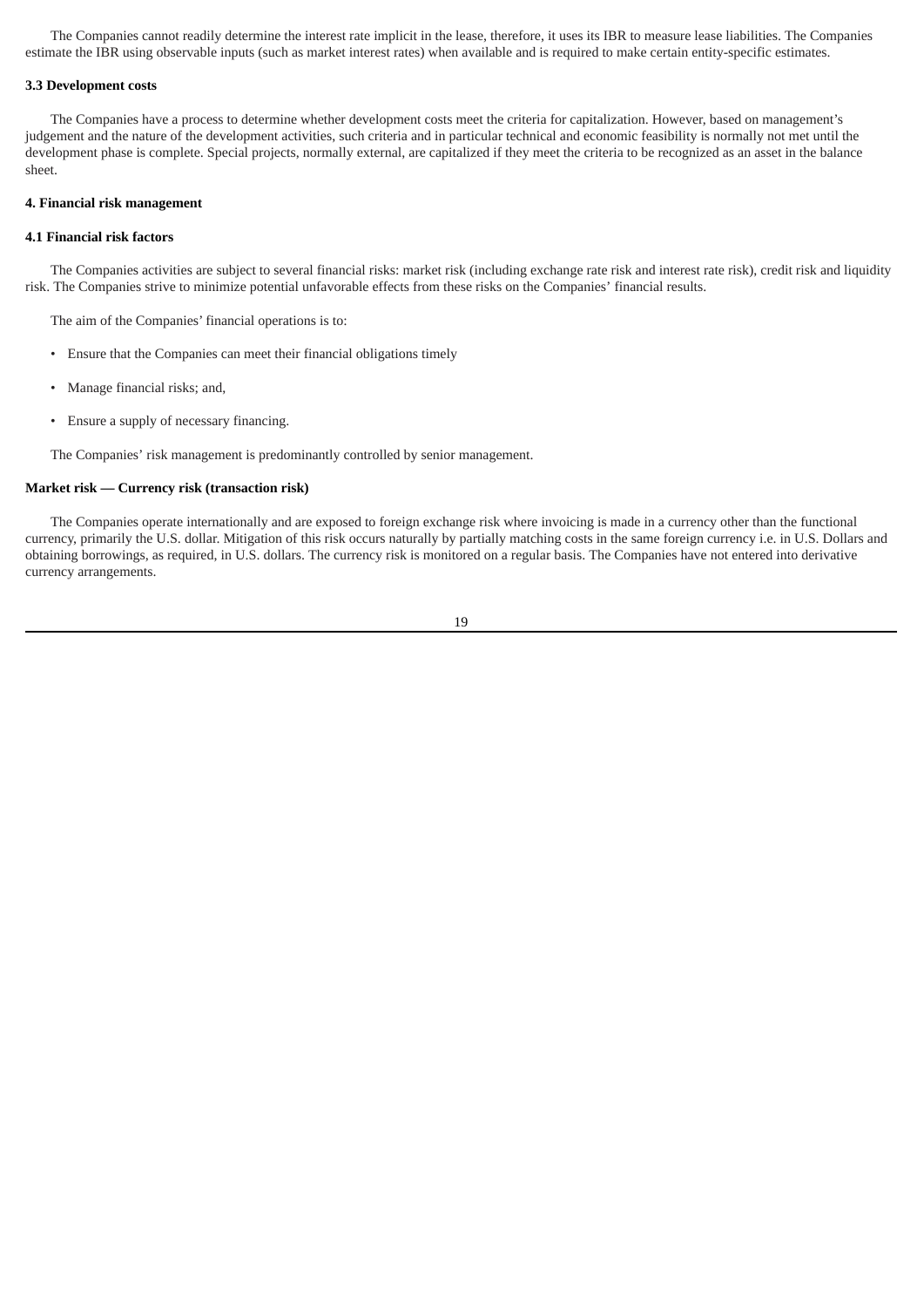The Companies cannot readily determine the interest rate implicit in the lease, therefore, it uses its IBR to measure lease liabilities. The Companies estimate the IBR using observable inputs (such as market interest rates) when available and is required to make certain entity-specific estimates.

### 3.3 Development costs

The Companies have a process to determine whether development costs meet the criteria for capitalization. However, based on management's judgement and the nature of the development activities, such criteria and in particular technical and economic feasibility is normally not met until the development phase is complete. Special projects, normally external, are capitalized if they meet the criteria to be recognized as an asset in the balance sheet.

## 4. Financial risk management

### 4.1 Financial risk factors

The Companies activities are subject to several financial risks: market risk (including exchange rate risk and interest rate risk), credit risk and liquidity risk. The Companies strive to minimize potential unfavorable effects from these risks on the Companies' financial results.

The aim of the Companies' financial operations is to:

- Ensure that the Companies can meet their financial obligations timely
- Manage financial risks; and,
- Ensure a supply of necessary financing.

The Companies' risk management is predominantly controlled by senior management.

**Market risk — Currency risk (transaction risk)**

The Companies operate internationally and are exposed to foreign exchange risk where invoicing is made in a currency other than the functional currency, primarily the U.S. dollar. Mitigation of this risk occurs naturally by partially matching costs in the same foreign currency i.e. in U.S. Dollars and obtaining borrowings, as required, in U.S. dollars. The currency risk is monitored on a regular basis. The Companies have not entered into derivative currency arrangements.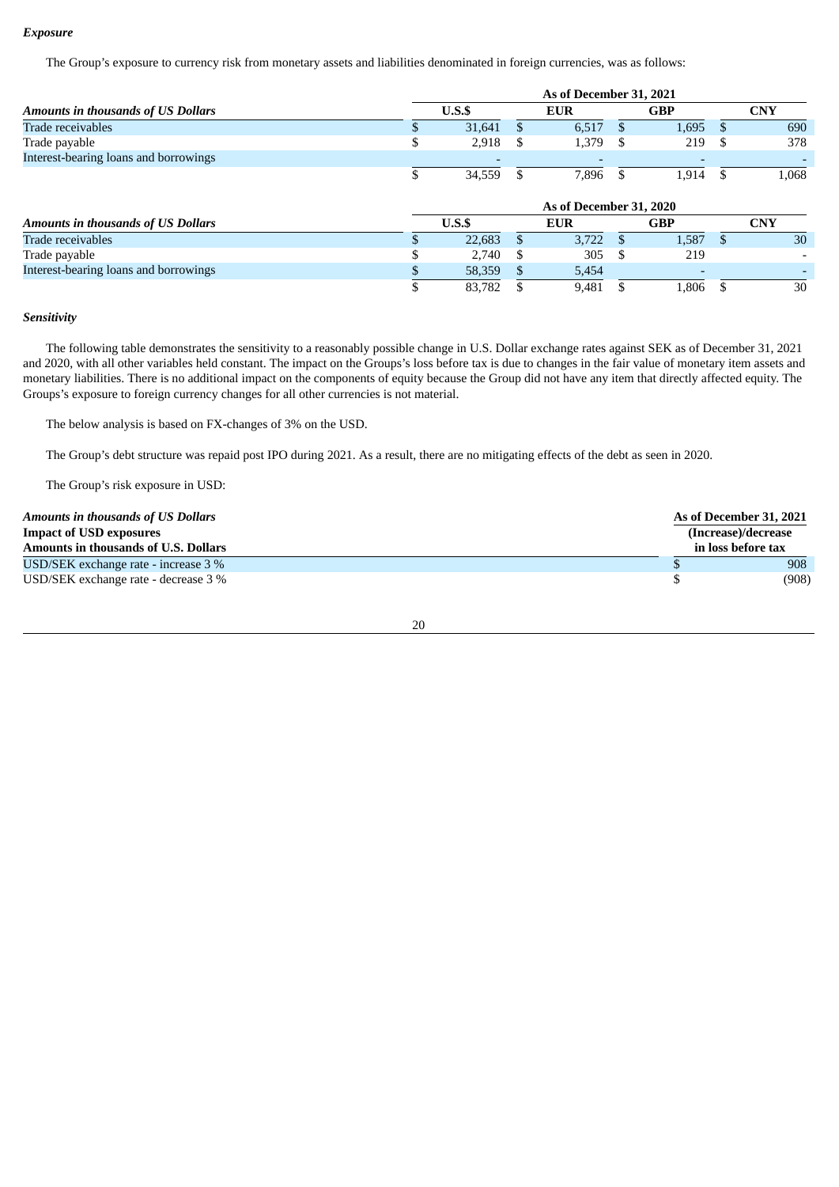***Exposure***

The Group's exposure to currency risk from monetary assets and liabilities denominated in foreign currencies, was as follows:

| | As of December 31, 2021 | | | |
|---|---|---|---|---|
| ***Amounts in thousands of US Dollars*** | **U.S.$** | **EUR** | **GBP** | **CNY** |
| Trade receivables | $ 31,641 | $ 6,517 | $ 1,695 | $ 690 |
| Trade payable | $ 2,918 | $ 1,379 | $ 219 | $ 378 |
| Interest-bearing loans and borrowings | - | - | - | - |
| | $ 34,559 | $ 7,896 | $ 1,914 | $ 1,068 |

| | As of December 31, 2020 | | | |
|---|---|---|---|---|
| ***Amounts in thousands of US Dollars*** | **U.S.$** | **EUR** | **GBP** | **CNY** |
| Trade receivables | $ 22,683 | $ 3,722 | $ 1,587 | $ 30 |
| Trade payable | $ 2,740 | $ 305 | $ 219 | - |
| Interest-bearing loans and borrowings | $ 58,359 | $ 5,454 | - | - |
| | $ 83,782 | $ 9,481 | $ 1,806 | $ 30 |

***Sensitivity***

The following table demonstrates the sensitivity to a reasonably possible change in U.S. Dollar exchange rates against SEK as of December 31, 2021 and 2020, with all other variables held constant. The impact on the Groups's loss before tax is due to changes in the fair value of monetary item assets and monetary liabilities. There is no additional impact on the components of equity because the Group did not have any item that directly affected equity. The Groups's exposure to foreign currency changes for all other currencies is not material.

The below analysis is based on FX-changes of 3% on the USD.

The Group's debt structure was repaid post IPO during 2021. As a result, there are no mitigating effects of the debt as seen in 2020.

The Group's risk exposure in USD:

| ***Amounts in thousands of US Dollars*** | **As of December 31, 2021** |
|---|---|
| **Impact of USD exposures** | **(Increase)/decrease** |
| **Amounts in thousands of U.S. Dollars** | **in loss before tax** |
| USD/SEK exchange rate - increase 3 % | $ 908 |
| USD/SEK exchange rate - decrease 3 % | $ (908) |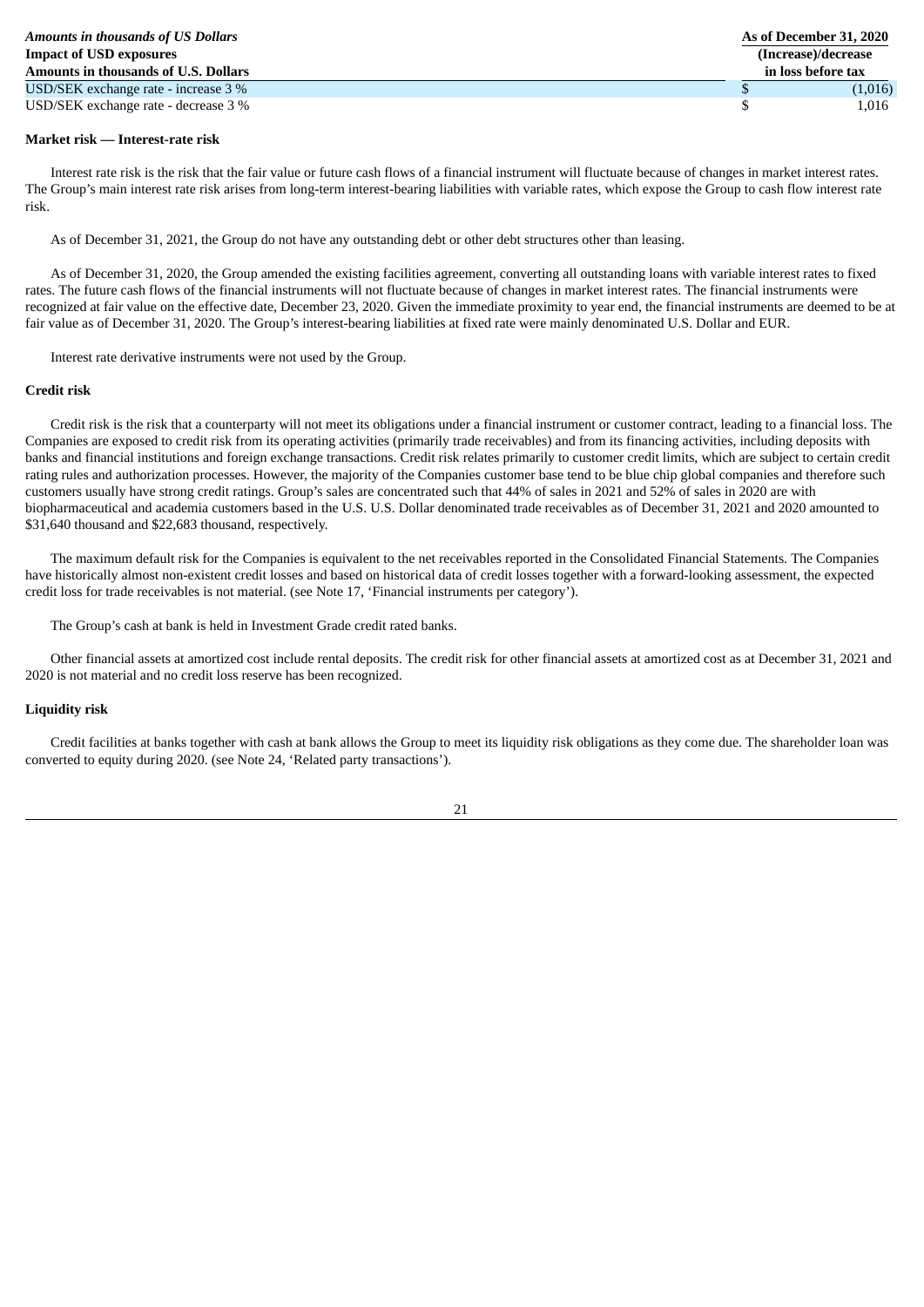| *Amounts in thousands of US Dollars* | As of December 31, 2020 |
|---|---|
| **Impact of USD exposures** | **(Increase)/decrease** |
| **Amounts in thousands of U.S. Dollars** | **in loss before tax** |
| USD/SEK exchange rate - increase 3 % | $ (1,016) |
| USD/SEK exchange rate - decrease 3 % | $ 1,016 |

**Market risk — Interest-rate risk**

Interest rate risk is the risk that the fair value or future cash flows of a financial instrument will fluctuate because of changes in market interest rates. The Group's main interest rate risk arises from long-term interest-bearing liabilities with variable rates, which expose the Group to cash flow interest rate risk.

As of December 31, 2021, the Group do not have any outstanding debt or other debt structures other than leasing.

As of December 31, 2020, the Group amended the existing facilities agreement, converting all outstanding loans with variable interest rates to fixed rates. The future cash flows of the financial instruments will not fluctuate because of changes in market interest rates. The financial instruments were recognized at fair value on the effective date, December 23, 2020. Given the immediate proximity to year end, the financial instruments are deemed to be at fair value as of December 31, 2020. The Group's interest-bearing liabilities at fixed rate were mainly denominated U.S. Dollar and EUR.

Interest rate derivative instruments were not used by the Group.

**Credit risk**

Credit risk is the risk that a counterparty will not meet its obligations under a financial instrument or customer contract, leading to a financial loss. The Companies are exposed to credit risk from its operating activities (primarily trade receivables) and from its financing activities, including deposits with banks and financial institutions and foreign exchange transactions. Credit risk relates primarily to customer credit limits, which are subject to certain credit rating rules and authorization processes. However, the majority of the Companies customer base tend to be blue chip global companies and therefore such customers usually have strong credit ratings. Group's sales are concentrated such that 44% of sales in 2021 and 52% of sales in 2020 are with biopharmaceutical and academia customers based in the U.S. U.S. Dollar denominated trade receivables as of December 31, 2021 and 2020 amounted to $31,640 thousand and $22,683 thousand, respectively.

The maximum default risk for the Companies is equivalent to the net receivables reported in the Consolidated Financial Statements. The Companies have historically almost non-existent credit losses and based on historical data of credit losses together with a forward-looking assessment, the expected credit loss for trade receivables is not material. (see Note 17, 'Financial instruments per category').

The Group's cash at bank is held in Investment Grade credit rated banks.

Other financial assets at amortized cost include rental deposits. The credit risk for other financial assets at amortized cost as at December 31, 2021 and 2020 is not material and no credit loss reserve has been recognized.

**Liquidity risk**

Credit facilities at banks together with cash at bank allows the Group to meet its liquidity risk obligations as they come due. The shareholder loan was converted to equity during 2020. (see Note 24, 'Related party transactions').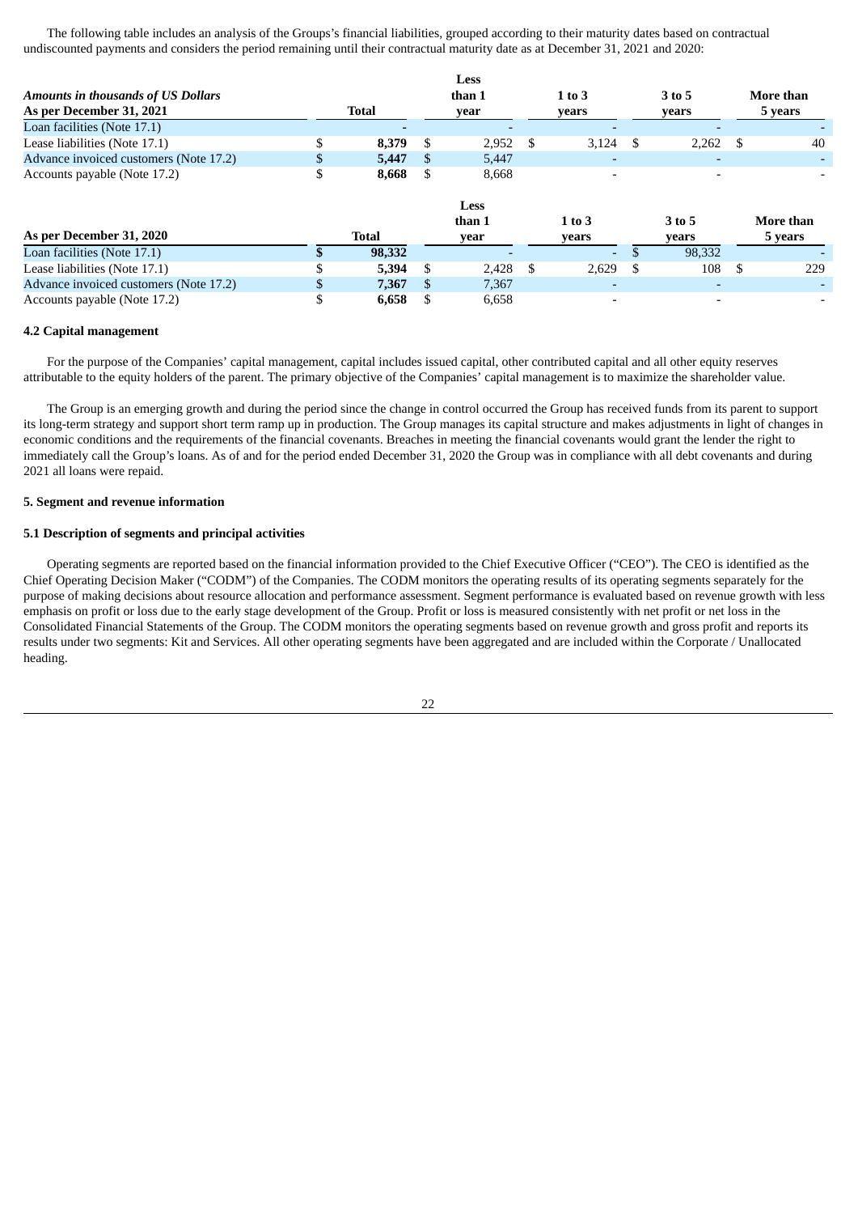The following table includes an analysis of the Groups's financial liabilities, grouped according to their maturity dates based on contractual undiscounted payments and considers the period remaining until their contractual maturity date as at December 31, 2021 and 2020:

| *Amounts in thousands of US Dollars* **As per December 31, 2021** | **Total** | **Less than 1 year** | **1 to 3 years** | **3 to 5 years** | **More than 5 years** |
|---|---|---|---|---|---|
| Loan facilities (Note 17.1) | - | - | - | - | - |
| Lease liabilities (Note 17.1) | $ **8,379** | $ 2,952 | $ 3,124 | $ 2,262 | $ 40 |
| Advance invoiced customers (Note 17.2) | $ **5,447** | $ 5,447 | - | - | - |
| Accounts payable (Note 17.2) | $ **8,668** | $ 8,668 | - | - | - |

| **As per December 31, 2020** | **Total** | **Less than 1 year** | **1 to 3 years** | **3 to 5 years** | **More than 5 years** |
|---|---|---|---|---|---|
| Loan facilities (Note 17.1) | **$ 98,332** | - | - | $ 98,332 | - |
| Lease liabilities (Note 17.1) | $ **5,394** | $ 2,428 | $ 2,629 | $ 108 | $ 229 |
| Advance invoiced customers (Note 17.2) | $ **7,367** | $ 7,367 | - | - | - |
| Accounts payable (Note 17.2) | $ **6,658** | $ 6,658 | - | - | - |

### 4.2 Capital management

For the purpose of the Companies' capital management, capital includes issued capital, other contributed capital and all other equity reserves attributable to the equity holders of the parent. The primary objective of the Companies' capital management is to maximize the shareholder value.

The Group is an emerging growth and during the period since the change in control occurred the Group has received funds from its parent to support its long-term strategy and support short term ramp up in production. The Group manages its capital structure and makes adjustments in light of changes in economic conditions and the requirements of the financial covenants. Breaches in meeting the financial covenants would grant the lender the right to immediately call the Group's loans. As of and for the period ended December 31, 2020 the Group was in compliance with all debt covenants and during 2021 all loans were repaid.

## 5. Segment and revenue information

### 5.1 Description of segments and principal activities

Operating segments are reported based on the financial information provided to the Chief Executive Officer ("CEO"). The CEO is identified as the Chief Operating Decision Maker ("CODM") of the Companies. The CODM monitors the operating results of its operating segments separately for the purpose of making decisions about resource allocation and performance assessment. Segment performance is evaluated based on revenue growth with less emphasis on profit or loss due to the early stage development of the Group. Profit or loss is measured consistently with net profit or net loss in the Consolidated Financial Statements of the Group. The CODM monitors the operating segments based on revenue growth and gross profit and reports its results under two segments: Kit and Services. All other operating segments have been aggregated and are included within the Corporate / Unallocated heading.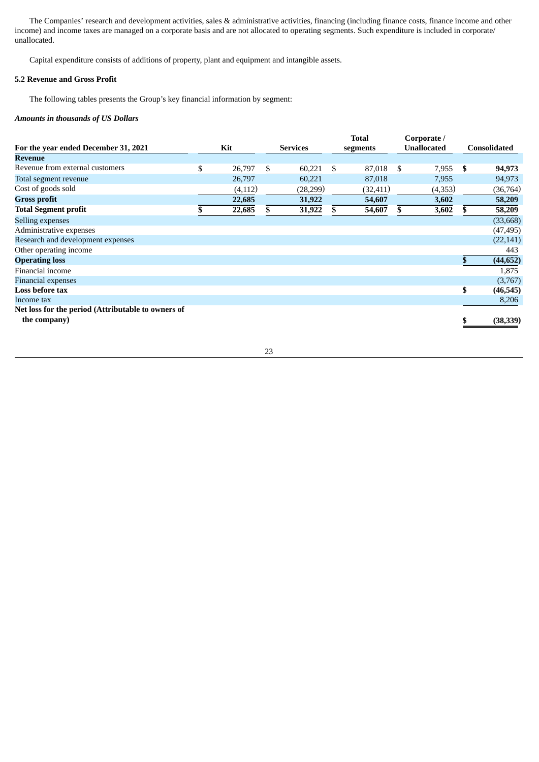The Companies' research and development activities, sales & administrative activities, financing (including finance costs, finance income and other income) and income taxes are managed on a corporate basis and are not allocated to operating segments. Such expenditure is included in corporate/ unallocated.

Capital expenditure consists of additions of property, plant and equipment and intangible assets.

### 5.2 Revenue and Gross Profit

The following tables presents the Group's key financial information by segment:

***Amounts in thousands of US Dollars***

| For the year ended December 31, 2021 | Kit | Services | Total segments | Corporate / Unallocated | Consolidated |
|---|---|---|---|---|---|
| **Revenue** | | | | | |
| Revenue from external customers | $ 26,797 | $ 60,221 | $ 87,018 | $ 7,955 | **$ 94,973** |
| Total segment revenue | 26,797 | 60,221 | 87,018 | 7,955 | 94,973 |
| Cost of goods sold | (4,112) | (28,299) | (32,411) | (4,353) | (36,764) |
| **Gross profit** | **22,685** | **31,922** | **54,607** | **3,602** | **58,209** |
| **Total Segment profit** | **$ 22,685** | **$ 31,922** | **$ 54,607** | **$ 3,602** | **$ 58,209** |
| Selling expenses | | | | | (33,668) |
| Administrative expenses | | | | | (47,495) |
| Research and development expenses | | | | | (22,141) |
| Other operating income | | | | | 443 |
| **Operating loss** | | | | | **$ (44,652)** |
| Financial income | | | | | 1,875 |
| Financial expenses | | | | | (3,767) |
| **Loss before tax** | | | | | **$ (46,545)** |
| Income tax | | | | | 8,206 |
| **Net loss for the period (Attributable to owners of the company)** | | | | | **$ (38,339)** |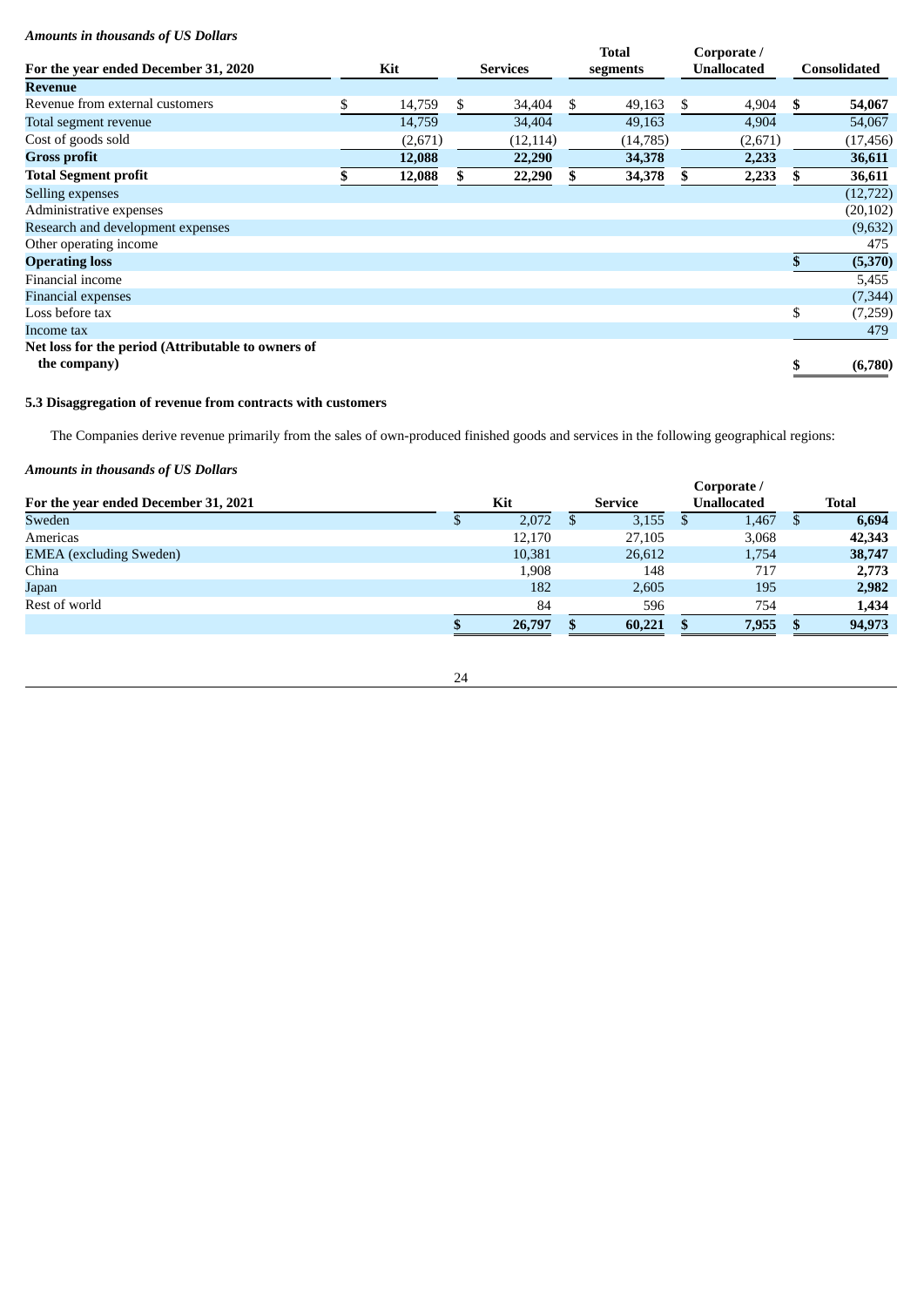*Amounts in thousands of US Dollars*

| For the year ended December 31, 2020 | Kit | Services | Total segments | Corporate / Unallocated | Consolidated |
|---|---|---|---|---|---|
| **Revenue** | | | | | |
| Revenue from external customers | $ 14,759 | $ 34,404 | $ 49,163 | $ 4,904 | **$ 54,067** |
| Total segment revenue | 14,759 | 34,404 | 49,163 | 4,904 | 54,067 |
| Cost of goods sold | (2,671) | (12,114) | (14,785) | (2,671) | (17,456) |
| **Gross profit** | **12,088** | **22,290** | **34,378** | **2,233** | **36,611** |
| **Total Segment profit** | **$ 12,088** | **$ 22,290** | **$ 34,378** | **$ 2,233** | **$ 36,611** |
| Selling expenses | | | | | (12,722) |
| Administrative expenses | | | | | (20,102) |
| Research and development expenses | | | | | (9,632) |
| Other operating income | | | | | 475 |
| **Operating loss** | | | | | **$ (5,370)** |
| Financial income | | | | | 5,455 |
| Financial expenses | | | | | (7,344) |
| Loss before tax | | | | | $ (7,259) |
| Income tax | | | | | 479 |
| **Net loss for the period (Attributable to owners of the company)** | | | | | **$ (6,780)** |

### 5.3 Disaggregation of revenue from contracts with customers

The Companies derive revenue primarily from the sales of own-produced finished goods and services in the following geographical regions:

*Amounts in thousands of US Dollars*

| For the year ended December 31, 2021 | Kit | Service | Corporate / Unallocated | Total |
|---|---|---|---|---|
| Sweden | $ 2,072 | $ 3,155 | $ 1,467 | $ **6,694** |
| Americas | 12,170 | 27,105 | 3,068 | **42,343** |
| EMEA (excluding Sweden) | 10,381 | 26,612 | 1,754 | **38,747** |
| China | 1,908 | 148 | 717 | **2,773** |
| Japan | 182 | 2,605 | 195 | **2,982** |
| Rest of world | 84 | 596 | 754 | **1,434** |
| | **$ 26,797** | **$ 60,221** | **$ 7,955** | **$ 94,973** |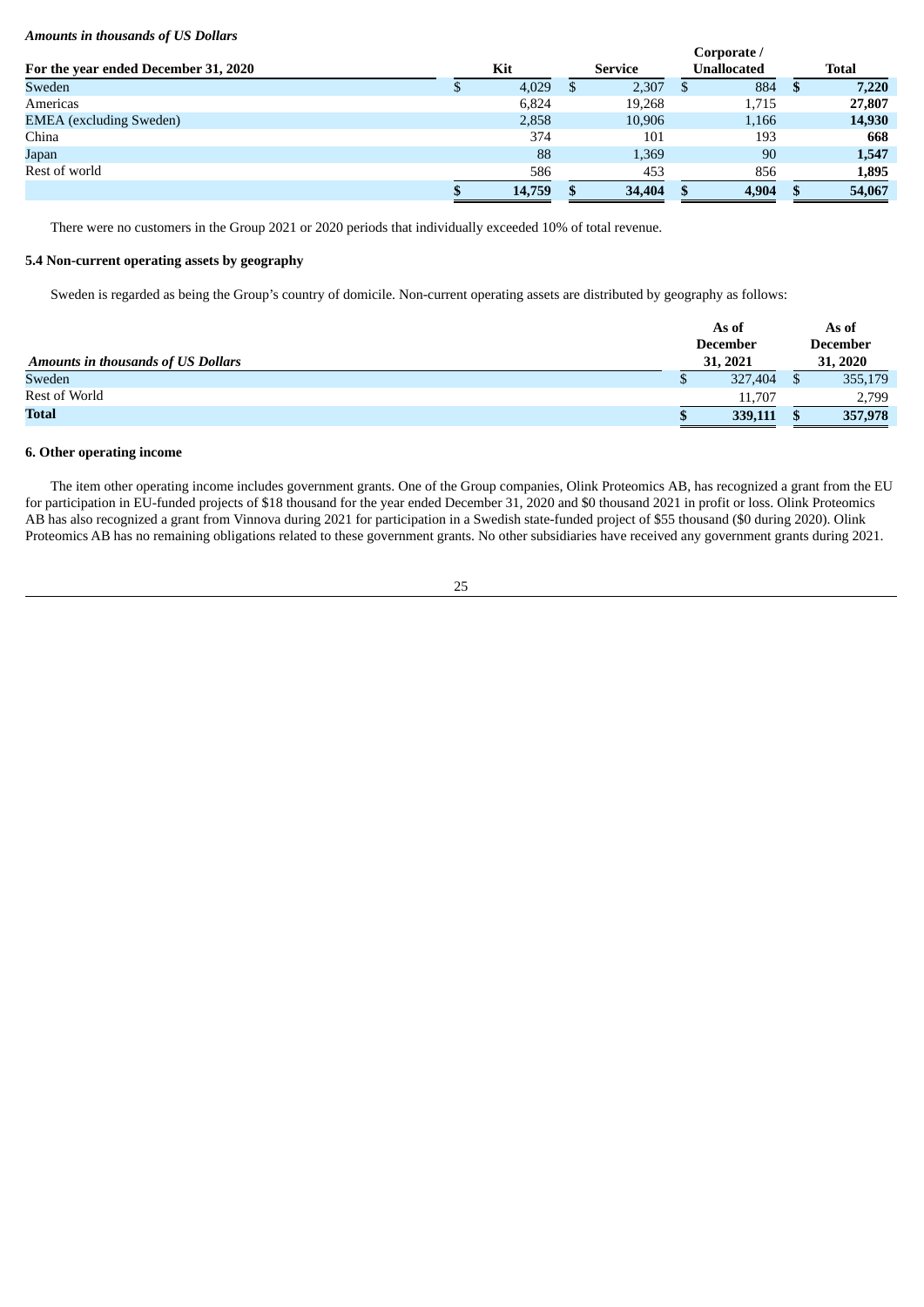*Amounts in thousands of US Dollars*

| For the year ended December 31, 2020 | Kit | Service | Corporate / Unallocated | Total |
|---|---|---|---|---|
| Sweden | $ 4,029 | $ 2,307 | $ 884 | **$ 7,220** |
| Americas | 6,824 | 19,268 | 1,715 | **27,807** |
| EMEA (excluding Sweden) | 2,858 | 10,906 | 1,166 | **14,930** |
| China | 374 | 101 | 193 | **668** |
| Japan | 88 | 1,369 | 90 | **1,547** |
| Rest of world | 586 | 453 | 856 | **1,895** |
| | **$ 14,759** | **$ 34,404** | **$ 4,904** | **$ 54,067** |

There were no customers in the Group 2021 or 2020 periods that individually exceeded 10% of total revenue.

### 5.4 Non-current operating assets by geography

Sweden is regarded as being the Group's country of domicile. Non-current operating assets are distributed by geography as follows:

| *Amounts in thousands of US Dollars* | As of December 31, 2021 | As of December 31, 2020 |
|---|---|---|
| Sweden | $ 327,404 | $ 355,179 |
| Rest of World | 11,707 | 2,799 |
| **Total** | **$ 339,111** | **$ 357,978** |

## 6. Other operating income

The item other operating income includes government grants. One of the Group companies, Olink Proteomics AB, has recognized a grant from the EU for participation in EU-funded projects of $18 thousand for the year ended December 31, 2020 and $0 thousand 2021 in profit or loss. Olink Proteomics AB has also recognized a grant from Vinnova during 2021 for participation in a Swedish state-funded project of $55 thousand ($0 during 2020). Olink Proteomics AB has no remaining obligations related to these government grants. No other subsidiaries have received any government grants during 2021.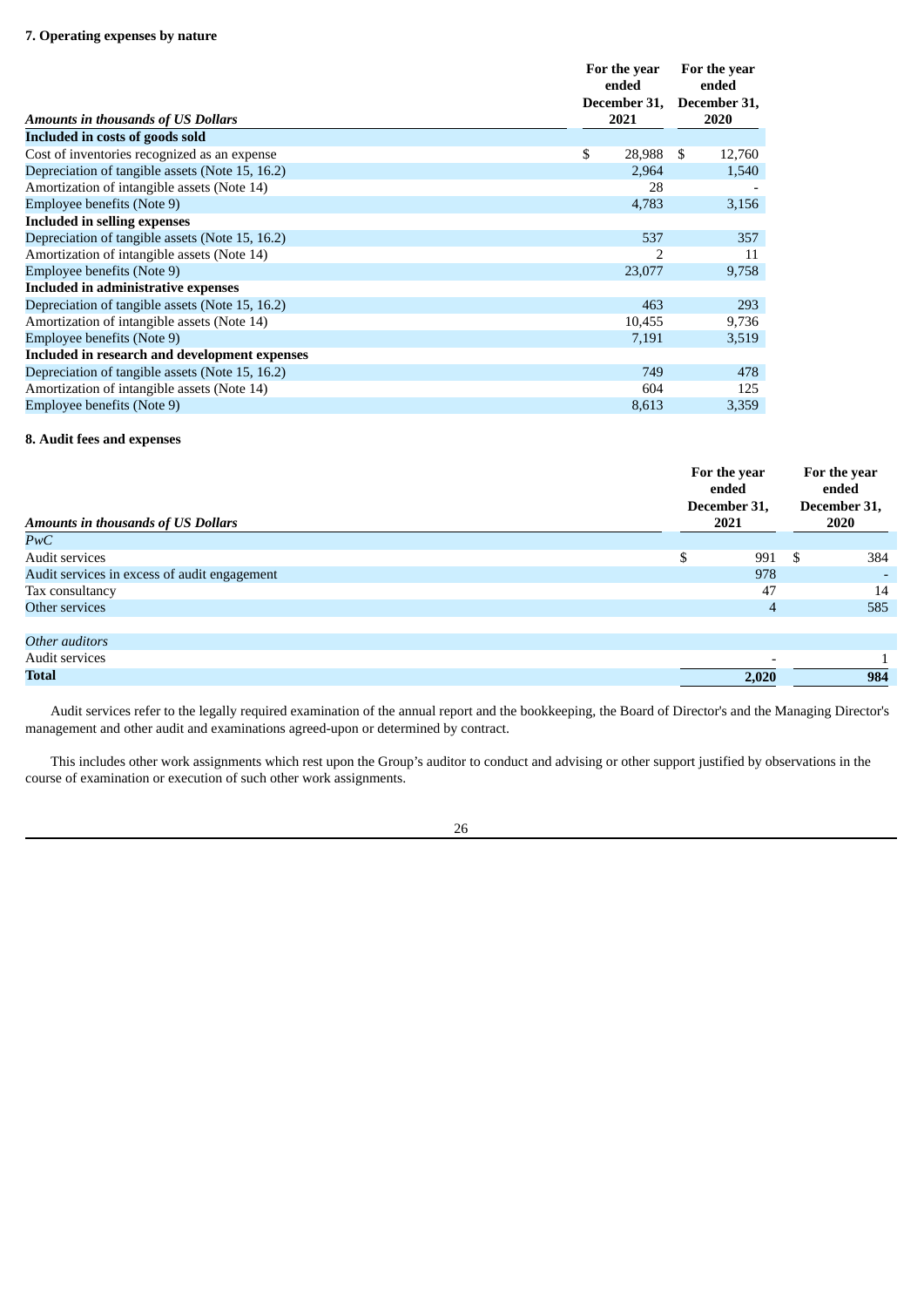### 7. Operating expenses by nature

| *Amounts in thousands of US Dollars* | For the year ended December 31, 2021 | For the year ended December 31, 2020 |
|---|---|---|
| **Included in costs of goods sold** | | |
| Cost of inventories recognized as an expense | $ 28,988 | $ 12,760 |
| Depreciation of tangible assets (Note 15, 16.2) | 2,964 | 1,540 |
| Amortization of intangible assets (Note 14) | 28 | - |
| Employee benefits (Note 9) | 4,783 | 3,156 |
| **Included in selling expenses** | | |
| Depreciation of tangible assets (Note 15, 16.2) | 537 | 357 |
| Amortization of intangible assets (Note 14) | 2 | 11 |
| Employee benefits (Note 9) | 23,077 | 9,758 |
| **Included in administrative expenses** | | |
| Depreciation of tangible assets (Note 15, 16.2) | 463 | 293 |
| Amortization of intangible assets (Note 14) | 10,455 | 9,736 |
| Employee benefits (Note 9) | 7,191 | 3,519 |
| **Included in research and development expenses** | | |
| Depreciation of tangible assets (Note 15, 16.2) | 749 | 478 |
| Amortization of intangible assets (Note 14) | 604 | 125 |
| Employee benefits (Note 9) | 8,613 | 3,359 |

### 8. Audit fees and expenses

| *Amounts in thousands of US Dollars* | For the year ended December 31, 2021 | For the year ended December 31, 2020 |
|---|---|---|
| *PwC* | | |
| Audit services | $ 991 | $ 384 |
| Audit services in excess of audit engagement | 978 | - |
| Tax consultancy | 47 | 14 |
| Other services | 4 | 585 |
| | | |
| *Other auditors* | | |
| Audit services | - | 1 |
| **Total** | **2,020** | **984** |

Audit services refer to the legally required examination of the annual report and the bookkeeping, the Board of Director's and the Managing Director's management and other audit and examinations agreed-upon or determined by contract.

This includes other work assignments which rest upon the Group's auditor to conduct and advising or other support justified by observations in the course of examination or execution of such other work assignments.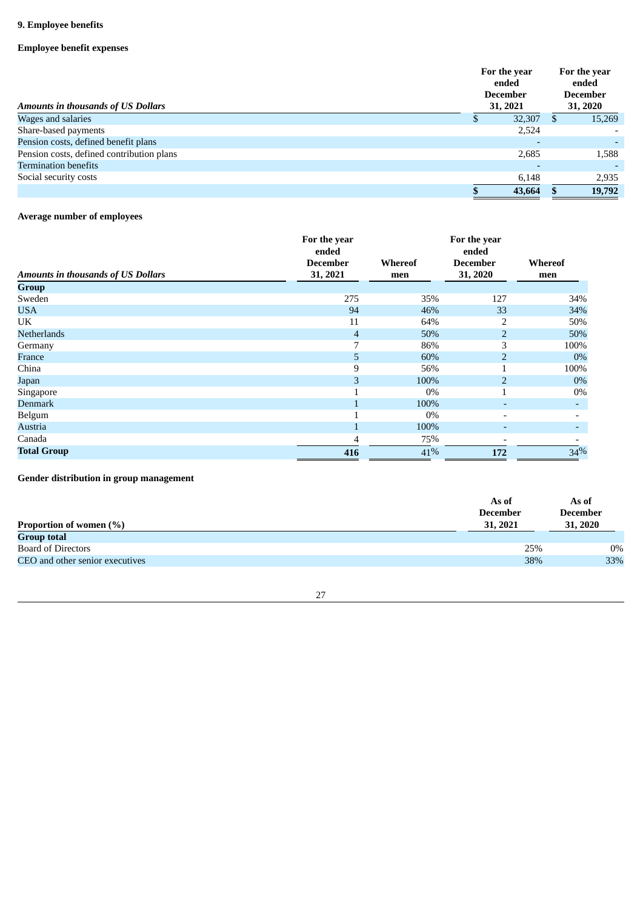## 9. Employee benefits

### Employee benefit expenses

| *Amounts in thousands of US Dollars* | For the year ended December 31, 2021 | For the year ended December 31, 2020 |
|---|---|---|
| Wages and salaries | $ 32,307 | $ 15,269 |
| Share-based payments | 2,524 | - |
| Pension costs, defined benefit plans | - | - |
| Pension costs, defined contribution plans | 2,685 | 1,588 |
| Termination benefits | - | - |
| Social security costs | 6,148 | 2,935 |
| | **$ 43,664** | **$ 19,792** |

### Average number of employees

| *Amounts in thousands of US Dollars* | For the year ended December 31, 2021 | Whereof men | For the year ended December 31, 2020 | Whereof men |
|---|---|---|---|---|
| **Group** | | | | |
| Sweden | 275 | 35% | 127 | 34% |
| USA | 94 | 46% | 33 | 34% |
| UK | 11 | 64% | 2 | 50% |
| Netherlands | 4 | 50% | 2 | 50% |
| Germany | 7 | 86% | 3 | 100% |
| France | 5 | 60% | 2 | 0% |
| China | 9 | 56% | 1 | 100% |
| Japan | 3 | 100% | 2 | 0% |
| Singapore | 1 | 0% | 1 | 0% |
| Denmark | 1 | 100% | - | - |
| Belgum | 1 | 0% | - | - |
| Austria | 1 | 100% | - | - |
| Canada | 4 | 75% | - | - |
| **Total Group** | **416** | 41% | **172** | 34% |

### Gender distribution in group management

| **Proportion of women (%)** | As of December 31, 2021 | As of December 31, 2020 |
|---|---|---|
| **Group total** | | |
| Board of Directors | 25% | 0% |
| CEO and other senior executives | 38% | 33% |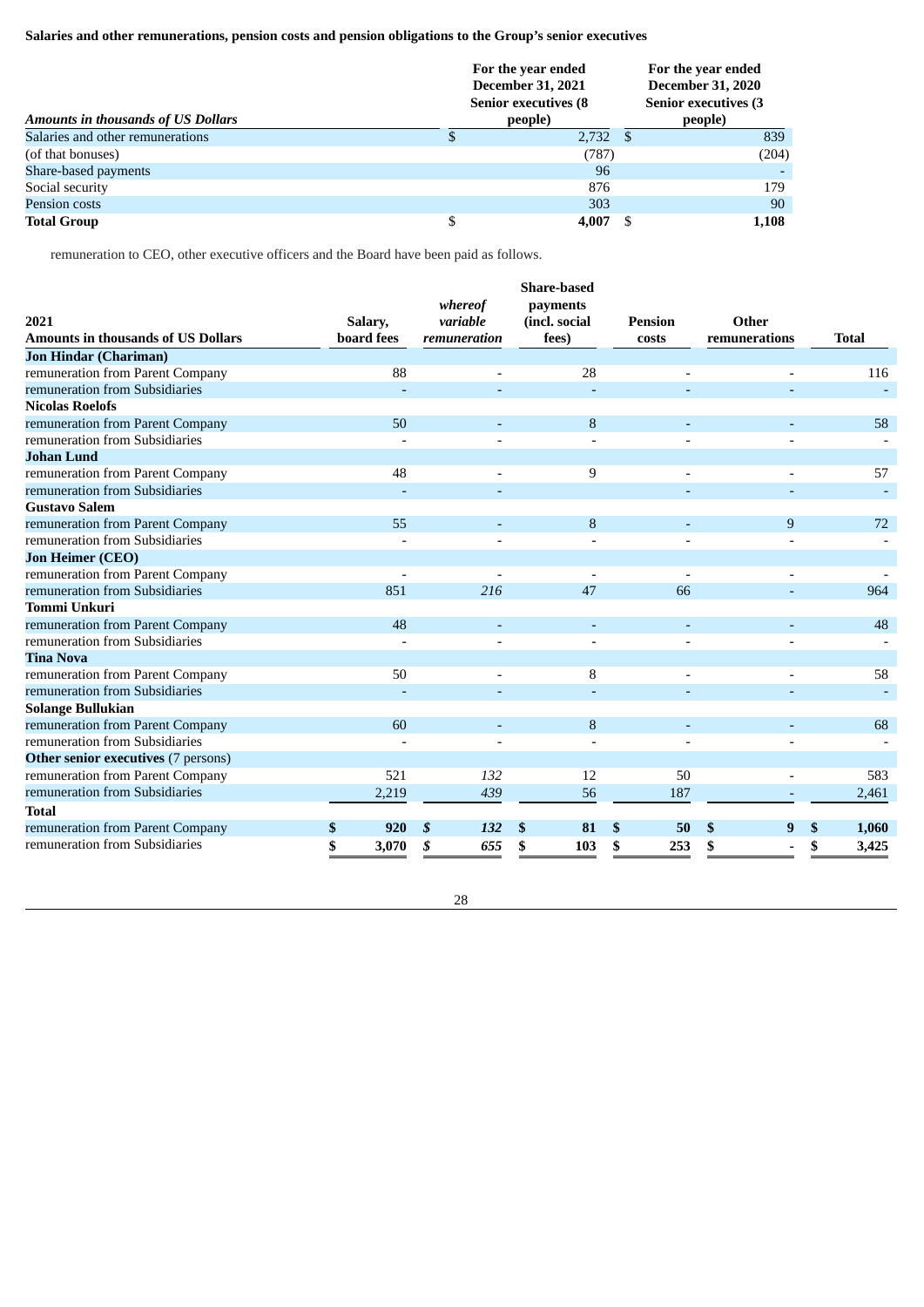**Salaries and other remunerations, pension costs and pension obligations to the Group's senior executives**

| *Amounts in thousands of US Dollars* | For the year ended December 31, 2021 Senior executives (8 people) | For the year ended December 31, 2020 Senior executives (3 people) |
|---|---|---|
| Salaries and other remunerations | $ 2,732 | $ 839 |
| (of that bonuses) | (787) | (204) |
| Share-based payments | 96 | - |
| Social security | 876 | 179 |
| Pension costs | 303 | 90 |
| **Total Group** | **$ 4,007** | **$ 1,108** |

remuneration to CEO, other executive officers and the Board have been paid as follows.

| 2021<br>**Amounts in thousands of US Dollars** | Salary, board fees | *whereof variable remuneration* | Share-based payments (incl. social fees) | Pension costs | Other remunerations | Total |
|---|---|---|---|---|---|---|
| **Jon Hindar (Chariman)** | | | | | | |
| remuneration from Parent Company | 88 | - | 28 | - | - | 116 |
| remuneration from Subsidiaries | - | - | - | - | - | - |
| **Nicolas Roelofs** | | | | | | |
| remuneration from Parent Company | 50 | - | 8 | - | - | 58 |
| remuneration from Subsidiaries | - | - | - | - | - | - |
| **Johan Lund** | | | | | | |
| remuneration from Parent Company | 48 | - | 9 | - | - | 57 |
| remuneration from Subsidiaries | - | - | | - | - | - |
| **Gustavo Salem** | | | | | | |
| remuneration from Parent Company | 55 | - | 8 | - | 9 | 72 |
| remuneration from Subsidiaries | - | - | - | - | - | - |
| **Jon Heimer (CEO)** | | | | | | |
| remuneration from Parent Company | - | - | - | - | - | - |
| remuneration from Subsidiaries | 851 | *216* | 47 | 66 | - | 964 |
| **Tommi Unkuri** | | | | | | |
| remuneration from Parent Company | 48 | - | - | - | - | 48 |
| remuneration from Subsidiaries | - | - | - | - | - | - |
| **Tina Nova** | | | | | | |
| remuneration from Parent Company | 50 | - | 8 | - | - | 58 |
| remuneration from Subsidiaries | - | - | - | - | - | - |
| **Solange Bullukian** | | | | | | |
| remuneration from Parent Company | 60 | - | 8 | - | - | 68 |
| remuneration from Subsidiaries | - | - | - | - | - | - |
| **Other senior executives** (7 persons) | | | | | | |
| remuneration from Parent Company | 521 | *132* | 12 | 50 | - | 583 |
| remuneration from Subsidiaries | 2,219 | *439* | 56 | 187 | - | 2,461 |
| **Total** | | | | | | |
| remuneration from Parent Company | **$ 920** | ***$ 132*** | **$ 81** | **$ 50** | **$ 9** | **$ 1,060** |
| remuneration from Subsidiaries | **$ 3,070** | ***$ 655*** | **$ 103** | **$ 253** | **$ -** | **$ 3,425** |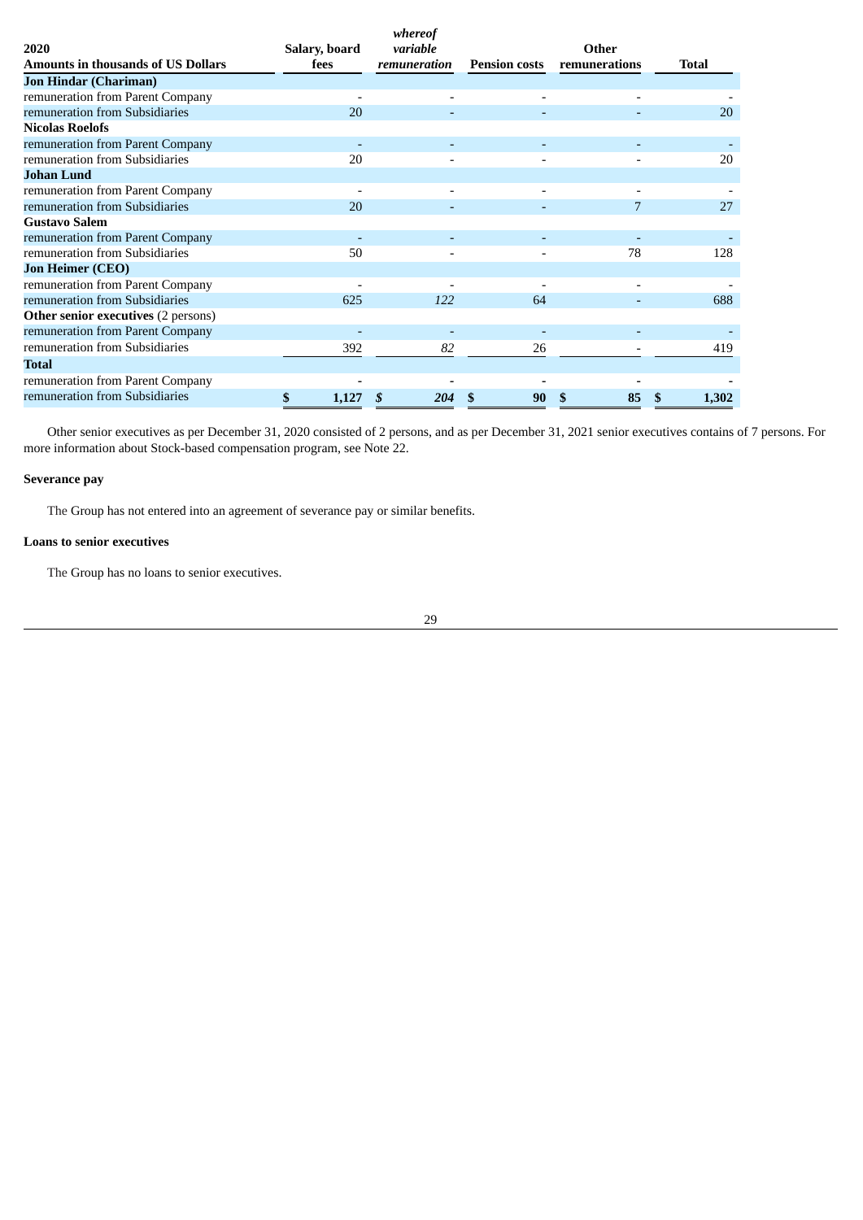| 2020<br>Amounts in thousands of US Dollars | Salary, board fees | *whereof variable remuneration* | Pension costs | Other remunerations | Total |
|---|---|---|---|---|---|
| **Jon Hindar (Chariman)** | | | | | |
| remuneration from Parent Company | - | - | - | - | - |
| remuneration from Subsidiaries | 20 | - | - | - | 20 |
| **Nicolas Roelofs** | | | | | |
| remuneration from Parent Company | - | - | - | - | - |
| remuneration from Subsidiaries | 20 | - | - | - | 20 |
| **Johan Lund** | | | | | |
| remuneration from Parent Company | - | - | - | - | - |
| remuneration from Subsidiaries | 20 | - | - | 7 | 27 |
| **Gustavo Salem** | | | | | |
| remuneration from Parent Company | - | - | - | - | - |
| remuneration from Subsidiaries | 50 | - | - | 78 | 128 |
| **Jon Heimer (CEO)** | | | | | |
| remuneration from Parent Company | - | - | - | - | - |
| remuneration from Subsidiaries | 625 | *122* | 64 | - | 688 |
| **Other senior executives** (2 persons) | | | | | |
| remuneration from Parent Company | - | - | - | - | - |
| remuneration from Subsidiaries | 392 | *82* | 26 | - | 419 |
| **Total** | | | | | |
| remuneration from Parent Company | - | - | - | - | - |
| remuneration from Subsidiaries | **$ 1,127** | ***$ 204*** | **$ 90** | **$ 85** | **$ 1,302** |

Other senior executives as per December 31, 2020 consisted of 2 persons, and as per December 31, 2021 senior executives contains of 7 persons. For more information about Stock-based compensation program, see Note 22.

**Severance pay**

The Group has not entered into an agreement of severance pay or similar benefits.

**Loans to senior executives**

The Group has no loans to senior executives.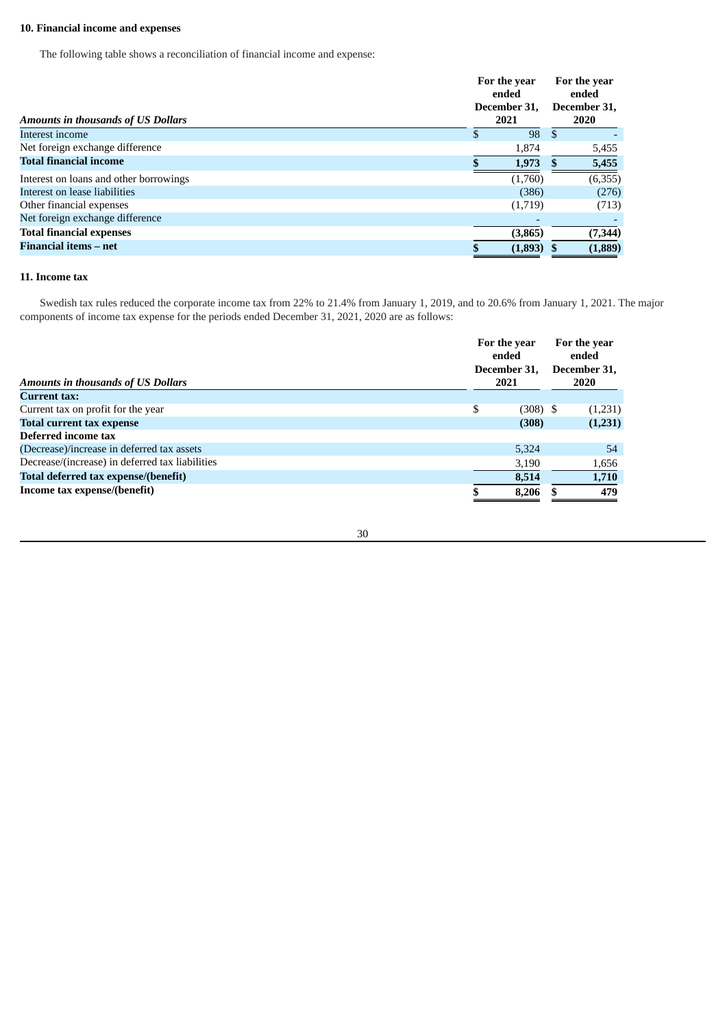### 10. Financial income and expenses

The following table shows a reconciliation of financial income and expense:

| *Amounts in thousands of US Dollars* | For the year ended December 31, 2021 | For the year ended December 31, 2020 |
|---|---|---|
| Interest income | $ 98 | $ - |
| Net foreign exchange difference | 1,874 | 5,455 |
| **Total financial income** | **$ 1,973** | **$ 5,455** |
| Interest on loans and other borrowings | (1,760) | (6,355) |
| Interest on lease liabilities | (386) | (276) |
| Other financial expenses | (1,719) | (713) |
| Net foreign exchange difference | - | - |
| **Total financial expenses** | **(3,865)** | **(7,344)** |
| **Financial items – net** | **$ (1,893)** | **$ (1,889)** |

### 11. Income tax

Swedish tax rules reduced the corporate income tax from 22% to 21.4% from January 1, 2019, and to 20.6% from January 1, 2021. The major components of income tax expense for the periods ended December 31, 2021, 2020 are as follows:

| *Amounts in thousands of US Dollars* | For the year ended December 31, 2021 | For the year ended December 31, 2020 |
|---|---|---|
| **Current tax:** | | |
| Current tax on profit for the year | $ (308) | $ (1,231) |
| **Total current tax expense** | **(308)** | **(1,231)** |
| **Deferred income tax** | | |
| (Decrease)/increase in deferred tax assets | 5,324 | 54 |
| Decrease/(increase) in deferred tax liabilities | 3,190 | 1,656 |
| **Total deferred tax expense/(benefit)** | **8,514** | **1,710** |
| **Income tax expense/(benefit)** | **$ 8,206** | **$ 479** |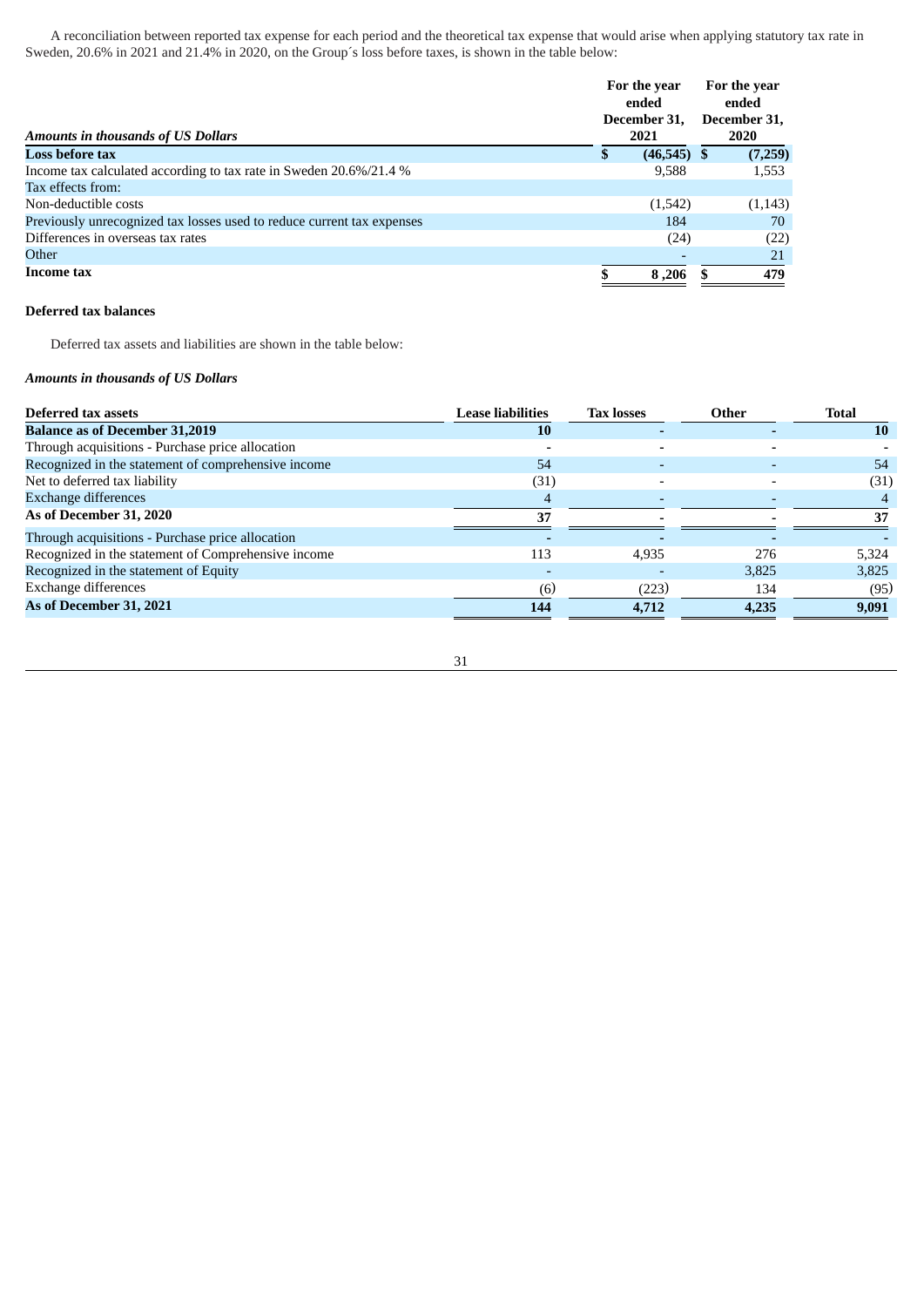A reconciliation between reported tax expense for each period and the theoretical tax expense that would arise when applying statutory tax rate in Sweden, 20.6% in 2021 and 21.4% in 2020, on the Group´s loss before taxes, is shown in the table below:

| *Amounts in thousands of US Dollars* | For the year ended December 31, 2021 | For the year ended December 31, 2020 |
|---|---|---|
| **Loss before tax** | **$ (46,545)** | **$ (7,259)** |
| Income tax calculated according to tax rate in Sweden 20.6%/21.4 % | 9,588 | 1,553 |
| Tax effects from: | | |
| Non-deductible costs | (1,542) | (1,143) |
| Previously unrecognized tax losses used to reduce current tax expenses | 184 | 70 |
| Differences in overseas tax rates | (24) | (22) |
| Other | - | 21 |
| **Income tax** | **$ 8,206** | **$ 479** |

**Deferred tax balances**

Deferred tax assets and liabilities are shown in the table below:

***Amounts in thousands of US Dollars***

| Deferred tax assets | Lease liabilities | Tax losses | Other | Total |
|---|---|---|---|---|
| **Balance as of December 31,2019** | **10** | - | - | **10** |
| Through acquisitions - Purchase price allocation | - | - | - | - |
| Recognized in the statement of comprehensive income | 54 | - | - | 54 |
| Net to deferred tax liability | (31) | - | - | (31) |
| Exchange differences | 4 | - | - | 4 |
| **As of December 31, 2020** | **37** | - | - | **37** |
| Through acquisitions - Purchase price allocation | - | - | - | - |
| Recognized in the statement of Comprehensive income | 113 | 4,935 | 276 | 5,324 |
| Recognized in the statement of Equity | - | - | 3,825 | 3,825 |
| Exchange differences | (6) | (223) | 134 | (95) |
| **As of December 31, 2021** | **144** | **4,712** | **4,235** | **9,091** |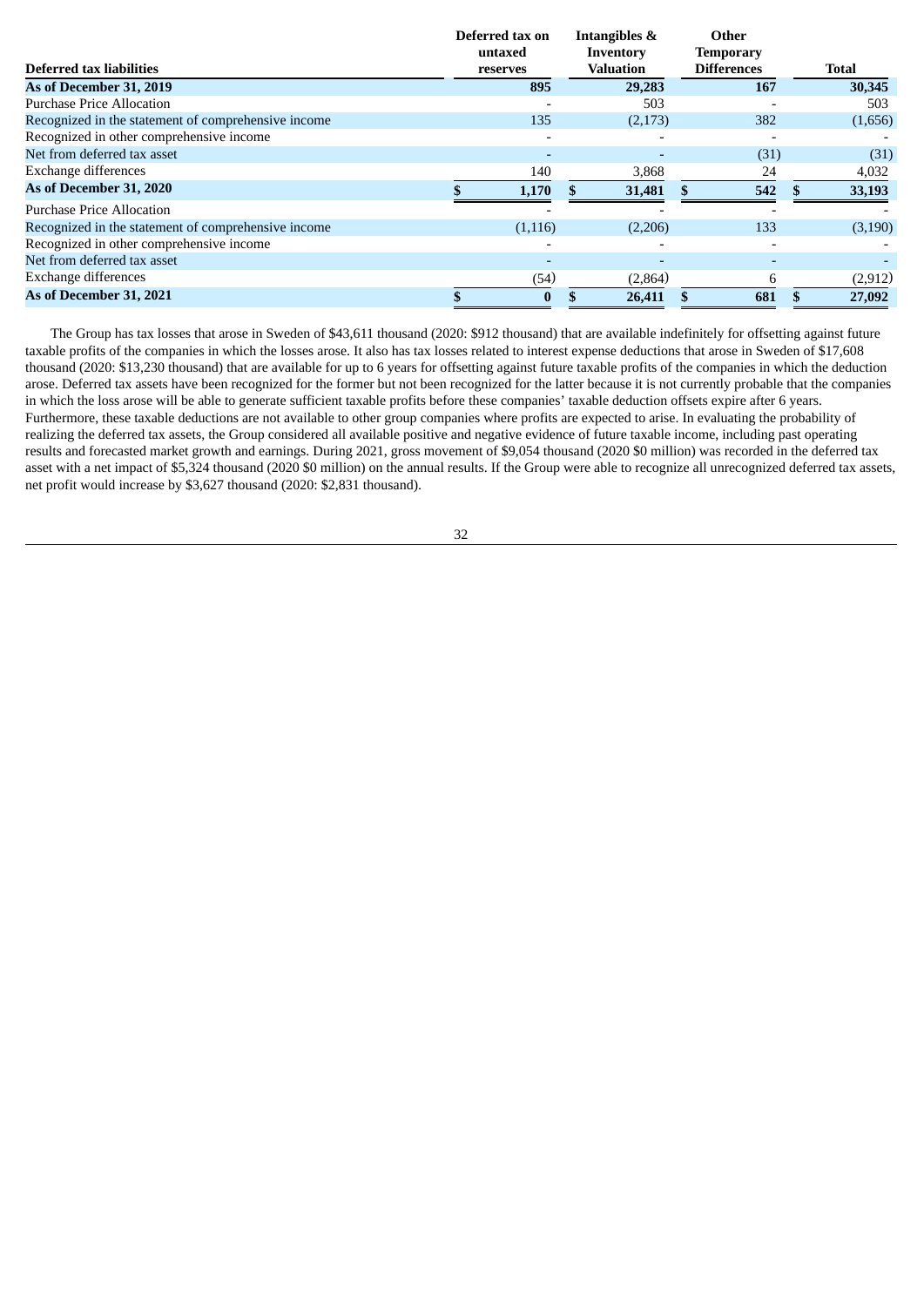| Deferred tax liabilities | Deferred tax on untaxed reserves | Intangibles & Inventory Valuation | Other Temporary Differences | Total |
|---|---|---|---|---|
| **As of December 31, 2019** | **895** | **29,283** | **167** | **30,345** |
| Purchase Price Allocation | - | 503 | - | 503 |
| Recognized in the statement of comprehensive income | 135 | (2,173) | 382 | (1,656) |
| Recognized in other comprehensive income | - | - | - | - |
| Net from deferred tax asset | - | - | (31) | (31) |
| Exchange differences | 140 | 3,868 | 24 | 4,032 |
| **As of December 31, 2020** | **$ 1,170** | **$ 31,481** | **$ 542** | **$ 33,193** |
| Purchase Price Allocation | - | - | - | - |
| Recognized in the statement of comprehensive income | (1,116) | (2,206) | 133 | (3,190) |
| Recognized in other comprehensive income | - | - | - | - |
| Net from deferred tax asset | - | - | - | - |
| Exchange differences | (54) | (2,864) | 6 | (2,912) |
| **As of December 31, 2021** | **$ 0** | **$ 26,411** | **$ 681** | **$ 27,092** |

The Group has tax losses that arose in Sweden of $43,611 thousand (2020: $912 thousand) that are available indefinitely for offsetting against future taxable profits of the companies in which the losses arose. It also has tax losses related to interest expense deductions that arose in Sweden of $17,608 thousand (2020: $13,230 thousand) that are available for up to 6 years for offsetting against future taxable profits of the companies in which the deduction arose. Deferred tax assets have been recognized for the former but not been recognized for the latter because it is not currently probable that the companies in which the loss arose will be able to generate sufficient taxable profits before these companies' taxable deduction offsets expire after 6 years. Furthermore, these taxable deductions are not available to other group companies where profits are expected to arise. In evaluating the probability of realizing the deferred tax assets, the Group considered all available positive and negative evidence of future taxable income, including past operating results and forecasted market growth and earnings. During 2021, gross movement of $9,054 thousand (2020 $0 million) was recorded in the deferred tax asset with a net impact of $5,324 thousand (2020 $0 million) on the annual results. If the Group were able to recognize all unrecognized deferred tax assets, net profit would increase by $3,627 thousand (2020: $2,831 thousand).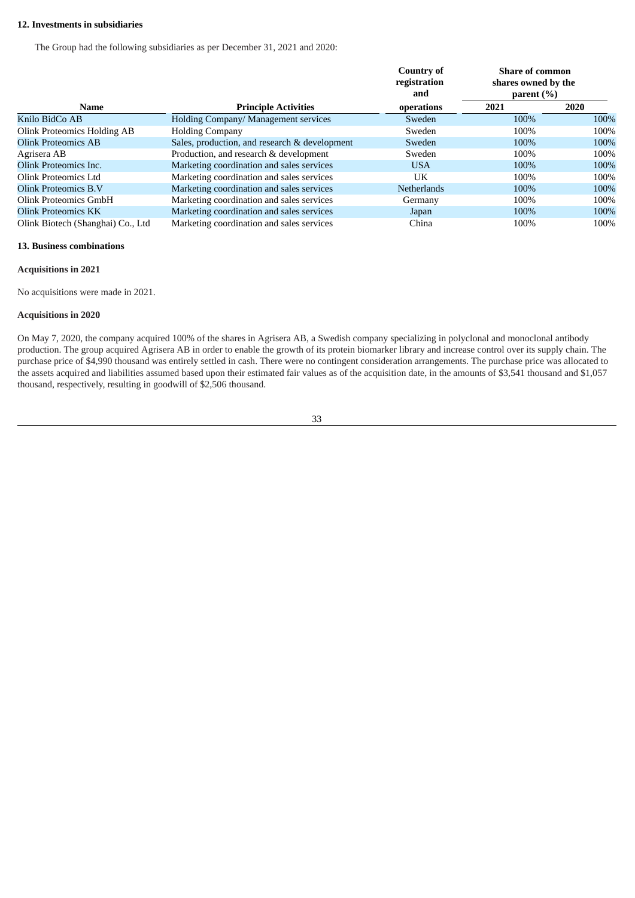### 12. Investments in subsidiaries

The Group had the following subsidiaries as per December 31, 2021 and 2020:

| Name | Principle Activities | Country of registration and operations | Share of common shares owned by the parent (%) | |
|---|---|---|---|---|
| | | | 2021 | 2020 |
| Knilo BidCo AB | Holding Company/ Management services | Sweden | 100% | 100% |
| Olink Proteomics Holding AB | Holding Company | Sweden | 100% | 100% |
| Olink Proteomics AB | Sales, production, and research & development | Sweden | 100% | 100% |
| Agrisera AB | Production, and research & development | Sweden | 100% | 100% |
| Olink Proteomics Inc. | Marketing coordination and sales services | USA | 100% | 100% |
| Olink Proteomics Ltd | Marketing coordination and sales services | UK | 100% | 100% |
| Olink Proteomics B.V | Marketing coordination and sales services | Netherlands | 100% | 100% |
| Olink Proteomics GmbH | Marketing coordination and sales services | Germany | 100% | 100% |
| Olink Proteomics KK | Marketing coordination and sales services | Japan | 100% | 100% |
| Olink Biotech (Shanghai) Co., Ltd | Marketing coordination and sales services | China | 100% | 100% |

### 13. Business combinations

**Acquisitions in 2021**

No acquisitions were made in 2021.

**Acquisitions in 2020**

On May 7, 2020, the company acquired 100% of the shares in Agrisera AB, a Swedish company specializing in polyclonal and monoclonal antibody production. The group acquired Agrisera AB in order to enable the growth of its protein biomarker library and increase control over its supply chain. The purchase price of $4,990 thousand was entirely settled in cash. There were no contingent consideration arrangements. The purchase price was allocated to the assets acquired and liabilities assumed based upon their estimated fair values as of the acquisition date, in the amounts of $3,541 thousand and $1,057 thousand, respectively, resulting in goodwill of $2,506 thousand.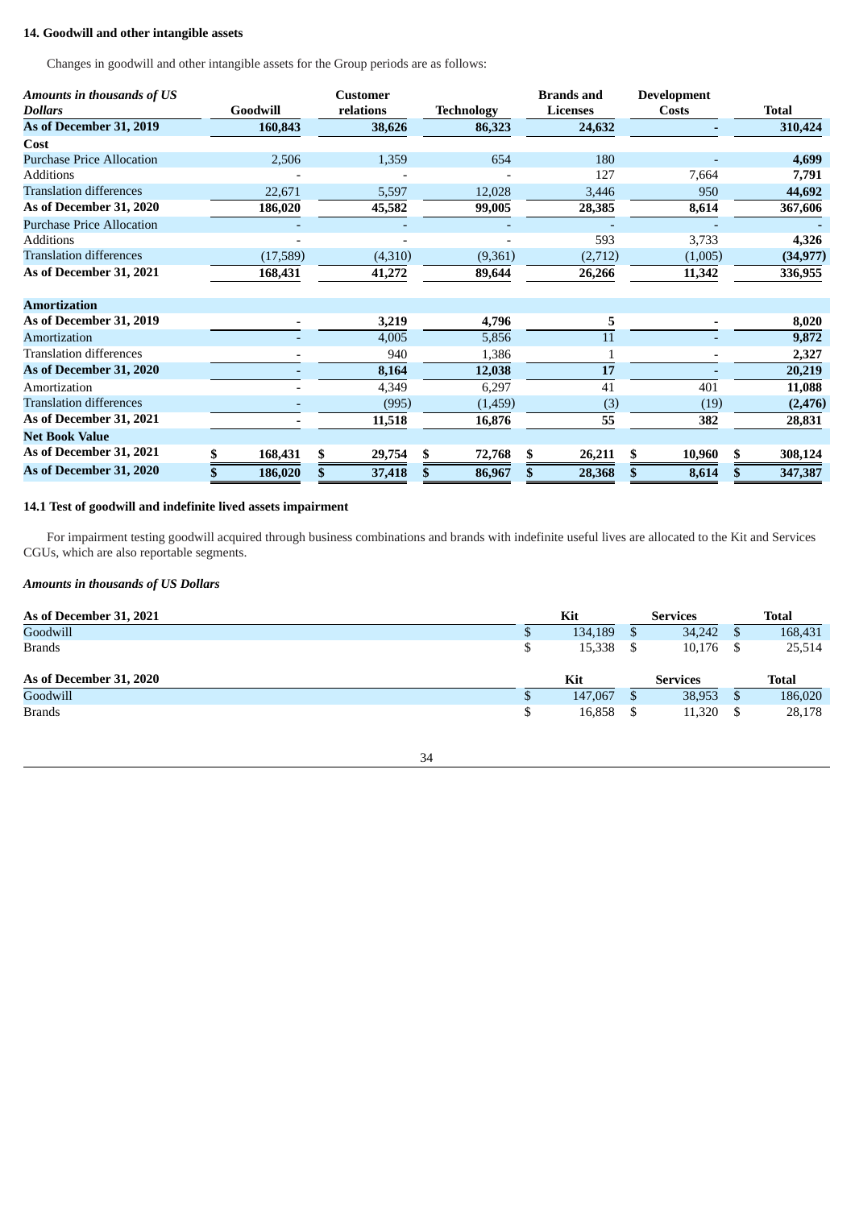## 14. Goodwill and other intangible assets

Changes in goodwill and other intangible assets for the Group periods are as follows:

| *Amounts in thousands of US Dollars* | Goodwill | Customer relations | Technology | Brands and Licenses | Development Costs | Total |
|---|---|---|---|---|---|---|
| **As of December 31, 2019** | **160,843** | **38,626** | **86,323** | **24,632** | **-** | **310,424** |
| **Cost** | | | | | | |
| Purchase Price Allocation | 2,506 | 1,359 | 654 | 180 | - | **4,699** |
| Additions | - | - | - | 127 | 7,664 | **7,791** |
| Translation differences | 22,671 | 5,597 | 12,028 | 3,446 | 950 | **44,692** |
| **As of December 31, 2020** | **186,020** | **45,582** | **99,005** | **28,385** | **8,614** | **367,606** |
| Purchase Price Allocation | - | - | - | - | - | **-** |
| Additions | - | - | - | 593 | 3,733 | **4,326** |
| Translation differences | (17,589) | (4,310) | (9,361) | (2,712) | (1,005) | **(34,977)** |
| **As of December 31, 2021** | **168,431** | **41,272** | **89,644** | **26,266** | **11,342** | **336,955** |
| **Amortization** | | | | | | |
| **As of December 31, 2019** | **-** | **3,219** | **4,796** | **5** | **-** | **8,020** |
| Amortization | - | 4,005 | 5,856 | 11 | - | **9,872** |
| Translation differences | - | 940 | 1,386 | 1 | - | **2,327** |
| **As of December 31, 2020** | **-** | **8,164** | **12,038** | **17** | **-** | **20,219** |
| Amortization | - | 4,349 | 6,297 | 41 | 401 | **11,088** |
| Translation differences | - | (995) | (1,459) | (3) | (19) | **(2,476)** |
| **As of December 31, 2021** | **-** | **11,518** | **16,876** | **55** | **382** | **28,831** |
| **Net Book Value** | | | | | | |
| **As of December 31, 2021** | **$ 168,431** | **$ 29,754** | **$ 72,768** | **$ 26,211** | **$ 10,960** | **$ 308,124** |
| **As of December 31, 2020** | **$ 186,020** | **$ 37,418** | **$ 86,967** | **$ 28,368** | **$ 8,614** | **$ 347,387** |

### 14.1 Test of goodwill and indefinite lived assets impairment

For impairment testing goodwill acquired through business combinations and brands with indefinite useful lives are allocated to the Kit and Services CGUs, which are also reportable segments.

***Amounts in thousands of US Dollars***

| **As of December 31, 2021** | **Kit** | **Services** | **Total** |
|---|---|---|---|
| Goodwill | $ 134,189 | $ 34,242 | $ 168,431 |
| Brands | $ 15,338 | $ 10,176 | $ 25,514 |

| **As of December 31, 2020** | **Kit** | **Services** | **Total** |
|---|---|---|---|
| Goodwill | $ 147,067 | $ 38,953 | $ 186,020 |
| Brands | $ 16,858 | $ 11,320 | $ 28,178 |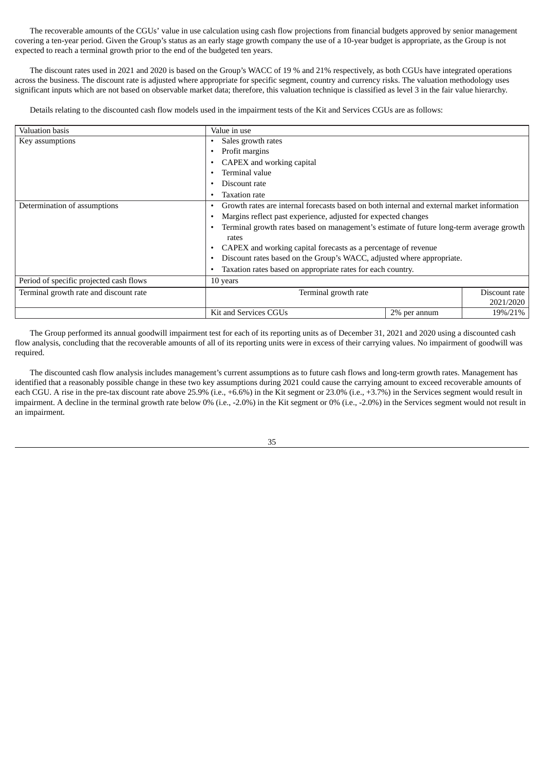The recoverable amounts of the CGUs' value in use calculation using cash flow projections from financial budgets approved by senior management covering a ten-year period. Given the Group's status as an early stage growth company the use of a 10-year budget is appropriate, as the Group is not expected to reach a terminal growth prior to the end of the budgeted ten years.

The discount rates used in 2021 and 2020 is based on the Group's WACC of 19 % and 21% respectively, as both CGUs have integrated operations across the business. The discount rate is adjusted where appropriate for specific segment, country and currency risks. The valuation methodology uses significant inputs which are not based on observable market data; therefore, this valuation technique is classified as level 3 in the fair value hierarchy.

Details relating to the discounted cash flow models used in the impairment tests of the Kit and Services CGUs are as follows:

| Valuation basis | Value in use | | |
|---|---|---|---|
| Key assumptions | • Sales growth rates<br>• Profit margins<br>• CAPEX and working capital<br>• Terminal value<br>• Discount rate<br>• Taxation rate | | |
| Determination of assumptions | • Growth rates are internal forecasts based on both internal and external market information<br>• Margins reflect past experience, adjusted for expected changes<br>• Terminal growth rates based on management's estimate of future long-term average growth rates<br>• CAPEX and working capital forecasts as a percentage of revenue<br>• Discount rates based on the Group's WACC, adjusted where appropriate.<br>• Taxation rates based on appropriate rates for each country. | | |
| Period of specific projected cash flows | 10 years | | |
| Terminal growth rate and discount rate | Terminal growth rate | | Discount rate 2021/2020 |
| | Kit and Services CGUs | 2% per annum | 19%/21% |

The Group performed its annual goodwill impairment test for each of its reporting units as of December 31, 2021 and 2020 using a discounted cash flow analysis, concluding that the recoverable amounts of all of its reporting units were in excess of their carrying values. No impairment of goodwill was required.

The discounted cash flow analysis includes management's current assumptions as to future cash flows and long-term growth rates. Management has identified that a reasonably possible change in these two key assumptions during 2021 could cause the carrying amount to exceed recoverable amounts of each CGU. A rise in the pre-tax discount rate above 25.9% (i.e., +6.6%) in the Kit segment or 23.0% (i.e., +3.7%) in the Services segment would result in impairment. A decline in the terminal growth rate below 0% (i.e., -2.0%) in the Kit segment or 0% (i.e., -2.0%) in the Services segment would not result in an impairment.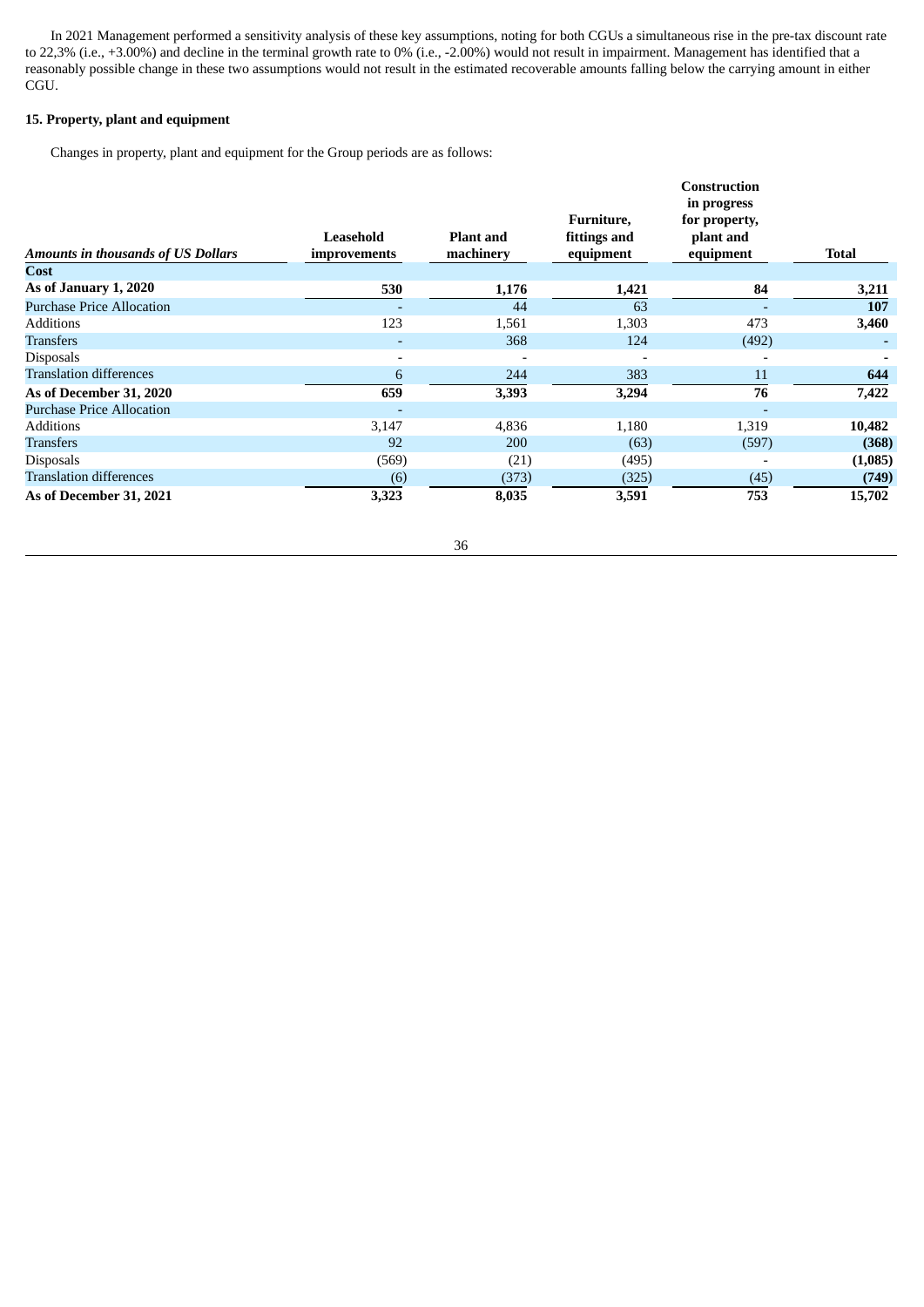In 2021 Management performed a sensitivity analysis of these key assumptions, noting for both CGUs a simultaneous rise in the pre-tax discount rate to 22,3% (i.e., +3.00%) and decline in the terminal growth rate to 0% (i.e., -2.00%) would not result in impairment. Management has identified that a reasonably possible change in these two assumptions would not result in the estimated recoverable amounts falling below the carrying amount in either CGU.

**15. Property, plant and equipment**

Changes in property, plant and equipment for the Group periods are as follows:

| *Amounts in thousands of US Dollars* | Leasehold improvements | Plant and machinery | Furniture, fittings and equipment | Construction in progress for property, plant and equipment | Total |
|---|---|---|---|---|---|
| **Cost** | | | | | |
| **As of January 1, 2020** | **530** | **1,176** | **1,421** | **84** | **3,211** |
| Purchase Price Allocation | - | 44 | 63 | - | **107** |
| Additions | 123 | 1,561 | 1,303 | 473 | **3,460** |
| Transfers | - | 368 | 124 | (492) | **-** |
| Disposals | - | - | - | - | **-** |
| Translation differences | 6 | 244 | 383 | 11 | **644** |
| **As of December 31, 2020** | **659** | **3,393** | **3,294** | **76** | **7,422** |
| Purchase Price Allocation | - | | | - | |
| Additions | 3,147 | 4,836 | 1,180 | 1,319 | **10,482** |
| Transfers | 92 | 200 | (63) | (597) | **(368)** |
| Disposals | (569) | (21) | (495) | - | **(1,085)** |
| Translation differences | (6) | (373) | (325) | (45) | **(749)** |
| **As of December 31, 2021** | **3,323** | **8,035** | **3,591** | **753** | **15,702** |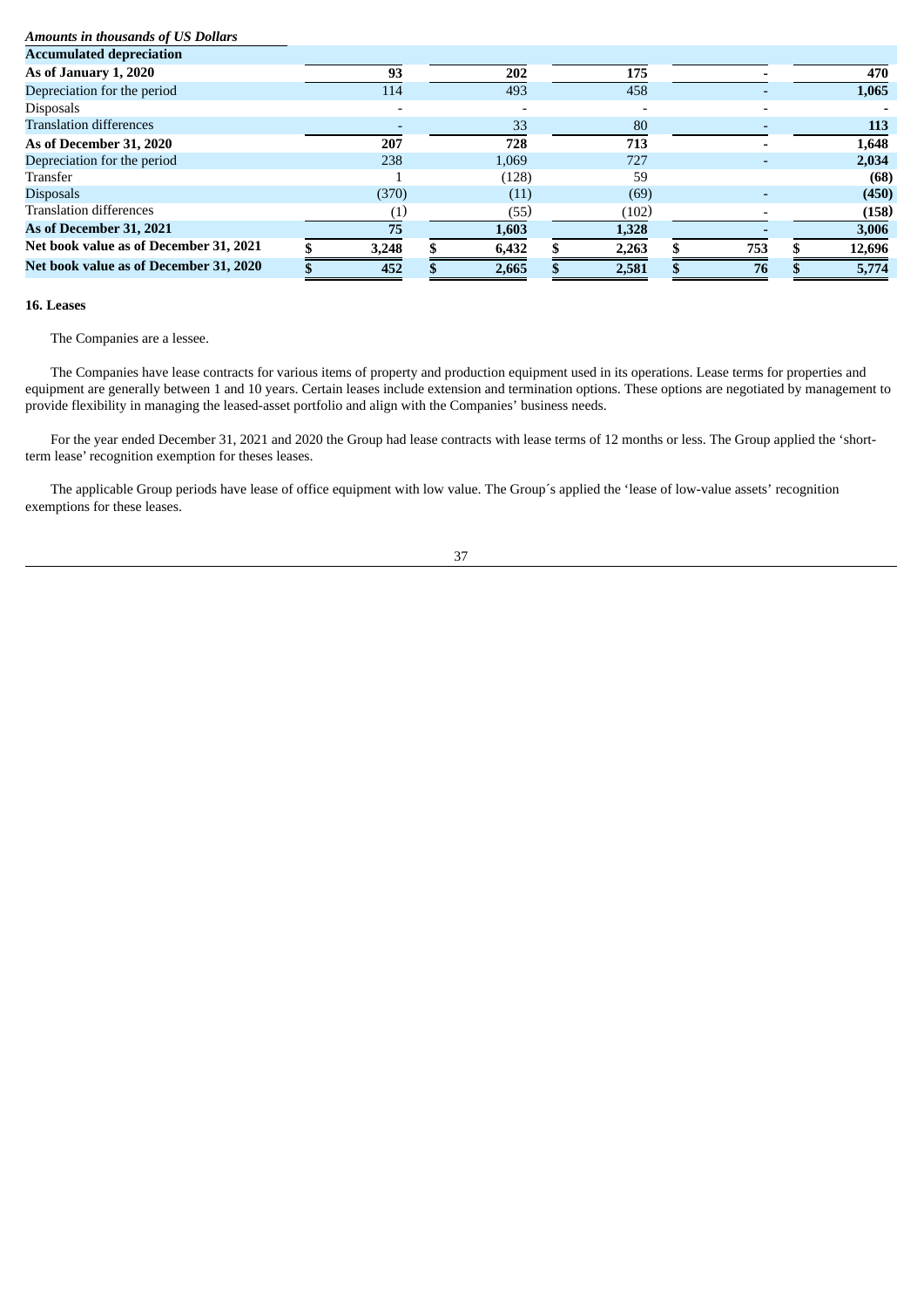*Amounts in thousands of US Dollars*

| | | | | | |
|---|---|---|---|---|---|
| **Accumulated depreciation** | | | | | |
| **As of January 1, 2020** | **93** | **202** | **175** | **-** | **470** |
| Depreciation for the period | 114 | 493 | 458 | - | **1,065** |
| Disposals | - | - | - | - | **-** |
| Translation differences | - | 33 | 80 | - | **113** |
| **As of December 31, 2020** | **207** | **728** | **713** | **-** | **1,648** |
| Depreciation for the period | 238 | 1,069 | 727 | - | **2,034** |
| Transfer | 1 | (128) | 59 | | **(68)** |
| Disposals | (370) | (11) | (69) | - | **(450)** |
| Translation differences | (1) | (55) | (102) | - | **(158)** |
| **As of December 31, 2021** | **75** | **1,603** | **1,328** | **-** | **3,006** |
| **Net book value as of December 31, 2021** | **$ 3,248** | **$ 6,432** | **$ 2,263** | **$ 753** | **$ 12,696** |
| **Net book value as of December 31, 2020** | **$ 452** | **$ 2,665** | **$ 2,581** | **$ 76** | **$ 5,774** |

**16. Leases**

The Companies are a lessee.

The Companies have lease contracts for various items of property and production equipment used in its operations. Lease terms for properties and equipment are generally between 1 and 10 years. Certain leases include extension and termination options. These options are negotiated by management to provide flexibility in managing the leased-asset portfolio and align with the Companies' business needs.

For the year ended December 31, 2021 and 2020 the Group had lease contracts with lease terms of 12 months or less. The Group applied the 'short-term lease' recognition exemption for theses leases.

The applicable Group periods have lease of office equipment with low value. The Group´s applied the 'lease of low-value assets' recognition exemptions for these leases.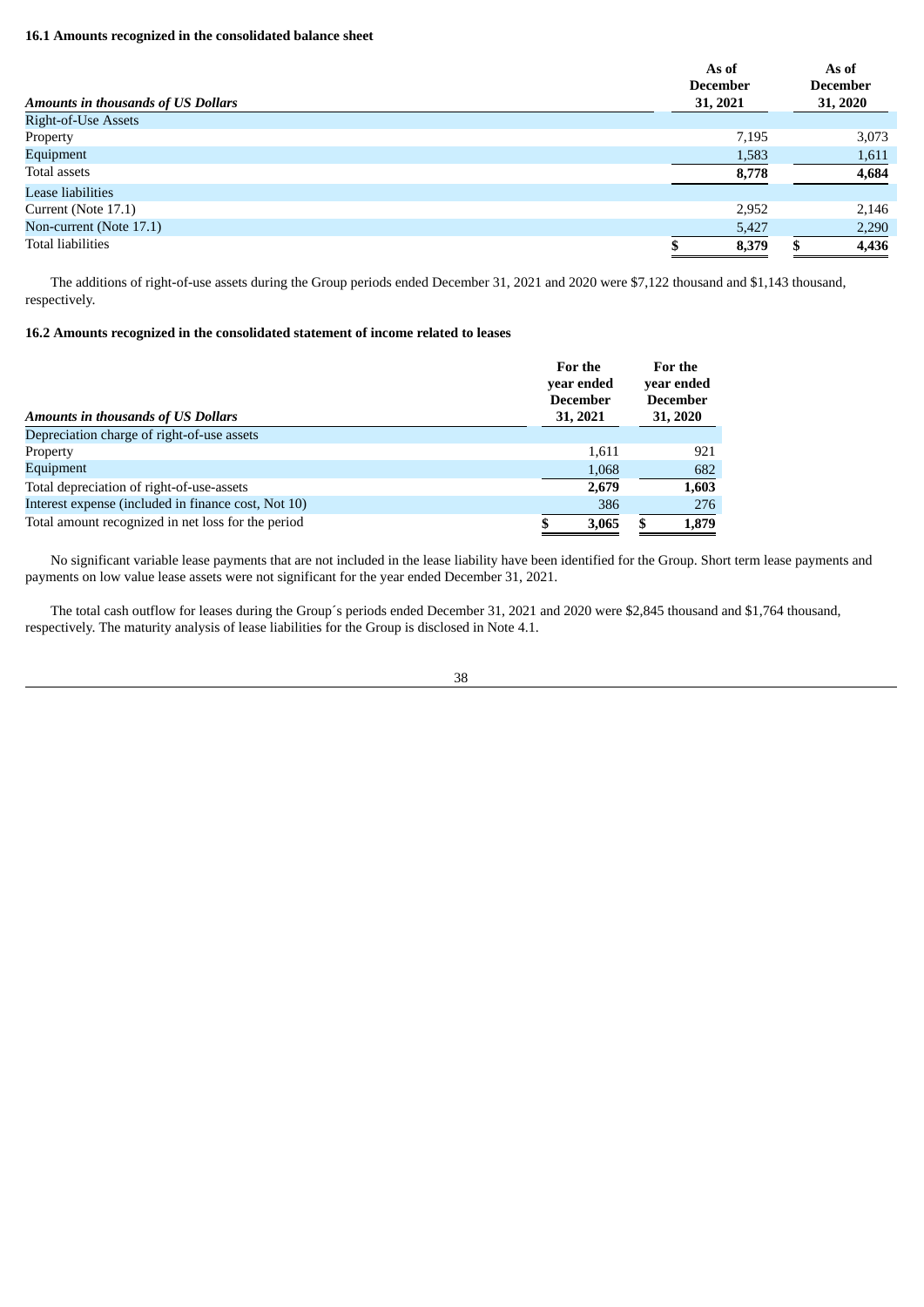### 16.1 Amounts recognized in the consolidated balance sheet

| *Amounts in thousands of US Dollars* | As of December 31, 2021 | As of December 31, 2020 |
|---|---|---|
| Right-of-Use Assets | | |
| Property | 7,195 | 3,073 |
| Equipment | 1,583 | 1,611 |
| Total assets | **8,778** | **4,684** |
| Lease liabilities | | |
| Current (Note 17.1) | 2,952 | 2,146 |
| Non-current (Note 17.1) | 5,427 | 2,290 |
| Total liabilities | **$ 8,379** | **$ 4,436** |

The additions of right-of-use assets during the Group periods ended December 31, 2021 and 2020 were $7,122 thousand and $1,143 thousand, respectively.

### 16.2 Amounts recognized in the consolidated statement of income related to leases

| *Amounts in thousands of US Dollars* | For the year ended December 31, 2021 | For the year ended December 31, 2020 |
|---|---|---|
| Depreciation charge of right-of-use assets | | |
| Property | 1,611 | 921 |
| Equipment | 1,068 | 682 |
| Total depreciation of right-of-use-assets | **2,679** | **1,603** |
| Interest expense (included in finance cost, Not 10) | 386 | 276 |
| Total amount recognized in net loss for the period | **$ 3,065** | **$ 1,879** |

No significant variable lease payments that are not included in the lease liability have been identified for the Group. Short term lease payments and payments on low value lease assets were not significant for the year ended December 31, 2021.

The total cash outflow for leases during the Group´s periods ended December 31, 2021 and 2020 were $2,845 thousand and $1,764 thousand, respectively. The maturity analysis of lease liabilities for the Group is disclosed in Note 4.1.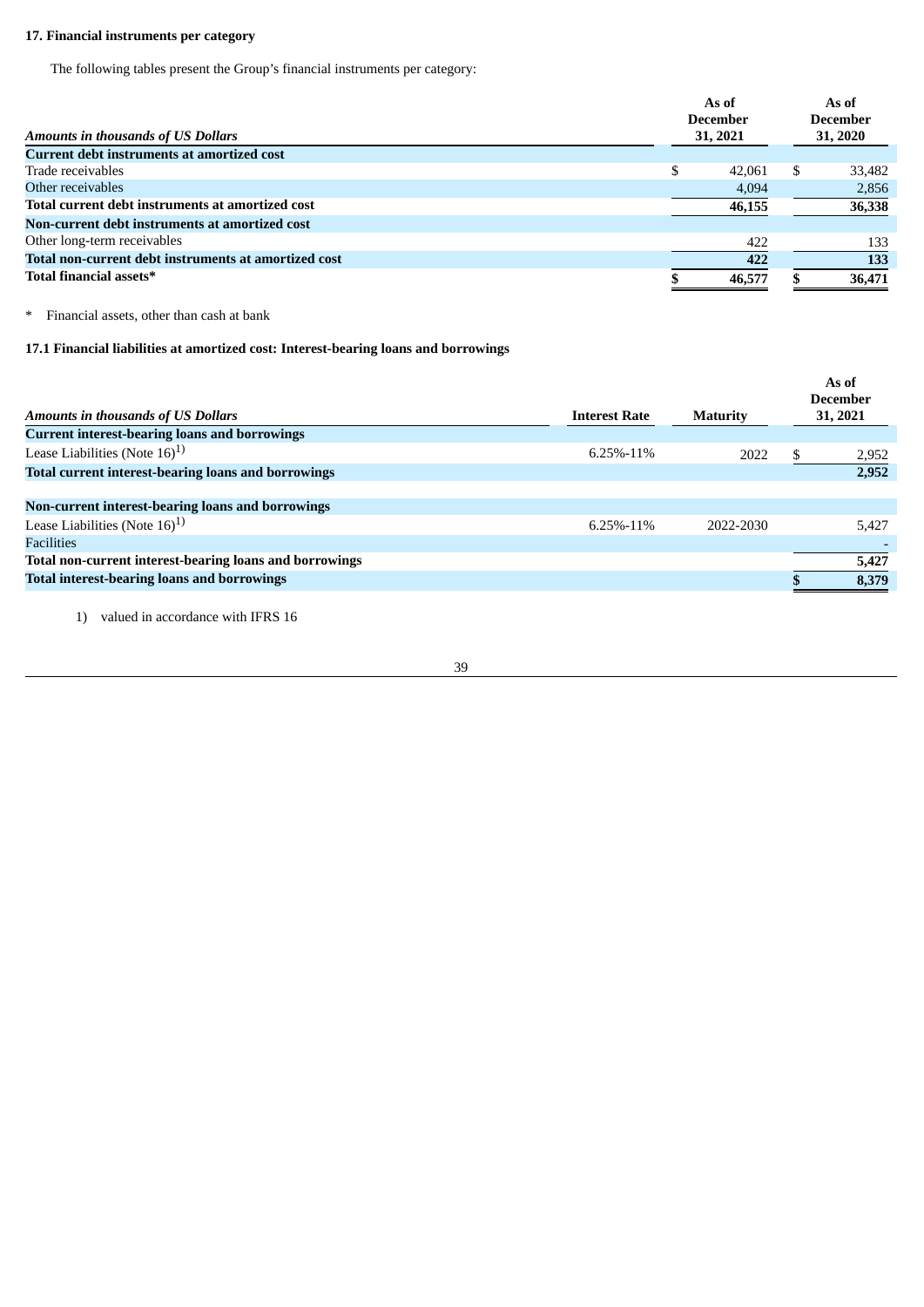## 17. Financial instruments per category

The following tables present the Group's financial instruments per category:

| *Amounts in thousands of US Dollars* | As of December 31, 2021 | As of December 31, 2020 |
|---|---|---|
| **Current debt instruments at amortized cost** | | |
| Trade receivables | $ 42,061 | $ 33,482 |
| Other receivables | 4,094 | 2,856 |
| **Total current debt instruments at amortized cost** | **46,155** | **36,338** |
| **Non-current debt instruments at amortized cost** | | |
| Other long-term receivables | 422 | 133 |
| **Total non-current debt instruments at amortized cost** | **422** | **133** |
| **Total financial assets*** | **$ 46,577** | **$ 36,471** |

\* Financial assets, other than cash at bank

### 17.1 Financial liabilities at amortized cost: Interest-bearing loans and borrowings

| *Amounts in thousands of US Dollars* | Interest Rate | Maturity | As of December 31, 2021 |
|---|---|---|---|
| **Current interest-bearing loans and borrowings** | | | |
| Lease Liabilities (Note 16)[1)] | 6.25%-11% | 2022 | $ 2,952 |
| **Total current interest-bearing loans and borrowings** | | | **2,952** |
| | | | |
| **Non-current interest-bearing loans and borrowings** | | | |
| Lease Liabilities (Note 16)[1)] | 6.25%-11% | 2022-2030 | 5,427 |
| Facilities | | | - |
| **Total non-current interest-bearing loans and borrowings** | | | **5,427** |
| **Total interest-bearing loans and borrowings** | | | **$ 8,379** |

1) valued in accordance with IFRS 16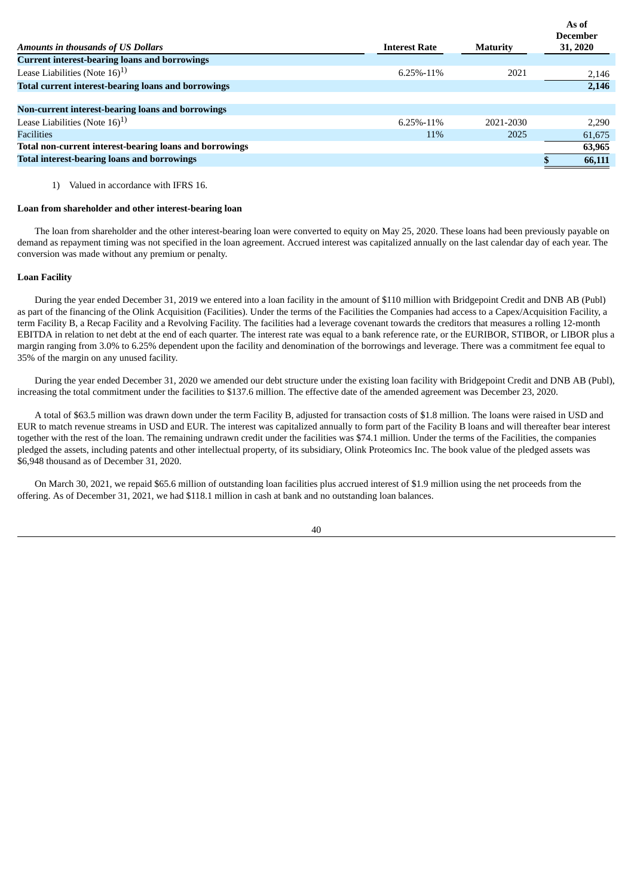| *Amounts in thousands of US Dollars* | Interest Rate | Maturity | As of December 31, 2020 |
|---|---|---|---|
| **Current interest-bearing loans and borrowings** | | | |
| Lease Liabilities (Note 16)[1)] | 6.25%-11% | 2021 | 2,146 |
| **Total current interest-bearing loans and borrowings** | | | **2,146** |
| | | | |
| **Non-current interest-bearing loans and borrowings** | | | |
| Lease Liabilities (Note 16)[1)] | 6.25%-11% | 2021-2030 | 2,290 |
| Facilities | 11% | 2025 | 61,675 |
| **Total non-current interest-bearing loans and borrowings** | | | **63,965** |
| **Total interest-bearing loans and borrowings** | | | **$ 66,111** |

1) Valued in accordance with IFRS 16.

**Loan from shareholder and other interest-bearing loan**

The loan from shareholder and the other interest-bearing loan were converted to equity on May 25, 2020. These loans had been previously payable on demand as repayment timing was not specified in the loan agreement. Accrued interest was capitalized annually on the last calendar day of each year. The conversion was made without any premium or penalty.

**Loan Facility**

During the year ended December 31, 2019 we entered into a loan facility in the amount of $110 million with Bridgepoint Credit and DNB AB (Publ) as part of the financing of the Olink Acquisition (Facilities). Under the terms of the Facilities the Companies had access to a Capex/Acquisition Facility, a term Facility B, a Recap Facility and a Revolving Facility. The facilities had a leverage covenant towards the creditors that measures a rolling 12-month EBITDA in relation to net debt at the end of each quarter. The interest rate was equal to a bank reference rate, or the EURIBOR, STIBOR, or LIBOR plus a margin ranging from 3.0% to 6.25% dependent upon the facility and denomination of the borrowings and leverage. There was a commitment fee equal to 35% of the margin on any unused facility.

During the year ended December 31, 2020 we amended our debt structure under the existing loan facility with Bridgepoint Credit and DNB AB (Publ), increasing the total commitment under the facilities to $137.6 million. The effective date of the amended agreement was December 23, 2020.

A total of $63.5 million was drawn down under the term Facility B, adjusted for transaction costs of $1.8 million. The loans were raised in USD and EUR to match revenue streams in USD and EUR. The interest was capitalized annually to form part of the Facility B loans and will thereafter bear interest together with the rest of the loan. The remaining undrawn credit under the facilities was $74.1 million. Under the terms of the Facilities, the companies pledged the assets, including patents and other intellectual property, of its subsidiary, Olink Proteomics Inc. The book value of the pledged assets was $6,948 thousand as of December 31, 2020.

On March 30, 2021, we repaid $65.6 million of outstanding loan facilities plus accrued interest of $1.9 million using the net proceeds from the offering. As of December 31, 2021, we had $118.1 million in cash at bank and no outstanding loan balances.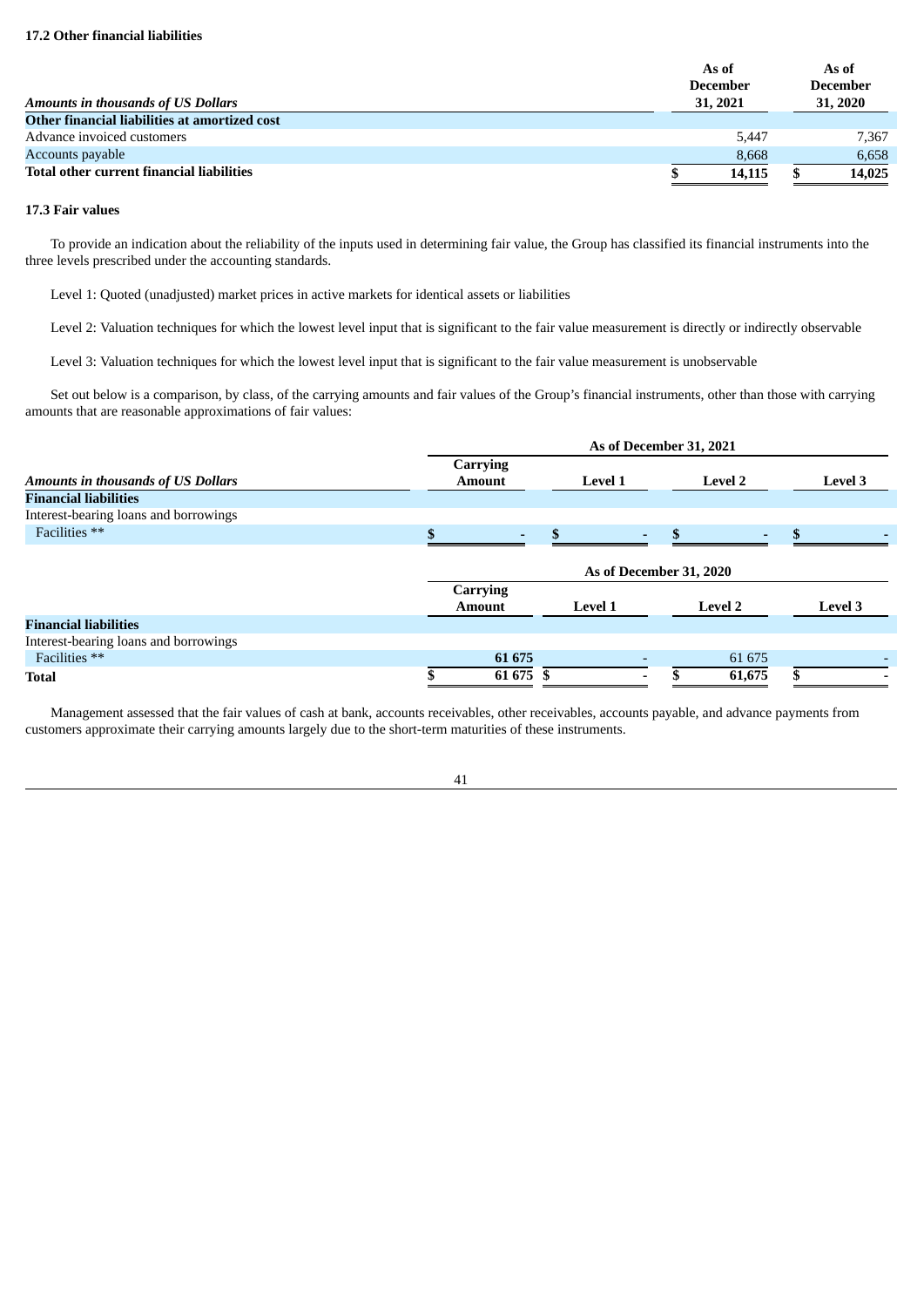### 17.2 Other financial liabilities

| *Amounts in thousands of US Dollars* | As of December 31, 2021 | As of December 31, 2020 |
|---|---|---|
| **Other financial liabilities at amortized cost** | | |
| Advance invoiced customers | 5,447 | 7,367 |
| Accounts payable | 8,668 | 6,658 |
| **Total other current financial liabilities** | **$ 14,115** | **$ 14,025** |

### 17.3 Fair values

To provide an indication about the reliability of the inputs used in determining fair value, the Group has classified its financial instruments into the three levels prescribed under the accounting standards.

Level 1: Quoted (unadjusted) market prices in active markets for identical assets or liabilities

Level 2: Valuation techniques for which the lowest level input that is significant to the fair value measurement is directly or indirectly observable

Level 3: Valuation techniques for which the lowest level input that is significant to the fair value measurement is unobservable

Set out below is a comparison, by class, of the carrying amounts and fair values of the Group's financial instruments, other than those with carrying amounts that are reasonable approximations of fair values:

| | As of December 31, 2021 | | | |
|---|---|---|---|---|
| *Amounts in thousands of US Dollars* | Carrying Amount | Level 1 | Level 2 | Level 3 |
| **Financial liabilities** | | | | |
| Interest-bearing loans and borrowings | | | | |
| Facilities ** | $ - | $ - | $ - | $ - |

| | As of December 31, 2020 | | | |
|---|---|---|---|---|
| | Carrying Amount | Level 1 | Level 2 | Level 3 |
| **Financial liabilities** | | | | |
| Interest-bearing loans and borrowings | | | | |
| Facilities ** | **61 675** | - | 61 675 | - |
| **Total** | **$ 61 675** | **$ -** | **$ 61,675** | **$ -** |

Management assessed that the fair values of cash at bank, accounts receivables, other receivables, accounts payable, and advance payments from customers approximate their carrying amounts largely due to the short-term maturities of these instruments.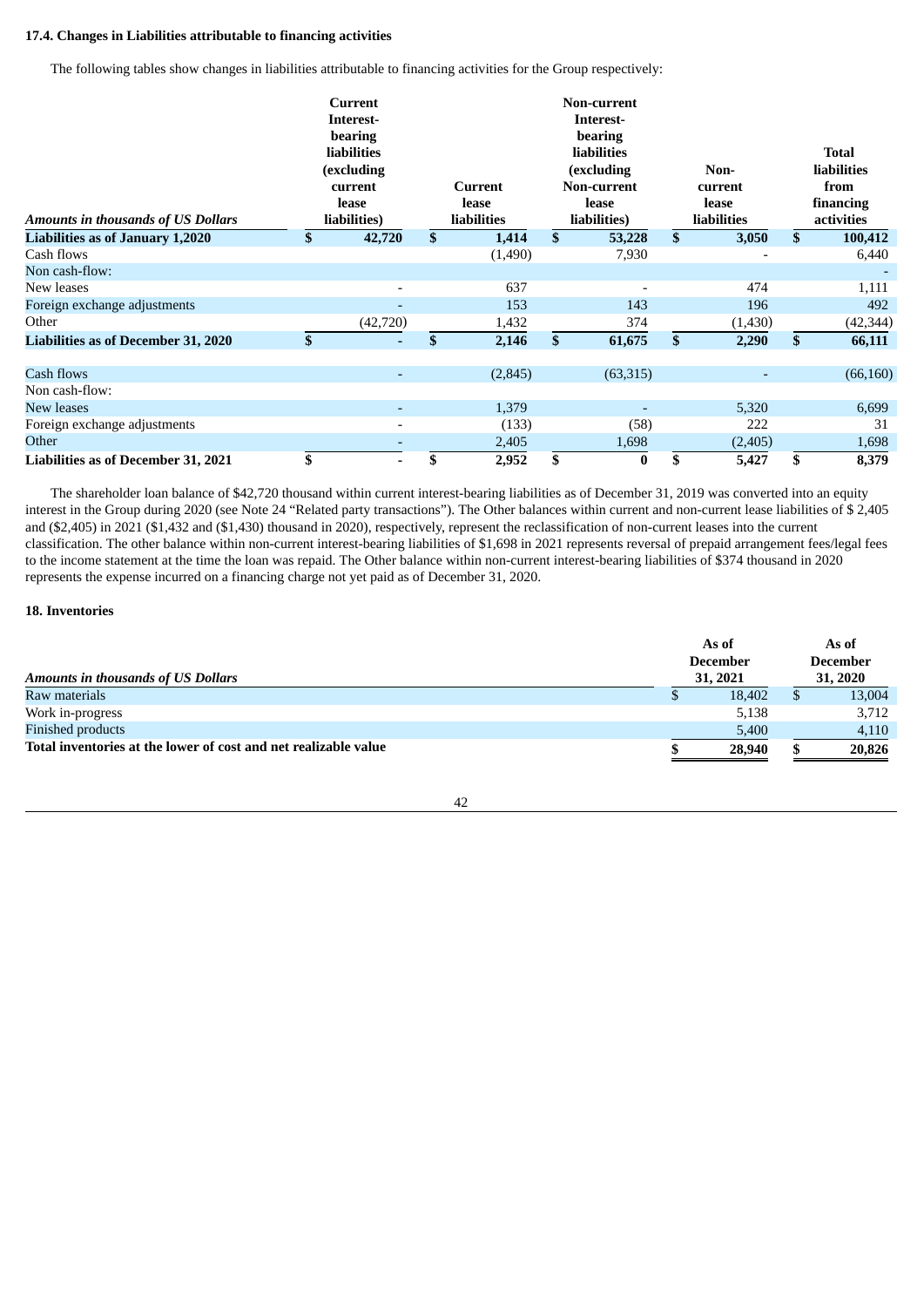**17.4. Changes in Liabilities attributable to financing activities**

The following tables show changes in liabilities attributable to financing activities for the Group respectively:

| *Amounts in thousands of US Dollars* | Current Interest-bearing liabilities (excluding current lease liabilities) | Current lease liabilities | Non-current Interest-bearing liabilities (excluding Non-current lease liabilities) | Non-current lease liabilities | Total liabilities from financing activities |
|---|---|---|---|---|---|
| **Liabilities as of January 1,2020** | **$ 42,720** | **$ 1,414** | **$ 53,228** | **$ 3,050** | **$ 100,412** |
| Cash flows | | (1,490) | 7,930 | - | 6,440 |
| Non cash-flow: | | | | | - |
| New leases | - | 637 | - | 474 | 1,111 |
| Foreign exchange adjustments | - | 153 | 143 | 196 | 492 |
| Other | (42,720) | 1,432 | 374 | (1,430) | (42,344) |
| **Liabilities as of December 31, 2020** | **$ -** | **$ 2,146** | **$ 61,675** | **$ 2,290** | **$ 66,111** |
| | | | | | |
| Cash flows | - | (2,845) | (63,315) | - | (66,160) |
| Non cash-flow: | | | | | |
| New leases | - | 1,379 | - | 5,320 | 6,699 |
| Foreign exchange adjustments | - | (133) | (58) | 222 | 31 |
| Other | - | 2,405 | 1,698 | (2,405) | 1,698 |
| **Liabilities as of December 31, 2021** | **$ -** | **$ 2,952** | **$ 0** | **$ 5,427** | **$ 8,379** |

The shareholder loan balance of $42,720 thousand within current interest-bearing liabilities as of December 31, 2019 was converted into an equity interest in the Group during 2020 (see Note 24 "Related party transactions"). The Other balances within current and non-current lease liabilities of $ 2,405 and ($2,405) in 2021 ($1,432 and ($1,430) thousand in 2020), respectively, represent the reclassification of non-current leases into the current classification. The other balance within non-current interest-bearing liabilities of $1,698 in 2021 represents reversal of prepaid arrangement fees/legal fees to the income statement at the time the loan was repaid. The Other balance within non-current interest-bearing liabilities of $374 thousand in 2020 represents the expense incurred on a financing charge not yet paid as of December 31, 2020.

**18. Inventories**

| *Amounts in thousands of US Dollars* | As of December 31, 2021 | As of December 31, 2020 |
|---|---|---|
| Raw materials | $ 18,402 | $ 13,004 |
| Work in-progress | 5,138 | 3,712 |
| Finished products | 5,400 | 4,110 |
| **Total inventories at the lower of cost and net realizable value** | **$ 28,940** | **$ 20,826** |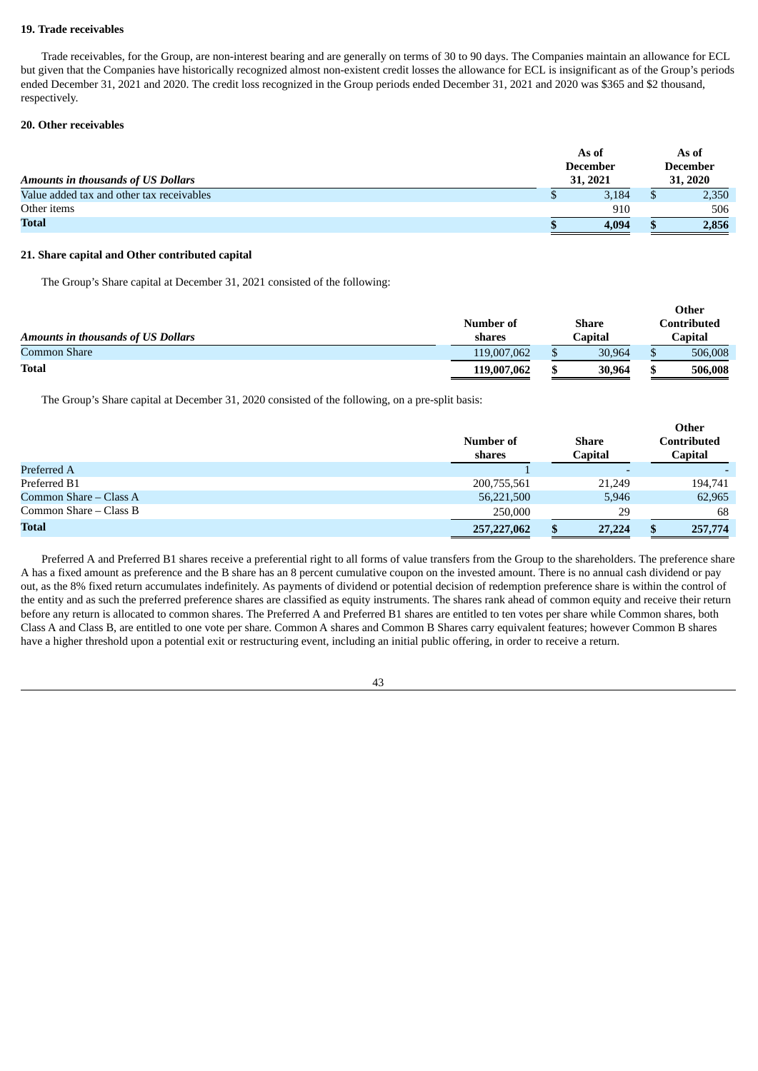**19. Trade receivables**

Trade receivables, for the Group, are non-interest bearing and are generally on terms of 30 to 90 days. The Companies maintain an allowance for ECL but given that the Companies have historically recognized almost non-existent credit losses the allowance for ECL is insignificant as of the Group's periods ended December 31, 2021 and 2020. The credit loss recognized in the Group periods ended December 31, 2021 and 2020 was $365 and $2 thousand, respectively.

**20. Other receivables**

| *Amounts in thousands of US Dollars* | As of December 31, 2021 | As of December 31, 2020 |
|---|---|---|
| Value added tax and other tax receivables | $ 3,184 | $ 2,350 |
| Other items | 910 | 506 |
| **Total** | **$ 4,094** | **$ 2,856** |

**21. Share capital and Other contributed capital**

The Group's Share capital at December 31, 2021 consisted of the following:

| *Amounts in thousands of US Dollars* | Number of shares | Share Capital | Other Contributed Capital |
|---|---|---|---|
| Common Share | 119,007,062 | $ 30,964 | $ 506,008 |
| **Total** | **119,007,062** | **$ 30,964** | **$ 506,008** |

The Group's Share capital at December 31, 2020 consisted of the following, on a pre-split basis:

| | Number of shares | Share Capital | Other Contributed Capital |
|---|---|---|---|
| Preferred A | 1 | - | - |
| Preferred B1 | 200,755,561 | 21,249 | 194,741 |
| Common Share – Class A | 56,221,500 | 5,946 | 62,965 |
| Common Share – Class B | 250,000 | 29 | 68 |
| **Total** | **257,227,062** | **$ 27,224** | **$ 257,774** |

Preferred A and Preferred B1 shares receive a preferential right to all forms of value transfers from the Group to the shareholders. The preference share A has a fixed amount as preference and the B share has an 8 percent cumulative coupon on the invested amount. There is no annual cash dividend or pay out, as the 8% fixed return accumulates indefinitely. As payments of dividend or potential decision of redemption preference share is within the control of the entity and as such the preferred preference shares are classified as equity instruments. The shares rank ahead of common equity and receive their return before any return is allocated to common shares. The Preferred A and Preferred B1 shares are entitled to ten votes per share while Common shares, both Class A and Class B, are entitled to one vote per share. Common A shares and Common B Shares carry equivalent features; however Common B shares have a higher threshold upon a potential exit or restructuring event, including an initial public offering, in order to receive a return.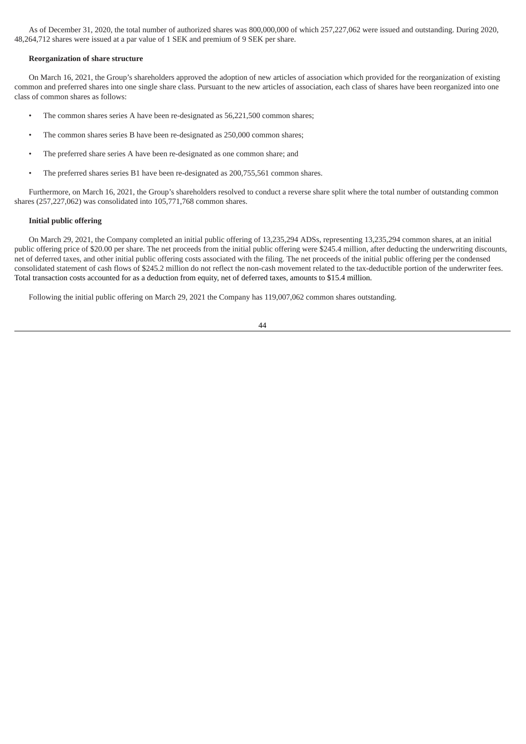As of December 31, 2020, the total number of authorized shares was 800,000,000 of which 257,227,062 were issued and outstanding. During 2020, 48,264,712 shares were issued at a par value of 1 SEK and premium of 9 SEK per share.

**Reorganization of share structure**

On March 16, 2021, the Group's shareholders approved the adoption of new articles of association which provided for the reorganization of existing common and preferred shares into one single share class. Pursuant to the new articles of association, each class of shares have been reorganized into one class of common shares as follows:

- The common shares series A have been re-designated as 56,221,500 common shares;
- The common shares series B have been re-designated as 250,000 common shares;
- The preferred share series A have been re-designated as one common share; and
- The preferred shares series B1 have been re-designated as 200,755,561 common shares.

Furthermore, on March 16, 2021, the Group's shareholders resolved to conduct a reverse share split where the total number of outstanding common shares (257,227,062) was consolidated into 105,771,768 common shares.

**Initial public offering**

On March 29, 2021, the Company completed an initial public offering of 13,235,294 ADSs, representing 13,235,294 common shares, at an initial public offering price of $20.00 per share. The net proceeds from the initial public offering were $245.4 million, after deducting the underwriting discounts, net of deferred taxes, and other initial public offering costs associated with the filing. The net proceeds of the initial public offering per the condensed consolidated statement of cash flows of $245.2 million do not reflect the non-cash movement related to the tax-deductible portion of the underwriter fees. Total transaction costs accounted for as a deduction from equity, net of deferred taxes, amounts to $15.4 million.

Following the initial public offering on March 29, 2021 the Company has 119,007,062 common shares outstanding.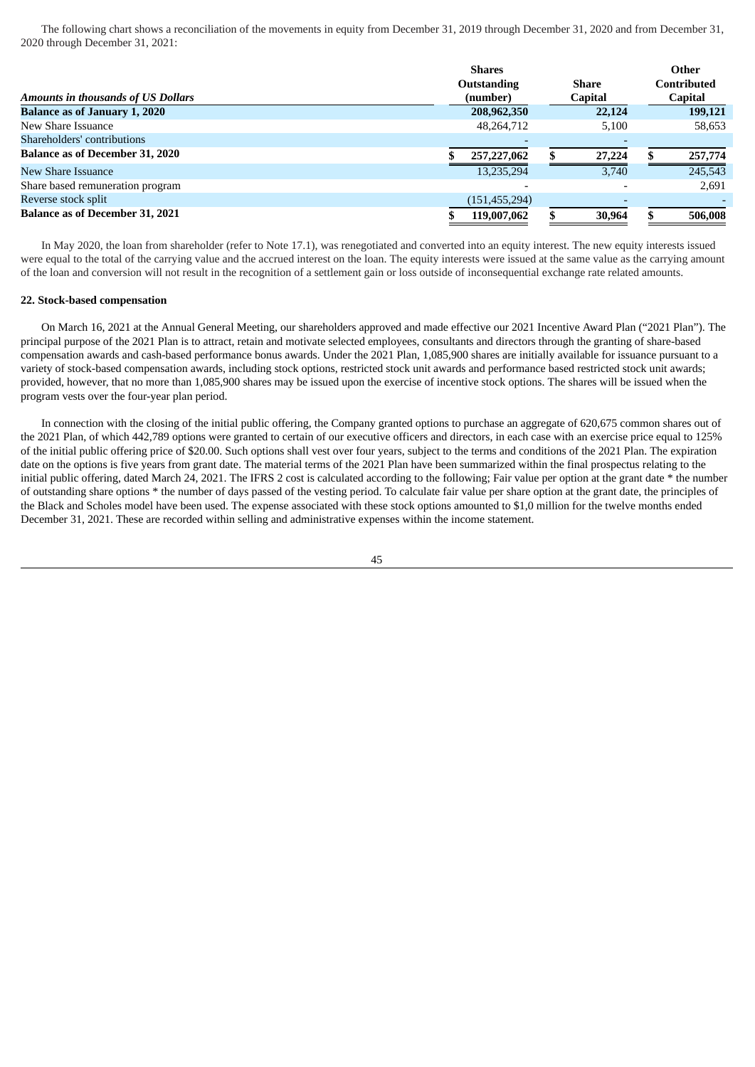The following chart shows a reconciliation of the movements in equity from December 31, 2019 through December 31, 2020 and from December 31, 2020 through December 31, 2021:

| *Amounts in thousands of US Dollars* | Shares Outstanding (number) | Share Capital | Other Contributed Capital |
|---|---|---|---|
| **Balance as of January 1, 2020** | **208,962,350** | **22,124** | **199,121** |
| New Share Issuance | 48,264,712 | 5,100 | 58,653 |
| Shareholders' contributions | - | - | |
| **Balance as of December 31, 2020** | **$ 257,227,062** | **$ 27,224** | **$ 257,774** |
| New Share Issuance | 13,235,294 | 3,740 | 245,543 |
| Share based remuneration program | - | - | 2,691 |
| Reverse stock split | (151,455,294) | - | - |
| **Balance as of December 31, 2021** | **$ 119,007,062** | **$ 30,964** | **$ 506,008** |

In May 2020, the loan from shareholder (refer to Note 17.1), was renegotiated and converted into an equity interest. The new equity interests issued were equal to the total of the carrying value and the accrued interest on the loan. The equity interests were issued at the same value as the carrying amount of the loan and conversion will not result in the recognition of a settlement gain or loss outside of inconsequential exchange rate related amounts.

**22. Stock-based compensation**

On March 16, 2021 at the Annual General Meeting, our shareholders approved and made effective our 2021 Incentive Award Plan ("2021 Plan"). The principal purpose of the 2021 Plan is to attract, retain and motivate selected employees, consultants and directors through the granting of share-based compensation awards and cash-based performance bonus awards. Under the 2021 Plan, 1,085,900 shares are initially available for issuance pursuant to a variety of stock-based compensation awards, including stock options, restricted stock unit awards and performance based restricted stock unit awards; provided, however, that no more than 1,085,900 shares may be issued upon the exercise of incentive stock options. The shares will be issued when the program vests over the four-year plan period.

In connection with the closing of the initial public offering, the Company granted options to purchase an aggregate of 620,675 common shares out of the 2021 Plan, of which 442,789 options were granted to certain of our executive officers and directors, in each case with an exercise price equal to 125% of the initial public offering price of $20.00. Such options shall vest over four years, subject to the terms and conditions of the 2021 Plan. The expiration date on the options is five years from grant date. The material terms of the 2021 Plan have been summarized within the final prospectus relating to the initial public offering, dated March 24, 2021. The IFRS 2 cost is calculated according to the following; Fair value per option at the grant date * the number of outstanding share options * the number of days passed of the vesting period. To calculate fair value per share option at the grant date, the principles of the Black and Scholes model have been used. The expense associated with these stock options amounted to $1,0 million for the twelve months ended December 31, 2021. These are recorded within selling and administrative expenses within the income statement.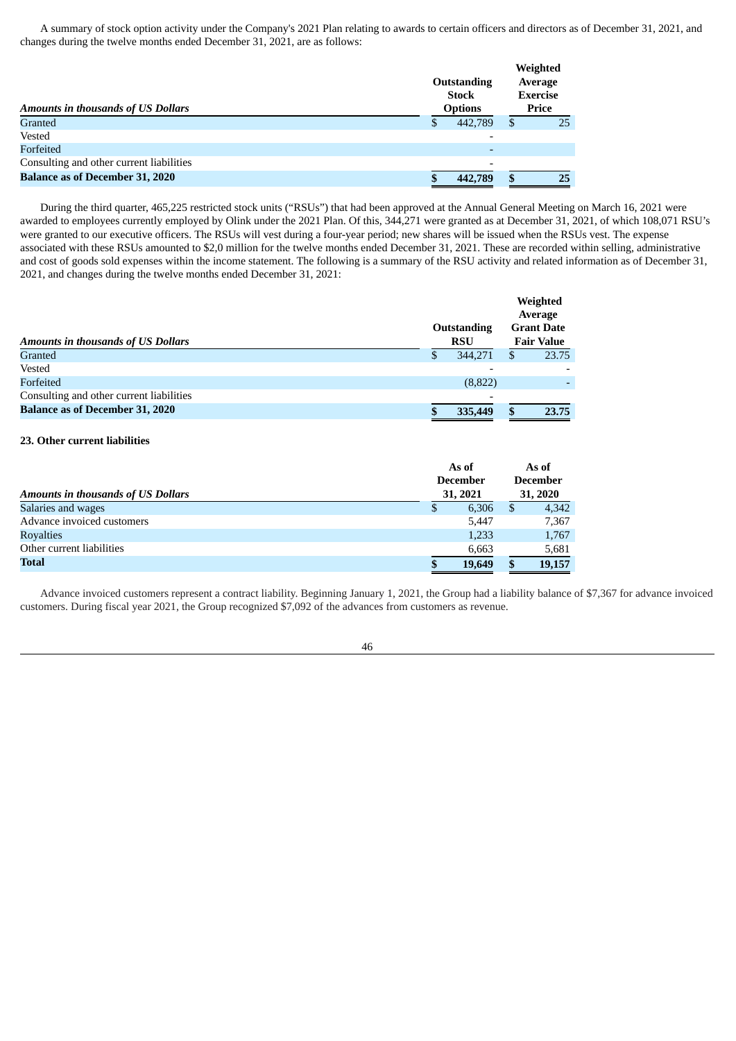A summary of stock option activity under the Company's 2021 Plan relating to awards to certain officers and directors as of December 31, 2021, and changes during the twelve months ended December 31, 2021, are as follows:

| *Amounts in thousands of US Dollars* | Outstanding Stock Options | Weighted Average Exercise Price |
|---|---|---|
| Granted | $ 442,789 | $ 25 |
| Vested | - | |
| Forfeited | - | |
| Consulting and other current liabilities | - | |
| **Balance as of December 31, 2020** | **$ 442,789** | **$ 25** |

During the third quarter, 465,225 restricted stock units ("RSUs") that had been approved at the Annual General Meeting on March 16, 2021 were awarded to employees currently employed by Olink under the 2021 Plan. Of this, 344,271 were granted as at December 31, 2021, of which 108,071 RSU's were granted to our executive officers. The RSUs will vest during a four-year period; new shares will be issued when the RSUs vest. The expense associated with these RSUs amounted to $2,0 million for the twelve months ended December 31, 2021. These are recorded within selling, administrative and cost of goods sold expenses within the income statement. The following is a summary of the RSU activity and related information as of December 31, 2021, and changes during the twelve months ended December 31, 2021:

| *Amounts in thousands of US Dollars* | Outstanding RSU | Weighted Average Grant Date Fair Value |
|---|---|---|
| Granted | $ 344,271 | $ 23.75 |
| Vested | - | - |
| Forfeited | (8,822) | - |
| Consulting and other current liabilities | - | |
| **Balance as of December 31, 2020** | **$ 335,449** | **$ 23.75** |

**23. Other current liabilities**

| *Amounts in thousands of US Dollars* | As of December 31, 2021 | As of December 31, 2020 |
|---|---|---|
| Salaries and wages | $ 6,306 | $ 4,342 |
| Advance invoiced customers | 5,447 | 7,367 |
| Royalties | 1,233 | 1,767 |
| Other current liabilities | 6,663 | 5,681 |
| **Total** | **$ 19,649** | **$ 19,157** |

Advance invoiced customers represent a contract liability. Beginning January 1, 2021, the Group had a liability balance of $7,367 for advance invoiced customers. During fiscal year 2021, the Group recognized $7,092 of the advances from customers as revenue.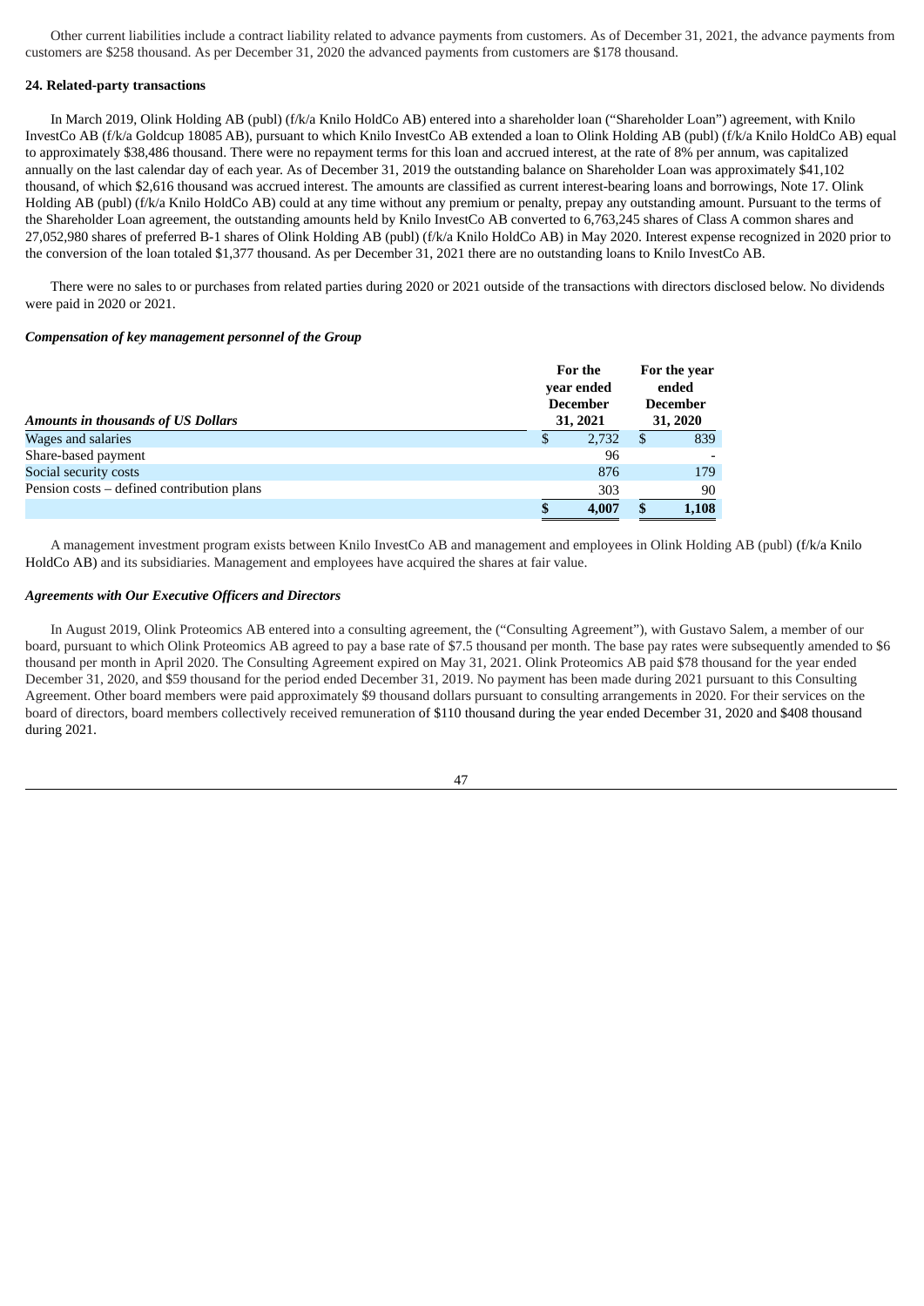Other current liabilities include a contract liability related to advance payments from customers. As of December 31, 2021, the advance payments from customers are $258 thousand. As per December 31, 2020 the advanced payments from customers are $178 thousand.

**24. Related-party transactions**

In March 2019, Olink Holding AB (publ) (f/k/a Knilo HoldCo AB) entered into a shareholder loan ("Shareholder Loan") agreement, with Knilo InvestCo AB (f/k/a Goldcup 18085 AB), pursuant to which Knilo InvestCo AB extended a loan to Olink Holding AB (publ) (f/k/a Knilo HoldCo AB) equal to approximately $38,486 thousand. There were no repayment terms for this loan and accrued interest, at the rate of 8% per annum, was capitalized annually on the last calendar day of each year. As of December 31, 2019 the outstanding balance on Shareholder Loan was approximately $41,102 thousand, of which $2,616 thousand was accrued interest. The amounts are classified as current interest-bearing loans and borrowings, Note 17. Olink Holding AB (publ) (f/k/a Knilo HoldCo AB) could at any time without any premium or penalty, prepay any outstanding amount. Pursuant to the terms of the Shareholder Loan agreement, the outstanding amounts held by Knilo InvestCo AB converted to 6,763,245 shares of Class A common shares and 27,052,980 shares of preferred B-1 shares of Olink Holding AB (publ) (f/k/a Knilo HoldCo AB) in May 2020. Interest expense recognized in 2020 prior to the conversion of the loan totaled $1,377 thousand. As per December 31, 2021 there are no outstanding loans to Knilo InvestCo AB.

There were no sales to or purchases from related parties during 2020 or 2021 outside of the transactions with directors disclosed below. No dividends were paid in 2020 or 2021.

***Compensation of key management personnel of the Group***

| *Amounts in thousands of US Dollars* | For the year ended December 31, 2021 | For the year ended December 31, 2020 |
|---|---|---|
| Wages and salaries | $ 2,732 | $ 839 |
| Share-based payment | 96 | - |
| Social security costs | 876 | 179 |
| Pension costs – defined contribution plans | 303 | 90 |
| | **$ 4,007** | **$ 1,108** |

A management investment program exists between Knilo InvestCo AB and management and employees in Olink Holding AB (publ) (f/k/a Knilo HoldCo AB) and its subsidiaries. Management and employees have acquired the shares at fair value.

***Agreements with Our Executive Officers and Directors***

In August 2019, Olink Proteomics AB entered into a consulting agreement, the ("Consulting Agreement"), with Gustavo Salem, a member of our board, pursuant to which Olink Proteomics AB agreed to pay a base rate of $7.5 thousand per month. The base pay rates were subsequently amended to $6 thousand per month in April 2020. The Consulting Agreement expired on May 31, 2021. Olink Proteomics AB paid $78 thousand for the year ended December 31, 2020, and $59 thousand for the period ended December 31, 2019. No payment has been made during 2021 pursuant to this Consulting Agreement. Other board members were paid approximately $9 thousand dollars pursuant to consulting arrangements in 2020. For their services on the board of directors, board members collectively received remuneration of $110 thousand during the year ended December 31, 2020 and $408 thousand during 2021.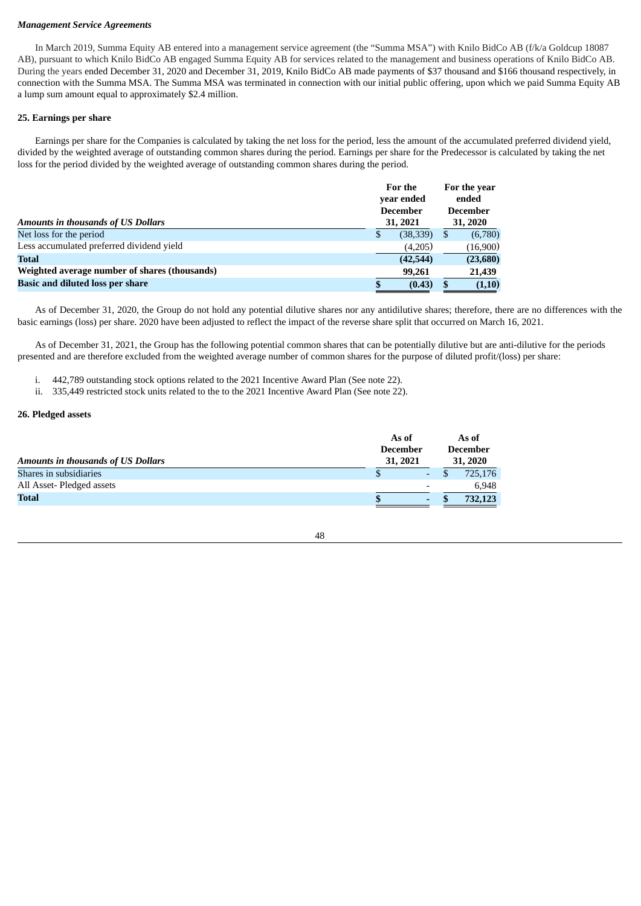*Management Service Agreements*

In March 2019, Summa Equity AB entered into a management service agreement (the "Summa MSA") with Knilo BidCo AB (f/k/a Goldcup 18087 AB), pursuant to which Knilo BidCo AB engaged Summa Equity AB for services related to the management and business operations of Knilo BidCo AB. During the years ended December 31, 2020 and December 31, 2019, Knilo BidCo AB made payments of $37 thousand and $166 thousand respectively, in connection with the Summa MSA. The Summa MSA was terminated in connection with our initial public offering, upon which we paid Summa Equity AB a lump sum amount equal to approximately $2.4 million.

**25. Earnings per share**

Earnings per share for the Companies is calculated by taking the net loss for the period, less the amount of the accumulated preferred dividend yield, divided by the weighted average of outstanding common shares during the period. Earnings per share for the Predecessor is calculated by taking the net loss for the period divided by the weighted average of outstanding common shares during the period.

| *Amounts in thousands of US Dollars* | For the year ended December 31, 2021 | For the year ended December 31, 2020 |
|---|---|---|
| Net loss for the period | $ (38,339) | $ (6,780) |
| Less accumulated preferred dividend yield | (4,205) | (16,900) |
| **Total** | **(42,544)** | **(23,680)** |
| **Weighted average number of shares (thousands)** | **99,261** | **21,439** |
| **Basic and diluted loss per share** | **$ (0.43)** | **$ (1,10)** |

As of December 31, 2020, the Group do not hold any potential dilutive shares nor any antidilutive shares; therefore, there are no differences with the basic earnings (loss) per share. 2020 have been adjusted to reflect the impact of the reverse share split that occurred on March 16, 2021.

As of December 31, 2021, the Group has the following potential common shares that can be potentially dilutive but are anti-dilutive for the periods presented and are therefore excluded from the weighted average number of common shares for the purpose of diluted profit/(loss) per share:

i. 442,789 outstanding stock options related to the 2021 Incentive Award Plan (See note 22).
ii. 335,449 restricted stock units related to the to the 2021 Incentive Award Plan (See note 22).

**26. Pledged assets**

| *Amounts in thousands of US Dollars* | As of December 31, 2021 | As of December 31, 2020 |
|---|---|---|
| Shares in subsidiaries | $ - | $ 725,176 |
| All Asset- Pledged assets | - | 6,948 |
| **Total** | **$ -** | **$ 732,123** |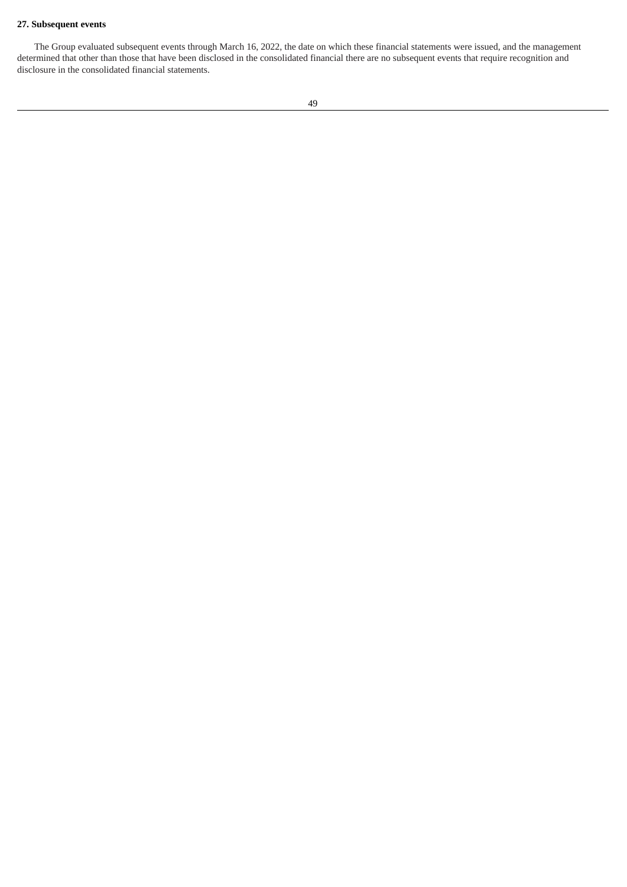**27. Subsequent events**

The Group evaluated subsequent events through March 16, 2022, the date on which these financial statements were issued, and the management determined that other than those that have been disclosed in the consolidated financial there are no subsequent events that require recognition and disclosure in the consolidated financial statements.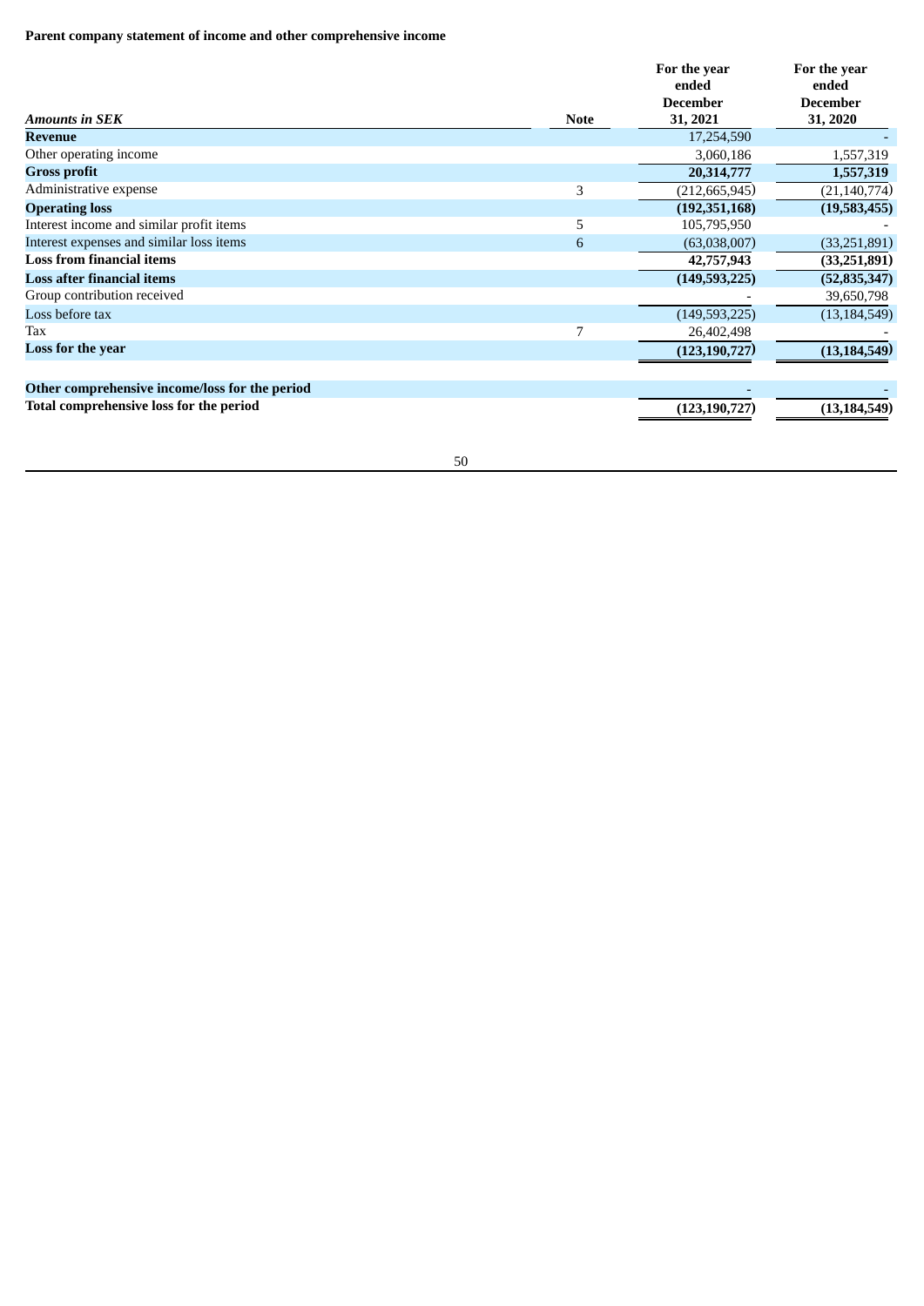**Parent company statement of income and other comprehensive income**

| *Amounts in SEK* | Note | For the year ended December 31, 2021 | For the year ended December 31, 2020 |
|---|---|---|---|
| **Revenue** | | 17,254,590 | - |
| Other operating income | | 3,060,186 | 1,557,319 |
| **Gross profit** | | **20,314,777** | **1,557,319** |
| Administrative expense | 3 | (212,665,945) | (21,140,774) |
| **Operating loss** | | **(192,351,168)** | **(19,583,455)** |
| Interest income and similar profit items | 5 | 105,795,950 | - |
| Interest expenses and similar loss items | 6 | (63,038,007) | (33,251,891) |
| **Loss from financial items** | | **42,757,943** | **(33,251,891)** |
| **Loss after financial items** | | **(149,593,225)** | **(52,835,347)** |
| Group contribution received | | - | 39,650,798 |
| Loss before tax | | (149,593,225) | (13,184,549) |
| Tax | 7 | 26,402,498 | - |
| **Loss for the year** | | **(123,190,727)** | **(13,184,549)** |
| | | | |
| **Other comprehensive income/loss for the period** | | - | - |
| **Total comprehensive loss for the period** | | **(123,190,727)** | **(13,184,549)** |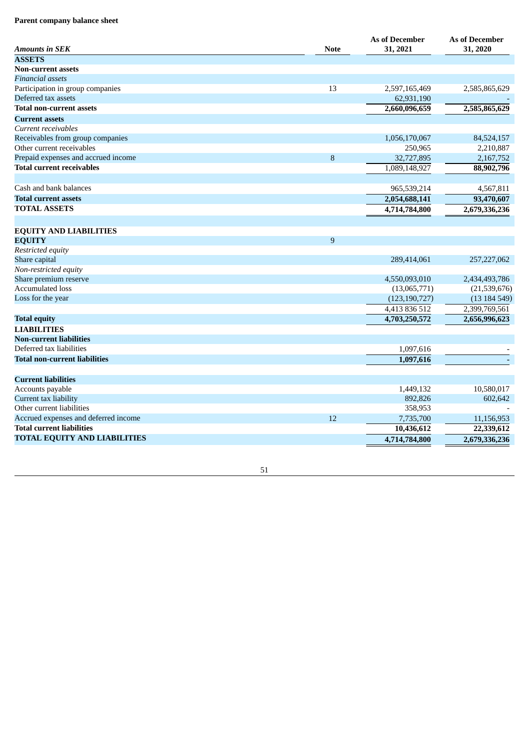**Parent company balance sheet**

| *Amounts in SEK* | Note | As of December 31, 2021 | As of December 31, 2020 |
|---|---|---|---|
| **ASSETS** | | | |
| **Non-current assets** | | | |
| *Financial assets* | | | |
| Participation in group companies | 13 | 2,597,165,469 | 2,585,865,629 |
| Deferred tax assets | | 62,931,190 | - |
| **Total non-current assets** | | **2,660,096,659** | **2,585,865,629** |
| **Current assets** | | | |
| *Current receivables* | | | |
| Receivables from group companies | | 1,056,170,067 | 84,524,157 |
| Other current receivables | | 250,965 | 2,210,887 |
| Prepaid expenses and accrued income | 8 | 32,727,895 | 2,167,752 |
| **Total current receivables** | | 1,089,148,927 | **88,902,796** |
| | | | |
| Cash and bank balances | | 965,539,214 | 4,567,811 |
| **Total current assets** | | **2,054,688,141** | **93,470,607** |
| **TOTAL ASSETS** | | **4,714,784,800** | **2,679,336,236** |
| | | | |
| **EQUITY AND LIABILITIES** | | | |
| **EQUITY** | 9 | | |
| *Restricted equity* | | | |
| Share capital | | 289,414,061 | 257,227,062 |
| *Non-restricted equity* | | | |
| Share premium reserve | | 4,550,093,010 | 2,434,493,786 |
| Accumulated loss | | (13,065,771) | (21,539,676) |
| Loss for the year | | (123,190,727) | (13 184 549) |
| | | 4,413 836 512 | 2,399,769,561 |
| **Total equity** | | **4,703,250,572** | **2,656,996,623** |
| **LIABILITIES** | | | |
| **Non-current liabilities** | | | |
| Deferred tax liabilities | | 1,097,616 | - |
| **Total non-current liabilities** | | **1,097,616** | **-** |
| | | | |
| **Current liabilities** | | | |
| Accounts payable | | 1,449,132 | 10,580,017 |
| Current tax liability | | 892,826 | 602,642 |
| Other current liabilities | | 358,953 | - |
| Accrued expenses and deferred income | 12 | 7,735,700 | 11,156,953 |
| **Total current liabilities** | | **10,436,612** | **22,339,612** |
| **TOTAL EQUITY AND LIABILITIES** | | **4,714,784,800** | **2,679,336,236** |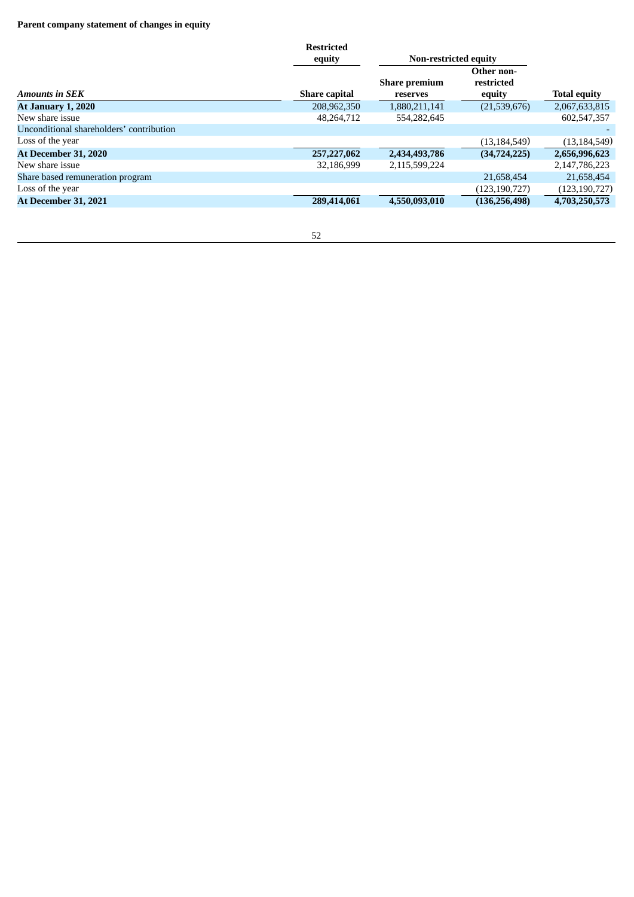**Parent company statement of changes in equity**

| *Amounts in SEK* | Restricted equity | Non-restricted equity | | |
|---|---|---|---|---|
| | **Share capital** | **Share premium reserves** | **Other non-restricted equity** | **Total equity** |
| **At January 1, 2020** | 208,962,350 | 1,880,211,141 | (21,539,676) | 2,067,633,815 |
| New share issue | 48,264,712 | 554,282,645 | | 602,547,357 |
| Unconditional shareholders' contribution | | | | - |
| Loss of the year | | | (13,184,549) | (13,184,549) |
| **At December 31, 2020** | **257,227,062** | **2,434,493,786** | **(34,724,225)** | **2,656,996,623** |
| New share issue | 32,186,999 | 2,115,599,224 | | 2,147,786,223 |
| Share based remuneration program | | | 21,658,454 | 21,658,454 |
| Loss of the year | | | (123,190,727) | (123,190,727) |
| **At December 31, 2021** | **289,414,061** | **4,550,093,010** | **(136,256,498)** | **4,703,250,573** |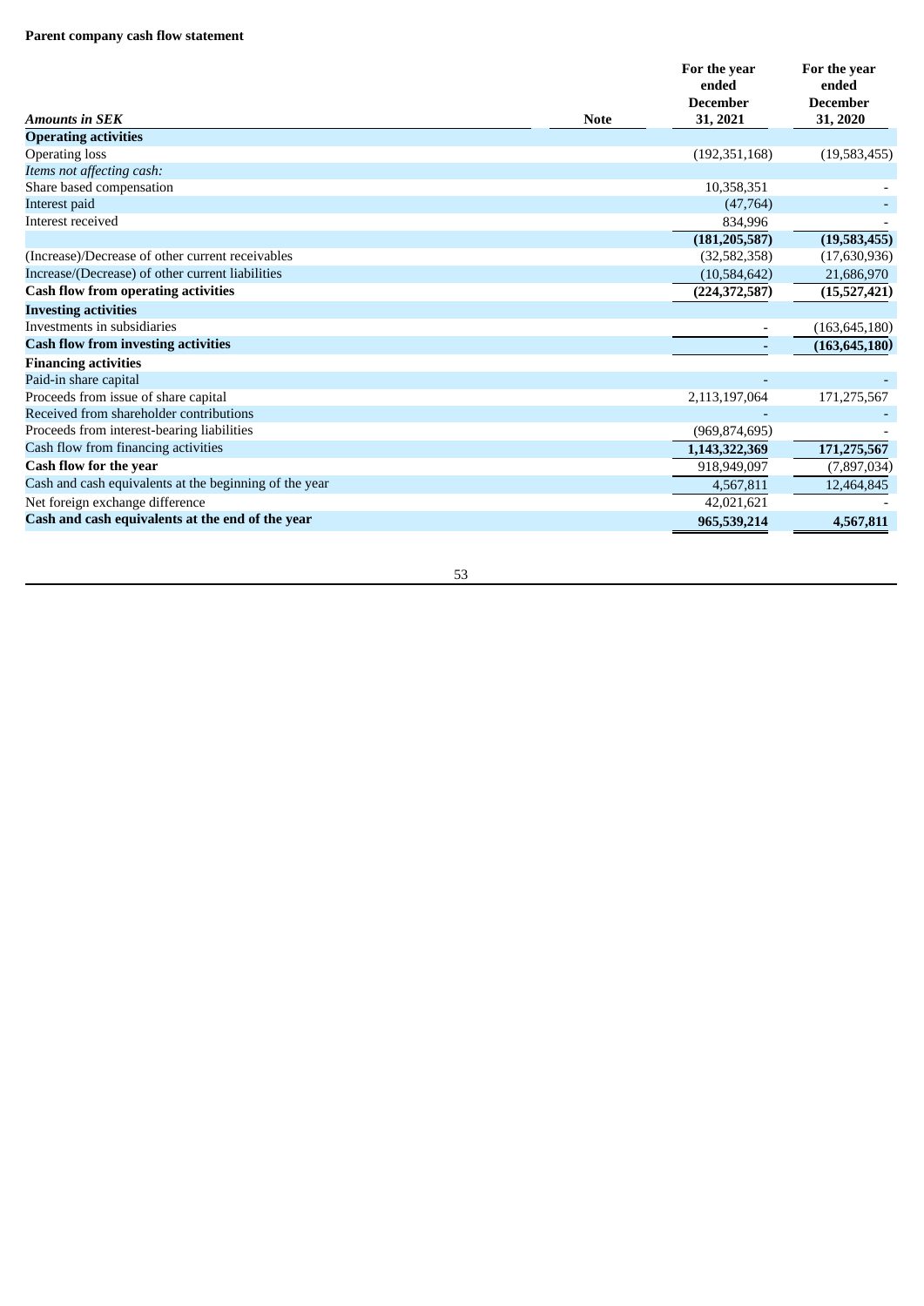**Parent company cash flow statement**

| *Amounts in SEK* | Note | For the year ended December 31, 2021 | For the year ended December 31, 2020 |
|---|---|---|---|
| **Operating activities** | | | |
| Operating loss | | (192,351,168) | (19,583,455) |
| *Items not affecting cash:* | | | |
| Share based compensation | | 10,358,351 | - |
| Interest paid | | (47,764) | - |
| Interest received | | 834,996 | - |
| | | **(181,205,587)** | **(19,583,455)** |
| (Increase)/Decrease of other current receivables | | (32,582,358) | (17,630,936) |
| Increase/(Decrease) of other current liabilities | | (10,584,642) | 21,686,970 |
| **Cash flow from operating activities** | | **(224,372,587)** | **(15,527,421)** |
| **Investing activities** | | | |
| Investments in subsidiaries | | - | (163,645,180) |
| **Cash flow from investing activities** | | **-** | **(163,645,180)** |
| **Financing activities** | | | |
| Paid-in share capital | | - | - |
| Proceeds from issue of share capital | | 2,113,197,064 | 171,275,567 |
| Received from shareholder contributions | | - | - |
| Proceeds from interest-bearing liabilities | | (969,874,695) | - |
| Cash flow from financing activities | | **1,143,322,369** | **171,275,567** |
| **Cash flow for the year** | | 918,949,097 | (7,897,034) |
| Cash and cash equivalents at the beginning of the year | | 4,567,811 | 12,464,845 |
| Net foreign exchange difference | | 42,021,621 | - |
| **Cash and cash equivalents at the end of the year** | | **965,539,214** | **4,567,811** |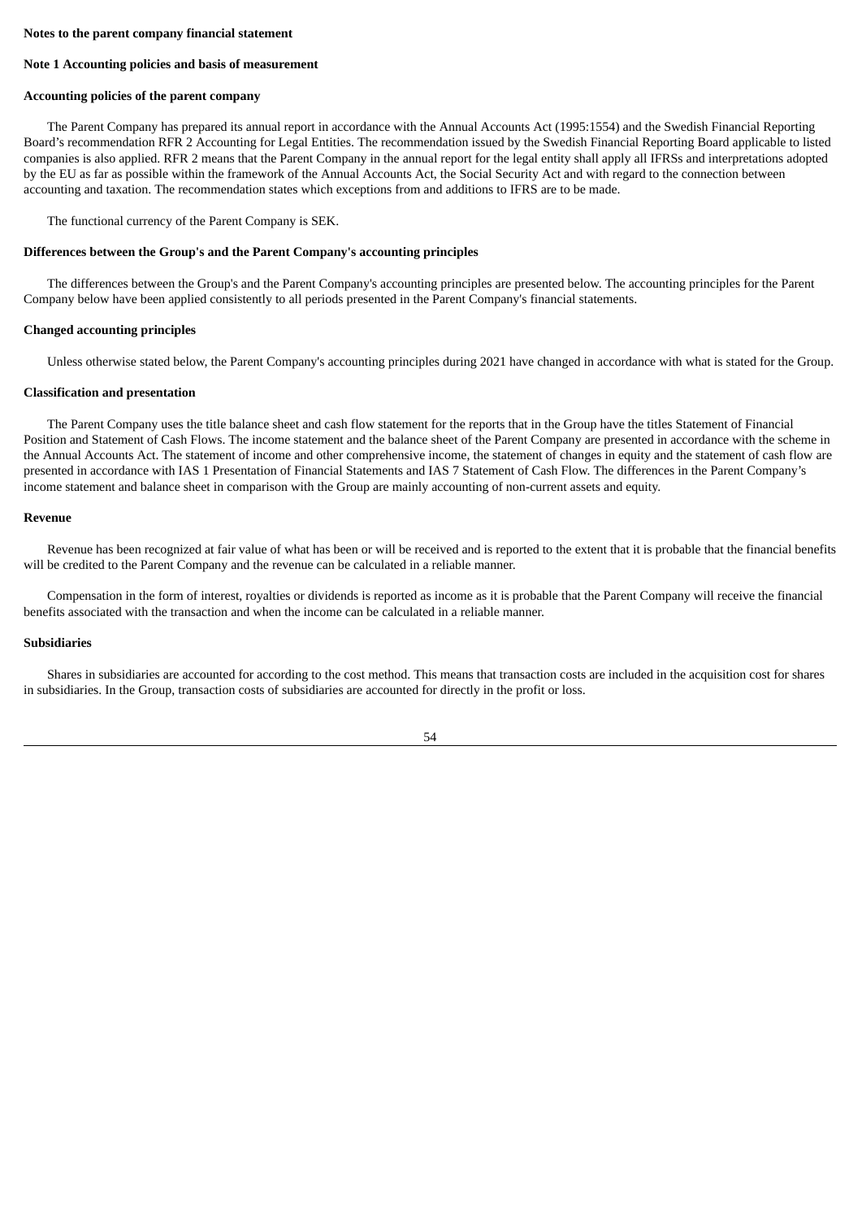**Notes to the parent company financial statement**

**Note 1 Accounting policies and basis of measurement**

**Accounting policies of the parent company**

The Parent Company has prepared its annual report in accordance with the Annual Accounts Act (1995:1554) and the Swedish Financial Reporting Board's recommendation RFR 2 Accounting for Legal Entities. The recommendation issued by the Swedish Financial Reporting Board applicable to listed companies is also applied. RFR 2 means that the Parent Company in the annual report for the legal entity shall apply all IFRSs and interpretations adopted by the EU as far as possible within the framework of the Annual Accounts Act, the Social Security Act and with regard to the connection between accounting and taxation. The recommendation states which exceptions from and additions to IFRS are to be made.

The functional currency of the Parent Company is SEK.

**Differences between the Group's and the Parent Company's accounting principles**

The differences between the Group's and the Parent Company's accounting principles are presented below. The accounting principles for the Parent Company below have been applied consistently to all periods presented in the Parent Company's financial statements.

**Changed accounting principles**

Unless otherwise stated below, the Parent Company's accounting principles during 2021 have changed in accordance with what is stated for the Group.

**Classification and presentation**

The Parent Company uses the title balance sheet and cash flow statement for the reports that in the Group have the titles Statement of Financial Position and Statement of Cash Flows. The income statement and the balance sheet of the Parent Company are presented in accordance with the scheme in the Annual Accounts Act. The statement of income and other comprehensive income, the statement of changes in equity and the statement of cash flow are presented in accordance with IAS 1 Presentation of Financial Statements and IAS 7 Statement of Cash Flow. The differences in the Parent Company's income statement and balance sheet in comparison with the Group are mainly accounting of non-current assets and equity.

**Revenue**

Revenue has been recognized at fair value of what has been or will be received and is reported to the extent that it is probable that the financial benefits will be credited to the Parent Company and the revenue can be calculated in a reliable manner.

Compensation in the form of interest, royalties or dividends is reported as income as it is probable that the Parent Company will receive the financial benefits associated with the transaction and when the income can be calculated in a reliable manner.

**Subsidiaries**

Shares in subsidiaries are accounted for according to the cost method. This means that transaction costs are included in the acquisition cost for shares in subsidiaries. In the Group, transaction costs of subsidiaries are accounted for directly in the profit or loss.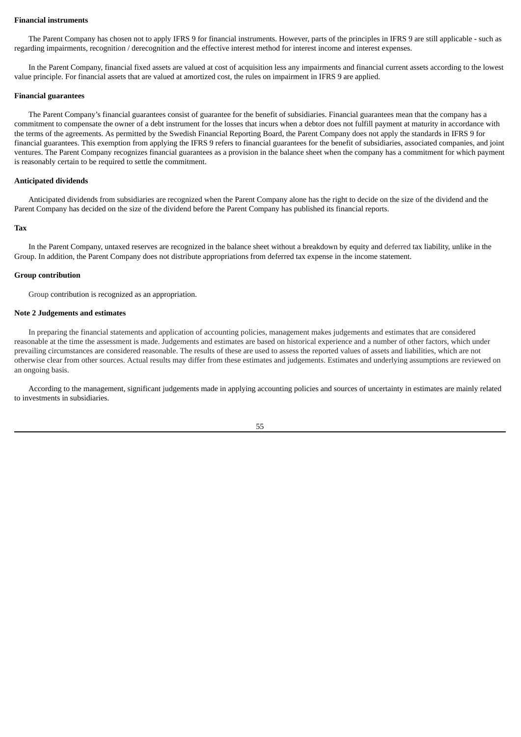**Financial instruments**

The Parent Company has chosen not to apply IFRS 9 for financial instruments. However, parts of the principles in IFRS 9 are still applicable - such as regarding impairments, recognition / derecognition and the effective interest method for interest income and interest expenses.

In the Parent Company, financial fixed assets are valued at cost of acquisition less any impairments and financial current assets according to the lowest value principle. For financial assets that are valued at amortized cost, the rules on impairment in IFRS 9 are applied.

**Financial guarantees**

The Parent Company's financial guarantees consist of guarantee for the benefit of subsidiaries. Financial guarantees mean that the company has a commitment to compensate the owner of a debt instrument for the losses that incurs when a debtor does not fulfill payment at maturity in accordance with the terms of the agreements. As permitted by the Swedish Financial Reporting Board, the Parent Company does not apply the standards in IFRS 9 for financial guarantees. This exemption from applying the IFRS 9 refers to financial guarantees for the benefit of subsidiaries, associated companies, and joint ventures. The Parent Company recognizes financial guarantees as a provision in the balance sheet when the company has a commitment for which payment is reasonably certain to be required to settle the commitment.

**Anticipated dividends**

Anticipated dividends from subsidiaries are recognized when the Parent Company alone has the right to decide on the size of the dividend and the Parent Company has decided on the size of the dividend before the Parent Company has published its financial reports.

**Tax**

In the Parent Company, untaxed reserves are recognized in the balance sheet without a breakdown by equity and deferred tax liability, unlike in the Group. In addition, the Parent Company does not distribute appropriations from deferred tax expense in the income statement.

**Group contribution**

Group contribution is recognized as an appropriation.

**Note 2 Judgements and estimates**

In preparing the financial statements and application of accounting policies, management makes judgements and estimates that are considered reasonable at the time the assessment is made. Judgements and estimates are based on historical experience and a number of other factors, which under prevailing circumstances are considered reasonable. The results of these are used to assess the reported values of assets and liabilities, which are not otherwise clear from other sources. Actual results may differ from these estimates and judgements. Estimates and underlying assumptions are reviewed on an ongoing basis.

According to the management, significant judgements made in applying accounting policies and sources of uncertainty in estimates are mainly related to investments in subsidiaries.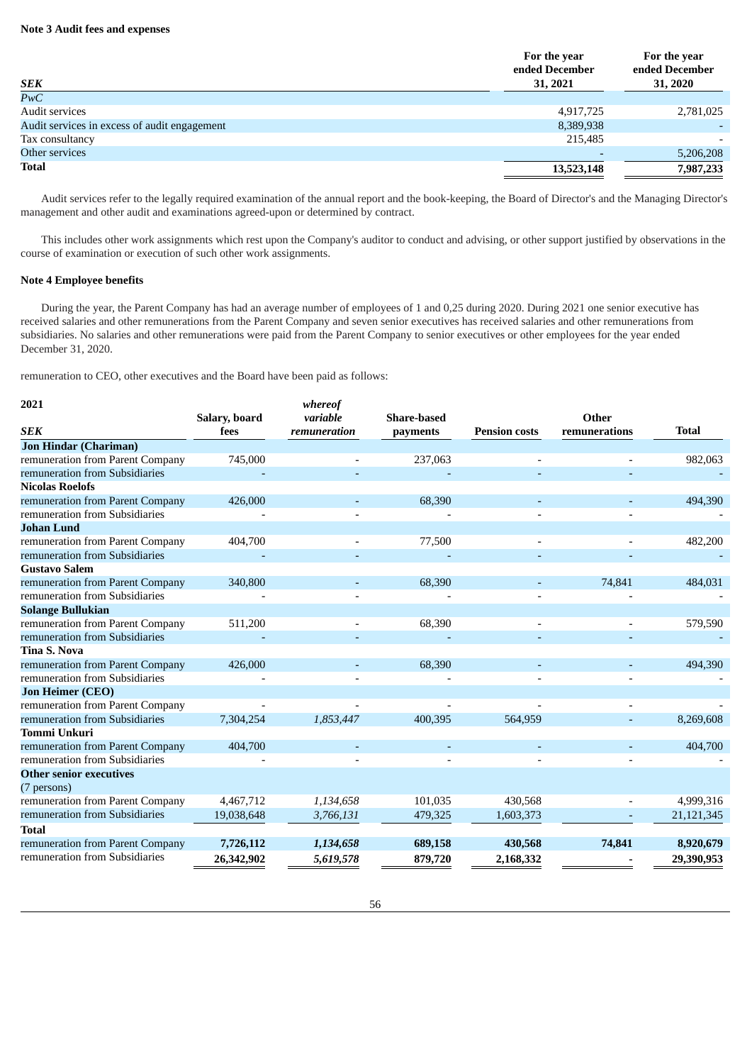**Note 3 Audit fees and expenses**

| *SEK* | For the year ended December 31, 2021 | For the year ended December 31, 2020 |
|---|---|---|
| *PwC* | | |
| Audit services | 4,917,725 | 2,781,025 |
| Audit services in excess of audit engagement | 8,389,938 | - |
| Tax consultancy | 215,485 | - |
| Other services | - | 5,206,208 |
| **Total** | **13,523,148** | **7,987,233** |

Audit services refer to the legally required examination of the annual report and the book-keeping, the Board of Director's and the Managing Director's management and other audit and examinations agreed-upon or determined by contract.

This includes other work assignments which rest upon the Company's auditor to conduct and advising, or other support justified by observations in the course of examination or execution of such other work assignments.

**Note 4 Employee benefits**

During the year, the Parent Company has had an average number of employees of 1 and 0,25 during 2020. During 2021 one senior executive has received salaries and other remunerations from the Parent Company and seven senior executives has received salaries and other remunerations from subsidiaries. No salaries and other remunerations were paid from the Parent Company to senior executives or other employees for the year ended December 31, 2020.

remuneration to CEO, other executives and the Board have been paid as follows:

| **2021** *SEK* | Salary, board fees | *whereof variable remuneration* | Share-based payments | Pension costs | Other remunerations | Total |
|---|---|---|---|---|---|---|
| **Jon Hindar (Chariman)** | | | | | | |
| remuneration from Parent Company | 745,000 | - | 237,063 | - | - | 982,063 |
| remuneration from Subsidiaries | - | - | - | - | - | - |
| **Nicolas Roelofs** | | | | | | |
| remuneration from Parent Company | 426,000 | - | 68,390 | - | - | 494,390 |
| remuneration from Subsidiaries | - | - | - | - | - | - |
| **Johan Lund** | | | | | | |
| remuneration from Parent Company | 404,700 | - | 77,500 | - | - | 482,200 |
| remuneration from Subsidiaries | - | - | - | - | - | - |
| **Gustavo Salem** | | | | | | |
| remuneration from Parent Company | 340,800 | - | 68,390 | - | 74,841 | 484,031 |
| remuneration from Subsidiaries | - | - | - | - | - | - |
| **Solange Bullukian** | | | | | | |
| remuneration from Parent Company | 511,200 | - | 68,390 | - | - | 579,590 |
| remuneration from Subsidiaries | - | - | - | - | - | - |
| **Tina S. Nova** | | | | | | |
| remuneration from Parent Company | 426,000 | - | 68,390 | - | - | 494,390 |
| remuneration from Subsidiaries | - | - | - | - | - | - |
| **Jon Heimer (CEO)** | | | | | | |
| remuneration from Parent Company | - | - | - | - | - | - |
| remuneration from Subsidiaries | 7,304,254 | *1,853,447* | 400,395 | 564,959 | - | 8,269,608 |
| **Tommi Unkuri** | | | | | | |
| remuneration from Parent Company | 404,700 | - | - | - | - | 404,700 |
| remuneration from Subsidiaries | - | - | - | - | - | - |
| **Other senior executives** (7 persons) | | | | | | |
| remuneration from Parent Company | 4,467,712 | *1,134,658* | 101,035 | 430,568 | - | 4,999,316 |
| remuneration from Subsidiaries | 19,038,648 | *3,766,131* | 479,325 | 1,603,373 | - | 21,121,345 |
| **Total** | | | | | | |
| remuneration from Parent Company | **7,726,112** | ***1,134,658*** | **689,158** | **430,568** | **74,841** | **8,920,679** |
| remuneration from Subsidiaries | **26,342,902** | ***5,619,578*** | **879,720** | **2,168,332** | **-** | **29,390,953** |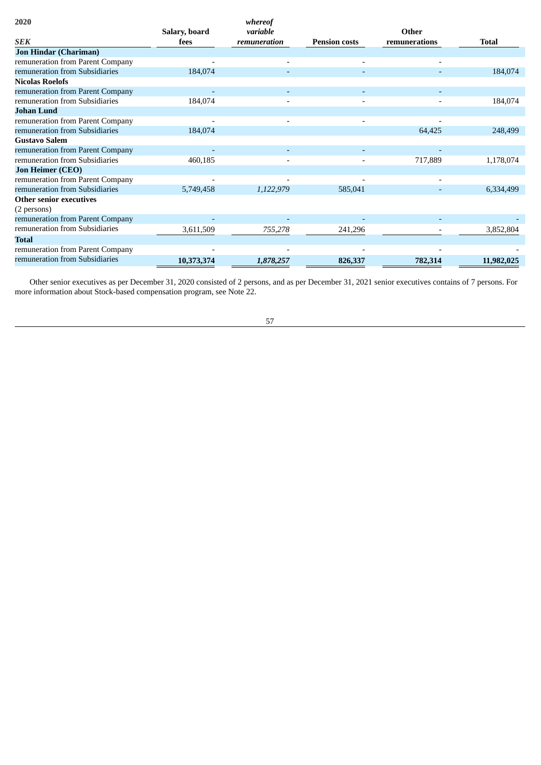| 2020 | | *whereof* | | | |
|---|---|---|---|---|---|
| ***SEK*** | **Salary, board fees** | ***variable remuneration*** | **Pension costs** | **Other remunerations** | **Total** |
| **Jon Hindar (Chariman)** | | | | | |
| remuneration from Parent Company | - | - | - | - | |
| remuneration from Subsidiaries | 184,074 | - | - | - | 184,074 |
| **Nicolas Roelofs** | | | | | |
| remuneration from Parent Company | - | - | - | - | |
| remuneration from Subsidiaries | 184,074 | - | - | - | 184,074 |
| **Johan Lund** | | | | | |
| remuneration from Parent Company | - | - | - | - | |
| remuneration from Subsidiaries | 184,074 | | | 64,425 | 248,499 |
| **Gustavo Salem** | | | | | |
| remuneration from Parent Company | - | - | - | - | |
| remuneration from Subsidiaries | 460,185 | - | - | 717,889 | 1,178,074 |
| **Jon Heimer (CEO)** | | | | | |
| remuneration from Parent Company | - | - | - | - | |
| remuneration from Subsidiaries | 5,749,458 | *1,122,979* | 585,041 | - | 6,334,499 |
| **Other senior executives** (2 persons) | | | | | |
| remuneration from Parent Company | - | - | - | - | - |
| remuneration from Subsidiaries | 3,611,509 | *755,278* | 241,296 | - | 3,852,804 |
| **Total** | | | | | |
| remuneration from Parent Company | - | - | - | - | - |
| remuneration from Subsidiaries | **10,373,374** | ***1,878,257*** | **826,337** | **782,314** | **11,982,025** |

Other senior executives as per December 31, 2020 consisted of 2 persons, and as per December 31, 2021 senior executives contains of 7 persons. For more information about Stock-based compensation program, see Note 22.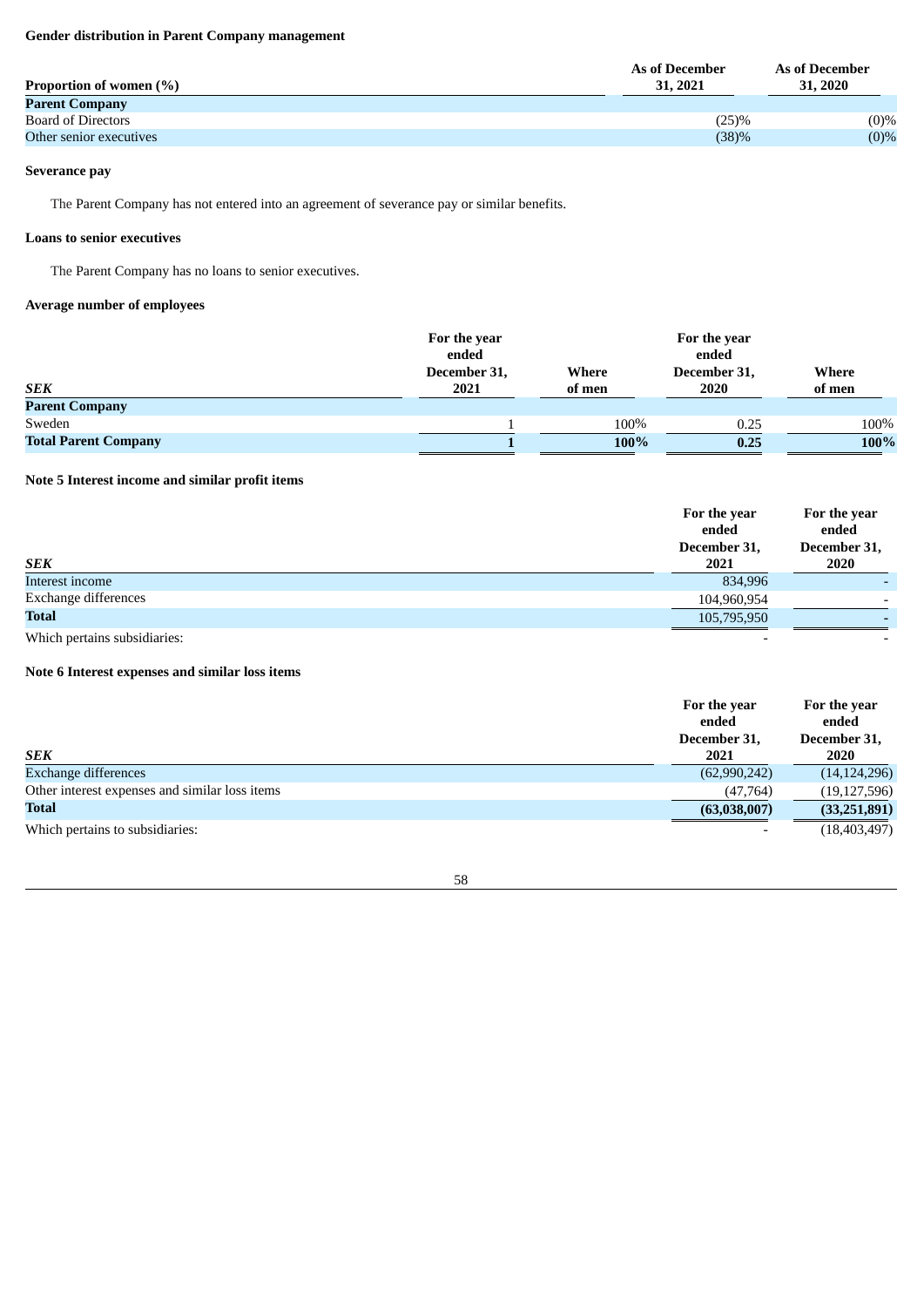**Gender distribution in Parent Company management**

| Proportion of women (%) | As of December 31, 2021 | As of December 31, 2020 |
|---|---|---|
| **Parent Company** | | |
| Board of Directors | (25)% | (0)% |
| Other senior executives | (38)% | (0)% |

**Severance pay**

The Parent Company has not entered into an agreement of severance pay or similar benefits.

**Loans to senior executives**

The Parent Company has no loans to senior executives.

**Average number of employees**

| *SEK* | For the year ended December 31, 2021 | Where of men | For the year ended December 31, 2020 | Where of men |
|---|---|---|---|---|
| **Parent Company** | | | | |
| Sweden | 1 | 100% | 0.25 | 100% |
| **Total Parent Company** | **1** | **100%** | **0.25** | **100%** |

**Note 5 Interest income and similar profit items**

| *SEK* | For the year ended December 31, 2021 | For the year ended December 31, 2020 |
|---|---|---|
| Interest income | 834,996 | - |
| Exchange differences | 104,960,954 | - |
| **Total** | 105,795,950 | - |
| Which pertains subsidiaries: | - | - |

**Note 6 Interest expenses and similar loss items**

| *SEK* | For the year ended December 31, 2021 | For the year ended December 31, 2020 |
|---|---|---|
| Exchange differences | (62,990,242) | (14,124,296) |
| Other interest expenses and similar loss items | (47,764) | (19,127,596) |
| **Total** | **(63,038,007)** | **(33,251,891)** |
| Which pertains to subsidiaries: | - | (18,403,497) |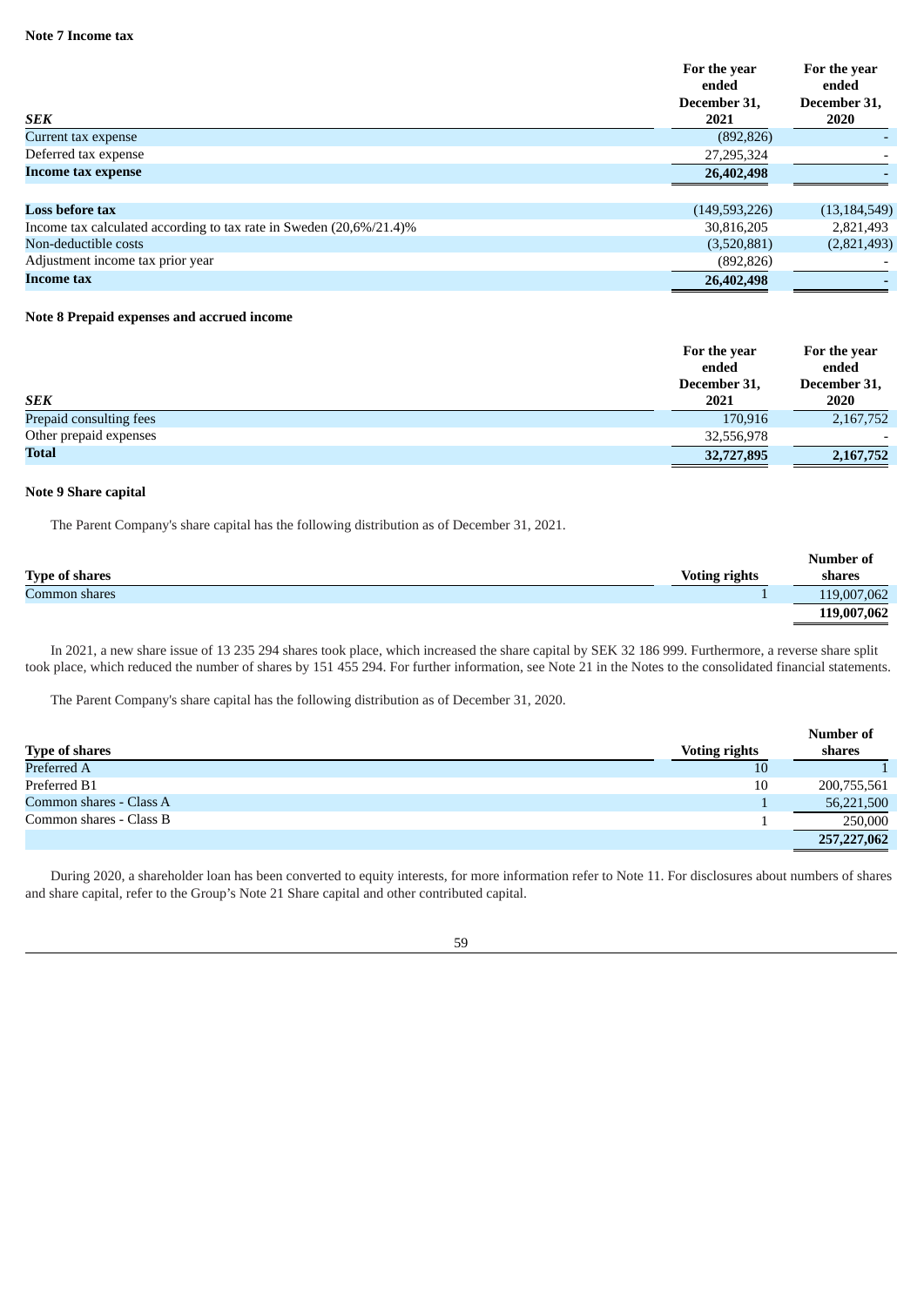**Note 7 Income tax**

| *SEK* | For the year ended December 31, 2021 | For the year ended December 31, 2020 |
|---|---|---|
| Current tax expense | (892,826) | - |
| Deferred tax expense | 27,295,324 | - |
| **Income tax expense** | **26,402,498** | **-** |
| | | |
| **Loss before tax** | (149,593,226) | (13,184,549) |
| Income tax calculated according to tax rate in Sweden (20,6%/21.4)% | 30,816,205 | 2,821,493 |
| Non-deductible costs | (3,520,881) | (2,821,493) |
| Adjustment income tax prior year | (892,826) | - |
| **Income tax** | **26,402,498** | **-** |

**Note 8 Prepaid expenses and accrued income**

| *SEK* | For the year ended December 31, 2021 | For the year ended December 31, 2020 |
|---|---|---|
| Prepaid consulting fees | 170,916 | 2,167,752 |
| Other prepaid expenses | 32,556,978 | - |
| **Total** | **32,727,895** | **2,167,752** |

**Note 9 Share capital**

The Parent Company's share capital has the following distribution as of December 31, 2021.

| Type of shares | Voting rights | Number of shares |
|---|---|---|
| Common shares | 1 | 119,007,062 |
| | | **119,007,062** |

In 2021, a new share issue of 13 235 294 shares took place, which increased the share capital by SEK 32 186 999. Furthermore, a reverse share split took place, which reduced the number of shares by 151 455 294. For further information, see Note 21 in the Notes to the consolidated financial statements.

The Parent Company's share capital has the following distribution as of December 31, 2020.

| Type of shares | Voting rights | Number of shares |
|---|---|---|
| Preferred A | 10 | 1 |
| Preferred B1 | 10 | 200,755,561 |
| Common shares - Class A | 1 | 56,221,500 |
| Common shares - Class B | 1 | 250,000 |
| | | **257,227,062** |

During 2020, a shareholder loan has been converted to equity interests, for more information refer to Note 11. For disclosures about numbers of shares and share capital, refer to the Group's Note 21 Share capital and other contributed capital.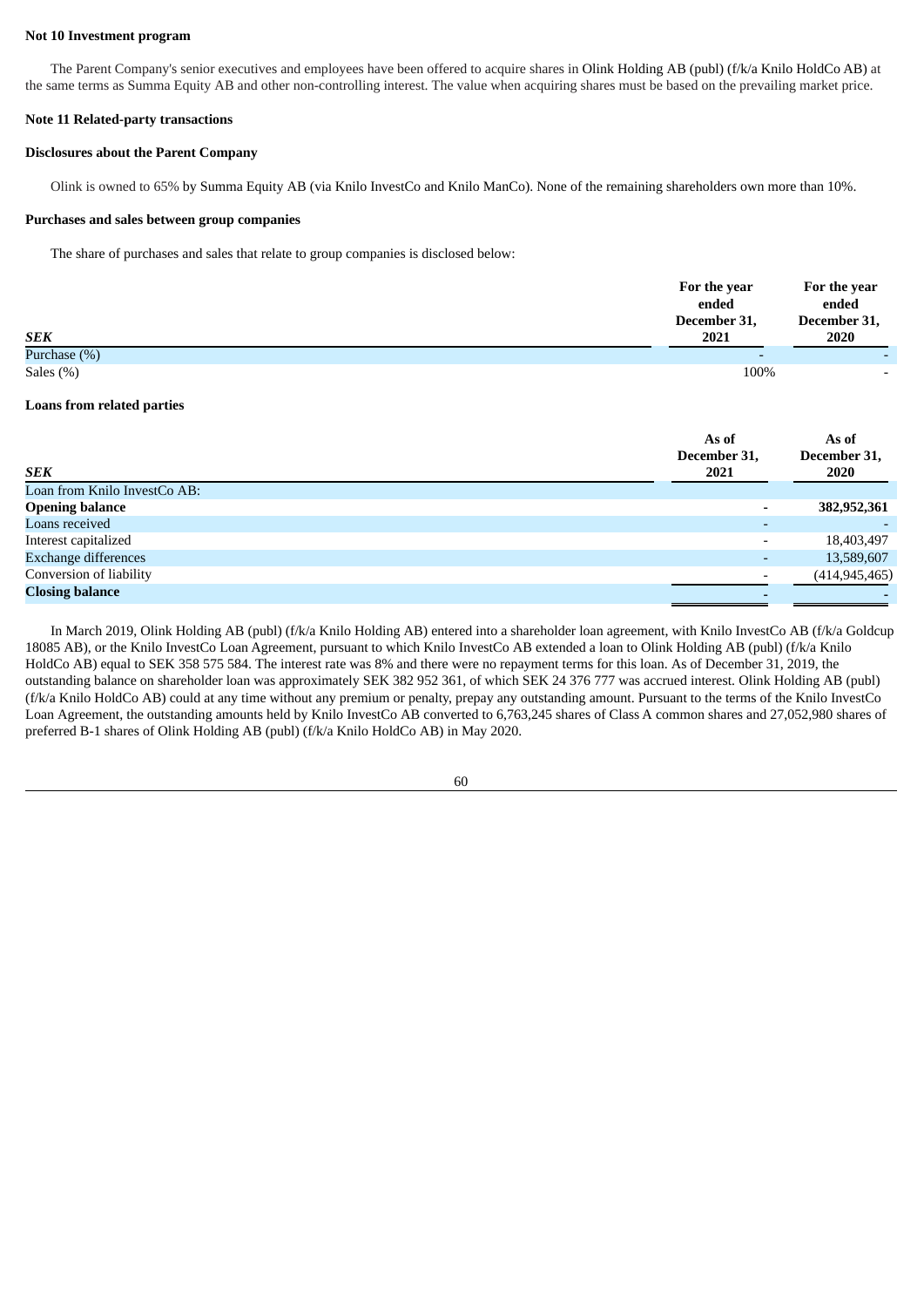**Not 10 Investment program**

The Parent Company's senior executives and employees have been offered to acquire shares in Olink Holding AB (publ) (f/k/a Knilo HoldCo AB) at the same terms as Summa Equity AB and other non-controlling interest. The value when acquiring shares must be based on the prevailing market price.

**Note 11 Related-party transactions**

**Disclosures about the Parent Company**

Olink is owned to 65% by Summa Equity AB (via Knilo InvestCo and Knilo ManCo). None of the remaining shareholders own more than 10%.

**Purchases and sales between group companies**

The share of purchases and sales that relate to group companies is disclosed below:

| *SEK* | For the year ended December 31, 2021 | For the year ended December 31, 2020 |
|---|---|---|
| Purchase (%) | - | - |
| Sales (%) | 100% | - |

**Loans from related parties**

| *SEK* | As of December 31, 2021 | As of December 31, 2020 |
|---|---|---|
| Loan from Knilo InvestCo AB: | | |
| **Opening balance** | **-** | **382,952,361** |
| Loans received | - | - |
| Interest capitalized | - | 18,403,497 |
| Exchange differences | - | 13,589,607 |
| Conversion of liability | - | (414,945,465) |
| **Closing balance** | **-** | **-** |

In March 2019, Olink Holding AB (publ) (f/k/a Knilo Holding AB) entered into a shareholder loan agreement, with Knilo InvestCo AB (f/k/a Goldcup 18085 AB), or the Knilo InvestCo Loan Agreement, pursuant to which Knilo InvestCo AB extended a loan to Olink Holding AB (publ) (f/k/a Knilo HoldCo AB) equal to SEK 358 575 584. The interest rate was 8% and there were no repayment terms for this loan. As of December 31, 2019, the outstanding balance on shareholder loan was approximately SEK 382 952 361, of which SEK 24 376 777 was accrued interest. Olink Holding AB (publ) (f/k/a Knilo HoldCo AB) could at any time without any premium or penalty, prepay any outstanding amount. Pursuant to the terms of the Knilo InvestCo Loan Agreement, the outstanding amounts held by Knilo InvestCo AB converted to 6,763,245 shares of Class A common shares and 27,052,980 shares of preferred B-1 shares of Olink Holding AB (publ) (f/k/a Knilo HoldCo AB) in May 2020.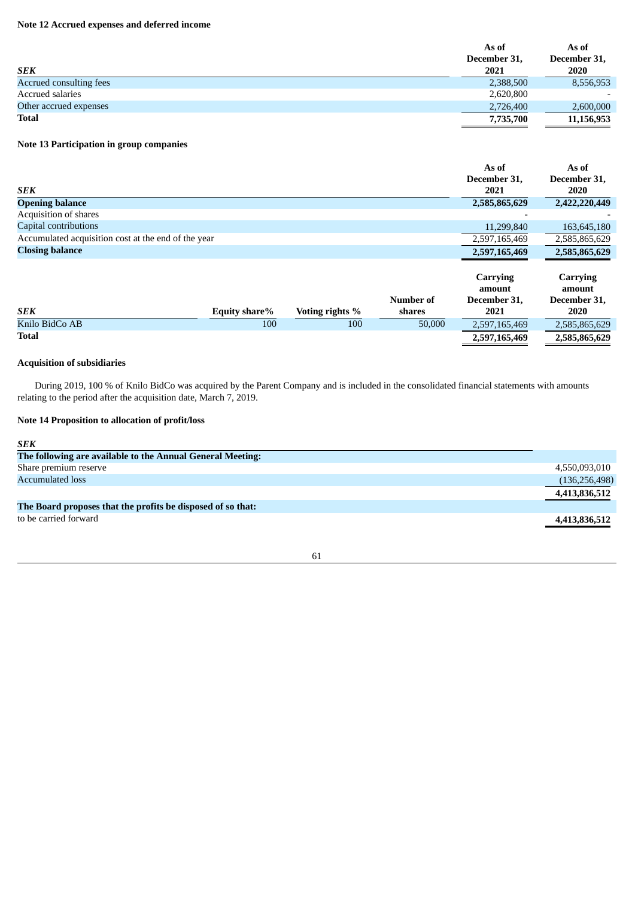## Note 12 Accrued expenses and deferred income

| *SEK* | As of December 31, 2021 | As of December 31, 2020 |
|---|---|---|
| Accrued consulting fees | 2,388,500 | 8,556,953 |
| Accrued salaries | 2,620,800 | - |
| Other accrued expenses | 2,726,400 | 2,600,000 |
| **Total** | **7,735,700** | **11,156,953** |

## Note 13 Participation in group companies

| *SEK* | As of December 31, 2021 | As of December 31, 2020 |
|---|---|---|
| **Opening balance** | **2,585,865,629** | **2,422,220,449** |
| Acquisition of shares | - | - |
| Capital contributions | 11,299,840 | 163,645,180 |
| Accumulated acquisition cost at the end of the year | 2,597,165,469 | 2,585,865,629 |
| **Closing balance** | **2,597,165,469** | **2,585,865,629** |

| *SEK* | Equity share% | Voting rights % | Number of shares | Carrying amount December 31, 2021 | Carrying amount December 31, 2020 |
|---|---|---|---|---|---|
| Knilo BidCo AB | 100 | 100 | 50,000 | 2,597,165,469 | 2,585,865,629 |
| **Total** | | | | **2,597,165,469** | **2,585,865,629** |

### Acquisition of subsidiaries

During 2019, 100 % of Knilo BidCo was acquired by the Parent Company and is included in the consolidated financial statements with amounts relating to the period after the acquisition date, March 7, 2019.

## Note 14 Proposition to allocation of profit/loss

| *SEK* | |
|---|---|
| **The following are available to the Annual General Meeting:** | |
| Share premium reserve | 4,550,093,010 |
| Accumulated loss | (136,256,498) |
| | **4,413,836,512** |
| **The Board proposes that the profits be disposed of so that:** | |
| to be carried forward | **4,413,836,512** |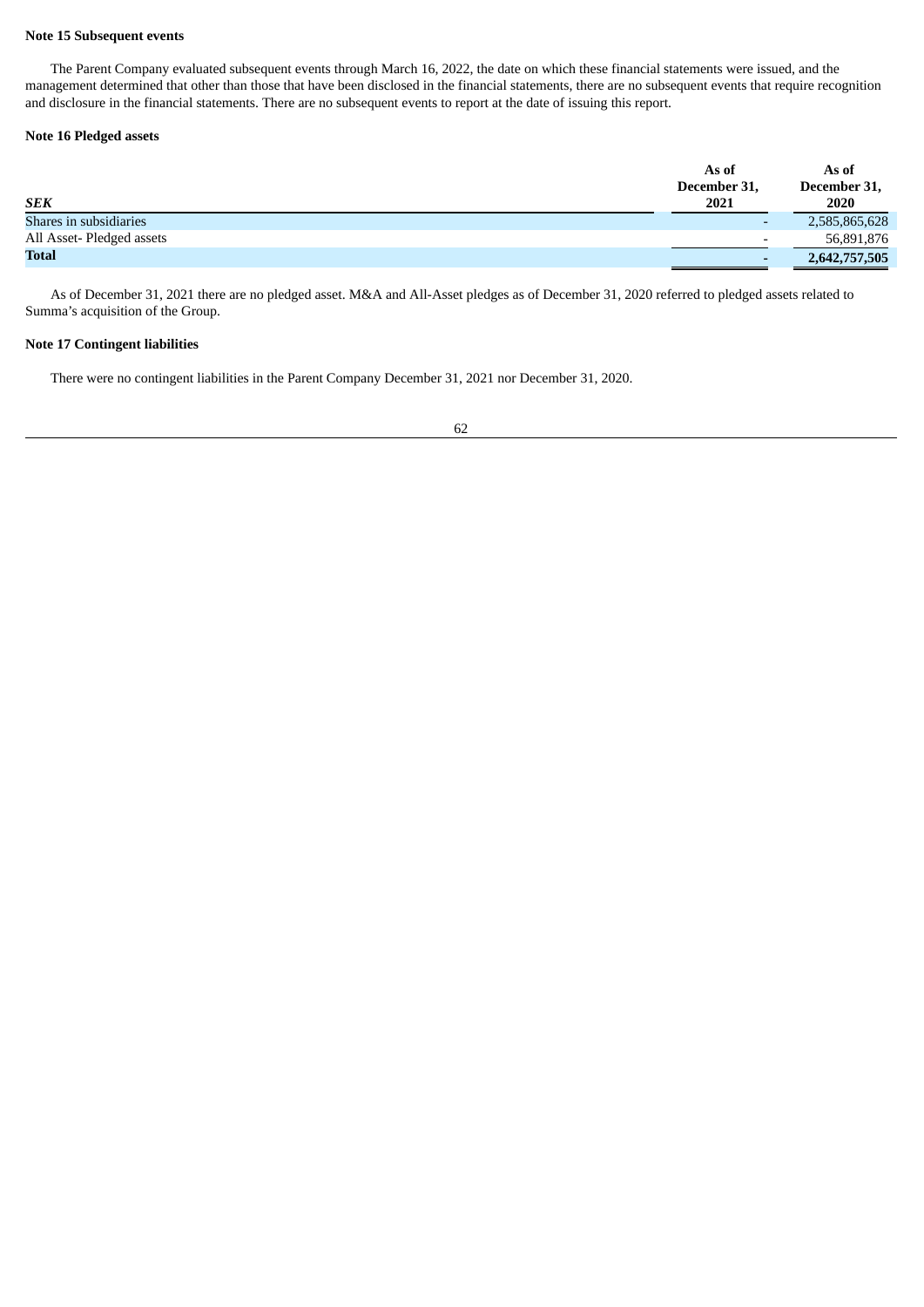**Note 15 Subsequent events**

The Parent Company evaluated subsequent events through March 16, 2022, the date on which these financial statements were issued, and the management determined that other than those that have been disclosed in the financial statements, there are no subsequent events that require recognition and disclosure in the financial statements. There are no subsequent events to report at the date of issuing this report.

**Note 16 Pledged assets**

| *SEK* | As of December 31, 2021 | As of December 31, 2020 |
|---|---|---|
| Shares in subsidiaries | - | 2,585,865,628 |
| All Asset- Pledged assets | - | 56,891,876 |
| **Total** | **-** | **2,642,757,505** |

As of December 31, 2021 there are no pledged asset. M&A and All-Asset pledges as of December 31, 2020 referred to pledged assets related to Summa's acquisition of the Group.

**Note 17 Contingent liabilities**

There were no contingent liabilities in the Parent Company December 31, 2021 nor December 31, 2020.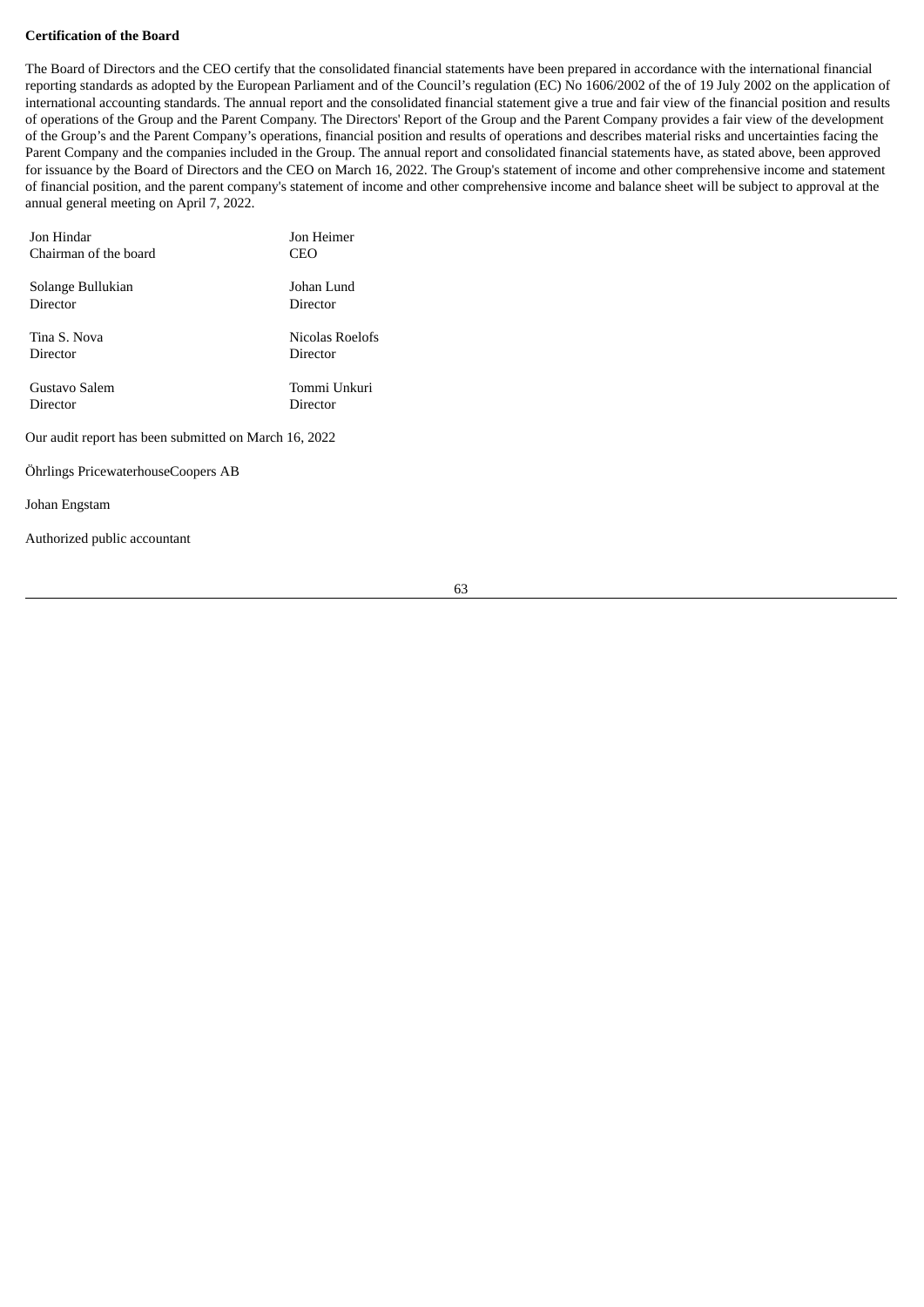**Certification of the Board**

The Board of Directors and the CEO certify that the consolidated financial statements have been prepared in accordance with the international financial reporting standards as adopted by the European Parliament and of the Council's regulation (EC) No 1606/2002 of the of 19 July 2002 on the application of international accounting standards. The annual report and the consolidated financial statement give a true and fair view of the financial position and results of operations of the Group and the Parent Company. The Directors' Report of the Group and the Parent Company provides a fair view of the development of the Group's and the Parent Company's operations, financial position and results of operations and describes material risks and uncertainties facing the Parent Company and the companies included in the Group. The annual report and consolidated financial statements have, as stated above, been approved for issuance by the Board of Directors and the CEO on March 16, 2022. The Group's statement of income and other comprehensive income and statement of financial position, and the parent company's statement of income and other comprehensive income and balance sheet will be subject to approval at the annual general meeting on April 7, 2022.

| | |
|---|---|
| Jon Hindar<br>Chairman of the board | Jon Heimer<br>CEO |
| Solange Bullukian<br>Director | Johan Lund<br>Director |
| Tina S. Nova<br>Director | Nicolas Roelofs<br>Director |
| Gustavo Salem<br>Director | Tommi Unkuri<br>Director |

Our audit report has been submitted on March 16, 2022

Öhrlings PricewaterhouseCoopers AB

Johan Engstam

Authorized public accountant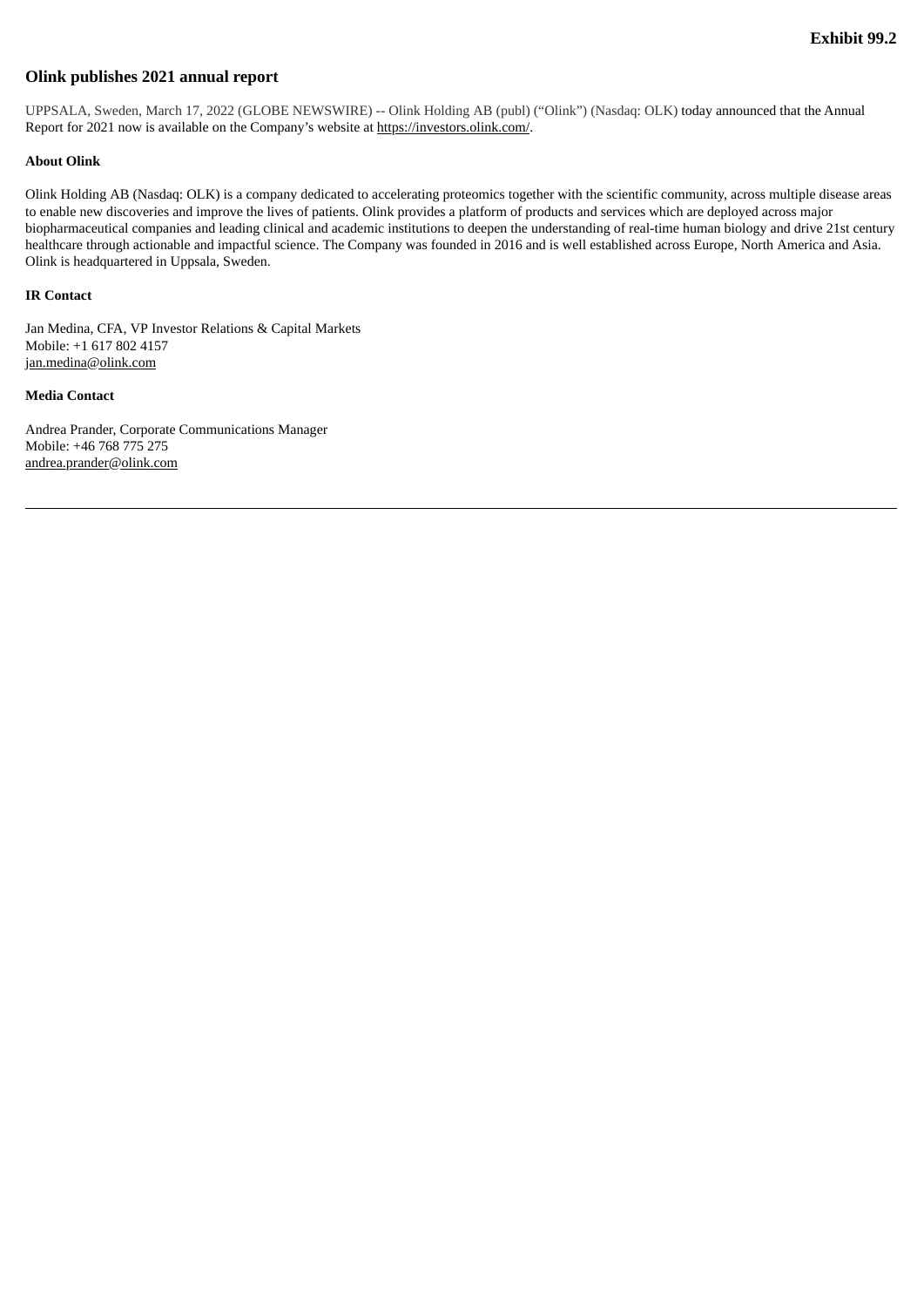**Exhibit 99.2**

## Olink publishes 2021 annual report

UPPSALA, Sweden, March 17, 2022 (GLOBE NEWSWIRE) -- Olink Holding AB (publ) ("Olink") (Nasdaq: OLK) today announced that the Annual Report for 2021 now is available on the Company's website at https://investors.olink.com/.

**About Olink**

Olink Holding AB (Nasdaq: OLK) is a company dedicated to accelerating proteomics together with the scientific community, across multiple disease areas to enable new discoveries and improve the lives of patients. Olink provides a platform of products and services which are deployed across major biopharmaceutical companies and leading clinical and academic institutions to deepen the understanding of real-time human biology and drive 21st century healthcare through actionable and impactful science. The Company was founded in 2016 and is well established across Europe, North America and Asia. Olink is headquartered in Uppsala, Sweden.

**IR Contact**

Jan Medina, CFA, VP Investor Relations & Capital Markets
Mobile: +1 617 802 4157
jan.medina@olink.com

**Media Contact**

Andrea Prander, Corporate Communications Manager
Mobile: +46 768 775 275
andrea.prander@olink.com